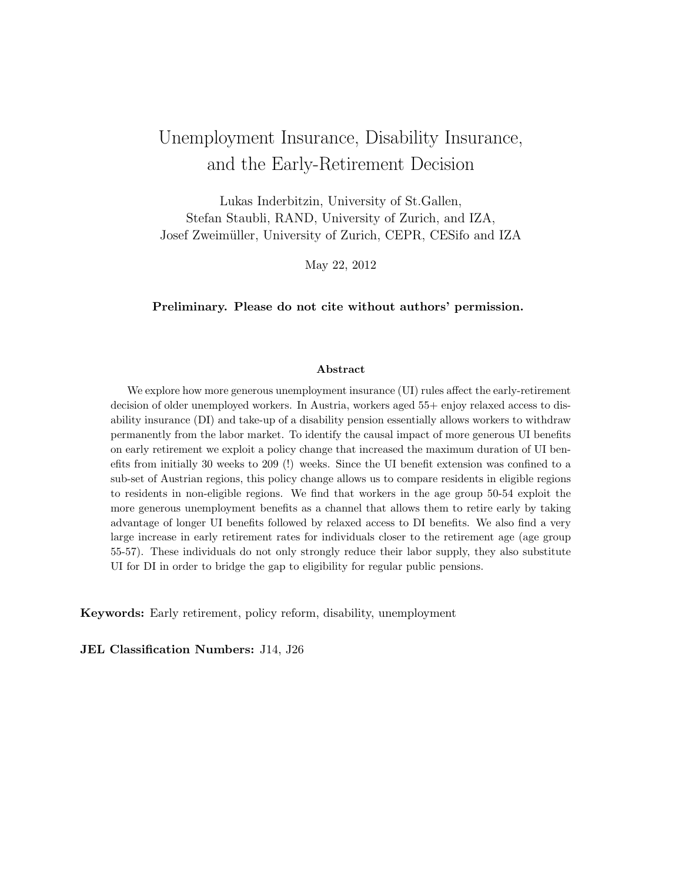# Unemployment Insurance, Disability Insurance, and the Early-Retirement Decision

Lukas Inderbitzin, University of St.Gallen,
Stefan Staubli, RAND, University of Zurich, and IZA,
Josef Zweimüller, University of Zurich, CEPR, CESifo and IZA

May 22, 2012

**Preliminary. Please do not cite without authors' permission.**

### Abstract

We explore how more generous unemployment insurance (UI) rules affect the early-retirement decision of older unemployed workers. In Austria, workers aged 55+ enjoy relaxed access to disability insurance (DI) and take-up of a disability pension essentially allows workers to withdraw permanently from the labor market. To identify the causal impact of more generous UI benefits on early retirement we exploit a policy change that increased the maximum duration of UI benefits from initially 30 weeks to 209 (!) weeks. Since the UI benefit extension was confined to a sub-set of Austrian regions, this policy change allows us to compare residents in eligible regions to residents in non-eligible regions. We find that workers in the age group 50-54 exploit the more generous unemployment benefits as a channel that allows them to retire early by taking advantage of longer UI benefits followed by relaxed access to DI benefits. We also find a very large increase in early retirement rates for individuals closer to the retirement age (age group 55-57). These individuals do not only strongly reduce their labor supply, they also substitute UI for DI in order to bridge the gap to eligibility for regular public pensions.

**Keywords:** Early retirement, policy reform, disability, unemployment

**JEL Classification Numbers:** J14, J26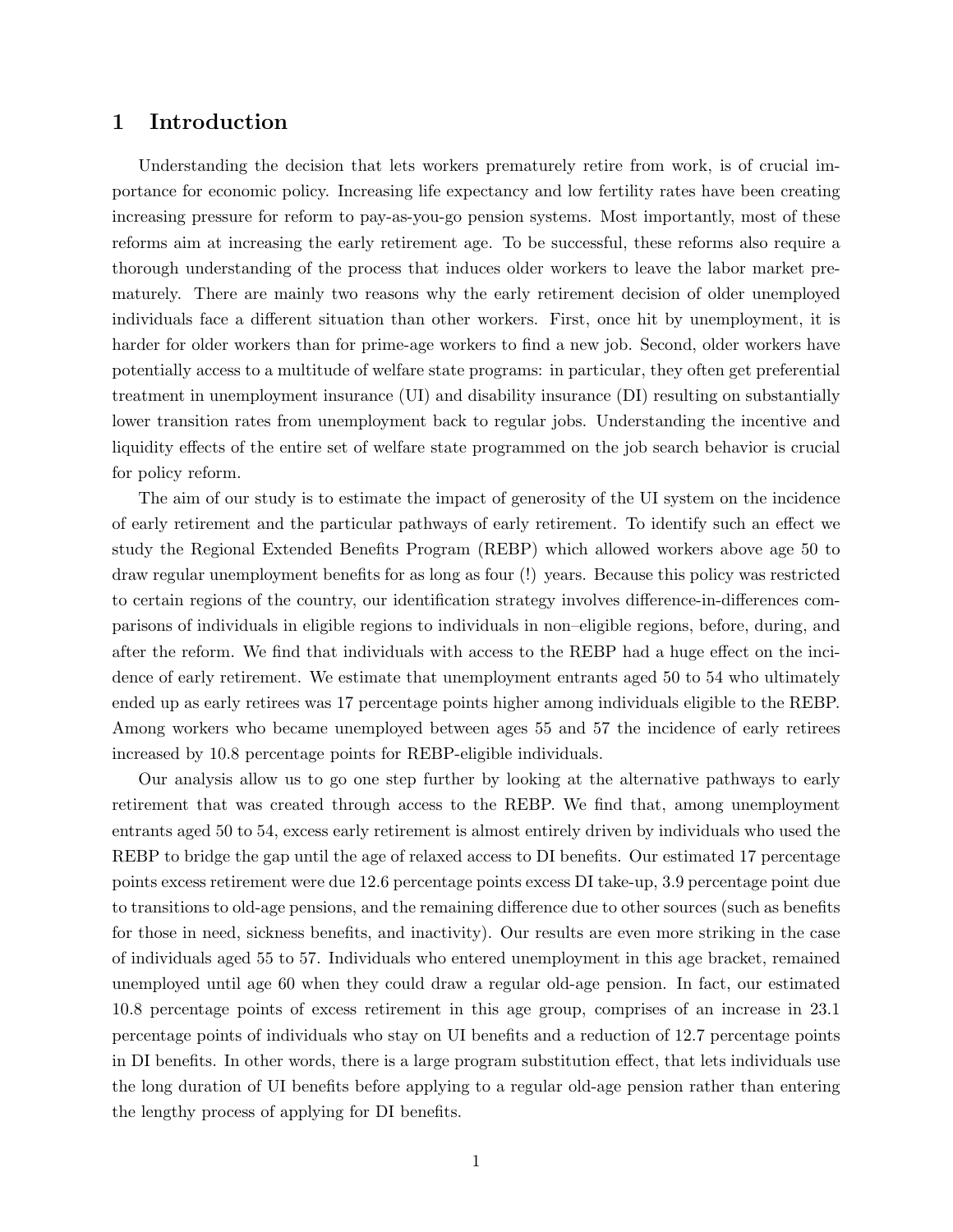# 1 Introduction

Understanding the decision that lets workers prematurely retire from work, is of crucial importance for economic policy. Increasing life expectancy and low fertility rates have been creating increasing pressure for reform to pay-as-you-go pension systems. Most importantly, most of these reforms aim at increasing the early retirement age. To be successful, these reforms also require a thorough understanding of the process that induces older workers to leave the labor market prematurely. There are mainly two reasons why the early retirement decision of older unemployed individuals face a different situation than other workers. First, once hit by unemployment, it is harder for older workers than for prime-age workers to find a new job. Second, older workers have potentially access to a multitude of welfare state programs: in particular, they often get preferential treatment in unemployment insurance (UI) and disability insurance (DI) resulting on substantially lower transition rates from unemployment back to regular jobs. Understanding the incentive and liquidity effects of the entire set of welfare state programmed on the job search behavior is crucial for policy reform.

The aim of our study is to estimate the impact of generosity of the UI system on the incidence of early retirement and the particular pathways of early retirement. To identify such an effect we study the Regional Extended Benefits Program (REBP) which allowed workers above age 50 to draw regular unemployment benefits for as long as four (!) years. Because this policy was restricted to certain regions of the country, our identification strategy involves difference-in-differences comparisons of individuals in eligible regions to individuals in non–eligible regions, before, during, and after the reform. We find that individuals with access to the REBP had a huge effect on the incidence of early retirement. We estimate that unemployment entrants aged 50 to 54 who ultimately ended up as early retirees was 17 percentage points higher among individuals eligible to the REBP. Among workers who became unemployed between ages 55 and 57 the incidence of early retirees increased by 10.8 percentage points for REBP-eligible individuals.

Our analysis allow us to go one step further by looking at the alternative pathways to early retirement that was created through access to the REBP. We find that, among unemployment entrants aged 50 to 54, excess early retirement is almost entirely driven by individuals who used the REBP to bridge the gap until the age of relaxed access to DI benefits. Our estimated 17 percentage points excess retirement were due 12.6 percentage points excess DI take-up, 3.9 percentage point due to transitions to old-age pensions, and the remaining difference due to other sources (such as benefits for those in need, sickness benefits, and inactivity). Our results are even more striking in the case of individuals aged 55 to 57. Individuals who entered unemployment in this age bracket, remained unemployed until age 60 when they could draw a regular old-age pension. In fact, our estimated 10.8 percentage points of excess retirement in this age group, comprises of an increase in 23.1 percentage points of individuals who stay on UI benefits and a reduction of 12.7 percentage points in DI benefits. In other words, there is a large program substitution effect, that lets individuals use the long duration of UI benefits before applying to a regular old-age pension rather than entering the lengthy process of applying for DI benefits.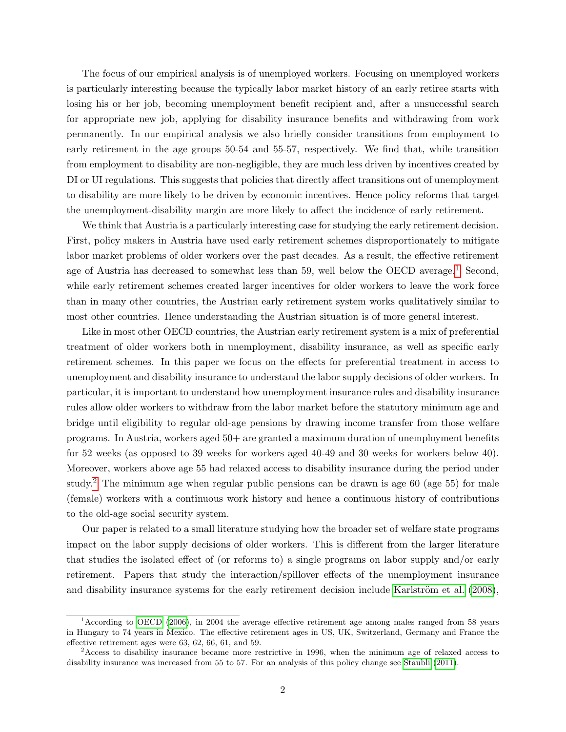The focus of our empirical analysis is of unemployed workers. Focusing on unemployed workers is particularly interesting because the typically labor market history of an early retiree starts with losing his or her job, becoming unemployment benefit recipient and, after a unsuccessful search for appropriate new job, applying for disability insurance benefits and withdrawing from work permanently. In our empirical analysis we also briefly consider transitions from employment to early retirement in the age groups 50-54 and 55-57, respectively. We find that, while transition from employment to disability are non-negligible, they are much less driven by incentives created by DI or UI regulations. This suggests that policies that directly affect transitions out of unemployment to disability are more likely to be driven by economic incentives. Hence policy reforms that target the unemployment-disability margin are more likely to affect the incidence of early retirement.

We think that Austria is a particularly interesting case for studying the early retirement decision. First, policy makers in Austria have used early retirement schemes disproportionately to mitigate labor market problems of older workers over the past decades. As a result, the effective retirement age of Austria has decreased to somewhat less than 59, well below the OECD average.[1] Second, while early retirement schemes created larger incentives for older workers to leave the work force than in many other countries, the Austrian early retirement system works qualitatively similar to most other countries. Hence understanding the Austrian situation is of more general interest.

Like in most other OECD countries, the Austrian early retirement system is a mix of preferential treatment of older workers both in unemployment, disability insurance, as well as specific early retirement schemes. In this paper we focus on the effects for preferential treatment in access to unemployment and disability insurance to understand the labor supply decisions of older workers. In particular, it is important to understand how unemployment insurance rules and disability insurance rules allow older workers to withdraw from the labor market before the statutory minimum age and bridge until eligibility to regular old-age pensions by drawing income transfer from those welfare programs. In Austria, workers aged 50+ are granted a maximum duration of unemployment benefits for 52 weeks (as opposed to 39 weeks for workers aged 40-49 and 30 weeks for workers below 40). Moreover, workers above age 55 had relaxed access to disability insurance during the period under study.[2] The minimum age when regular public pensions can be drawn is age 60 (age 55) for male (female) workers with a continuous work history and hence a continuous history of contributions to the old-age social security system.

Our paper is related to a small literature studying how the broader set of welfare state programs impact on the labor supply decisions of older workers. This is different from the larger literature that studies the isolated effect of (or reforms to) a single programs on labor supply and/or early retirement. Papers that study the interaction/spillover effects of the unemployment insurance and disability insurance systems for the early retirement decision include Karlström et al. (2008),

[1] According to OECD (2006), in 2004 the average effective retirement age among males ranged from 58 years in Hungary to 74 years in Mexico. The effective retirement ages in US, UK, Switzerland, Germany and France the effective retirement ages were 63, 62, 66, 61, and 59.

[2] Access to disability insurance became more restrictive in 1996, when the minimum age of relaxed access to disability insurance was increased from 55 to 57. For an analysis of this policy change see Staubli (2011).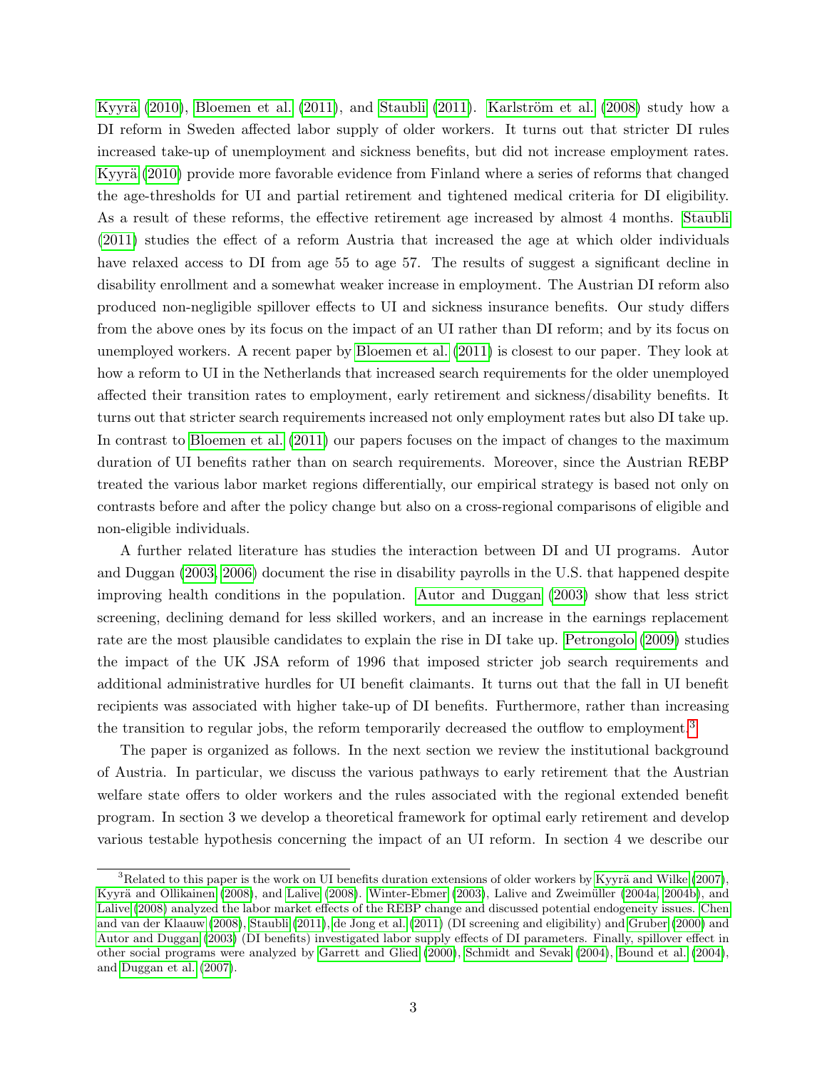Kyyrä (2010), Bloemen et al. (2011), and Staubli (2011). Karlström et al. (2008) study how a DI reform in Sweden affected labor supply of older workers. It turns out that stricter DI rules increased take-up of unemployment and sickness benefits, but did not increase employment rates. Kyyrä (2010) provide more favorable evidence from Finland where a series of reforms that changed the age-thresholds for UI and partial retirement and tightened medical criteria for DI eligibility. As a result of these reforms, the effective retirement age increased by almost 4 months. Staubli (2011) studies the effect of a reform Austria that increased the age at which older individuals have relaxed access to DI from age 55 to age 57. The results of suggest a significant decline in disability enrollment and a somewhat weaker increase in employment. The Austrian DI reform also produced non-negligible spillover effects to UI and sickness insurance benefits. Our study differs from the above ones by its focus on the impact of an UI rather than DI reform; and by its focus on unemployed workers. A recent paper by Bloemen et al. (2011) is closest to our paper. They look at how a reform to UI in the Netherlands that increased search requirements for the older unemployed affected their transition rates to employment, early retirement and sickness/disability benefits. It turns out that stricter search requirements increased not only employment rates but also DI take up. In contrast to Bloemen et al. (2011) our papers focuses on the impact of changes to the maximum duration of UI benefits rather than on search requirements. Moreover, since the Austrian REBP treated the various labor market regions differentially, our empirical strategy is based not only on contrasts before and after the policy change but also on a cross-regional comparisons of eligible and non-eligible individuals.

A further related literature has studies the interaction between DI and UI programs. Autor and Duggan (2003, 2006) document the rise in disability payrolls in the U.S. that happened despite improving health conditions in the population. Autor and Duggan (2003) show that less strict screening, declining demand for less skilled workers, and an increase in the earnings replacement rate are the most plausible candidates to explain the rise in DI take up. Petrongolo (2009) studies the impact of the UK JSA reform of 1996 that imposed stricter job search requirements and additional administrative hurdles for UI benefit claimants. It turns out that the fall in UI benefit recipients was associated with higher take-up of DI benefits. Furthermore, rather than increasing the transition to regular jobs, the reform temporarily decreased the outflow to employment.[3]

The paper is organized as follows. In the next section we review the institutional background of Austria. In particular, we discuss the various pathways to early retirement that the Austrian welfare state offers to older workers and the rules associated with the regional extended benefit program. In section 3 we develop a theoretical framework for optimal early retirement and develop various testable hypothesis concerning the impact of an UI reform. In section 4 we describe our

[3] Related to this paper is the work on UI benefits duration extensions of older workers by Kyyrä and Wilke (2007), Kyyrä and Ollikainen (2008), and Lalive (2008). Winter-Ebmer (2003), Lalive and Zweimüller (2004a, 2004b), and Lalive (2008) analyzed the labor market effects of the REBP change and discussed potential endogeneity issues. Chen and van der Klaauw (2008), Staubli (2011), de Jong et al. (2011) (DI screening and eligibility) and Gruber (2000) and Autor and Duggan (2003) (DI benefits) investigated labor supply effects of DI parameters. Finally, spillover effect in other social programs were analyzed by Garrett and Glied (2000), Schmidt and Sevak (2004), Bound et al. (2004), and Duggan et al. (2007).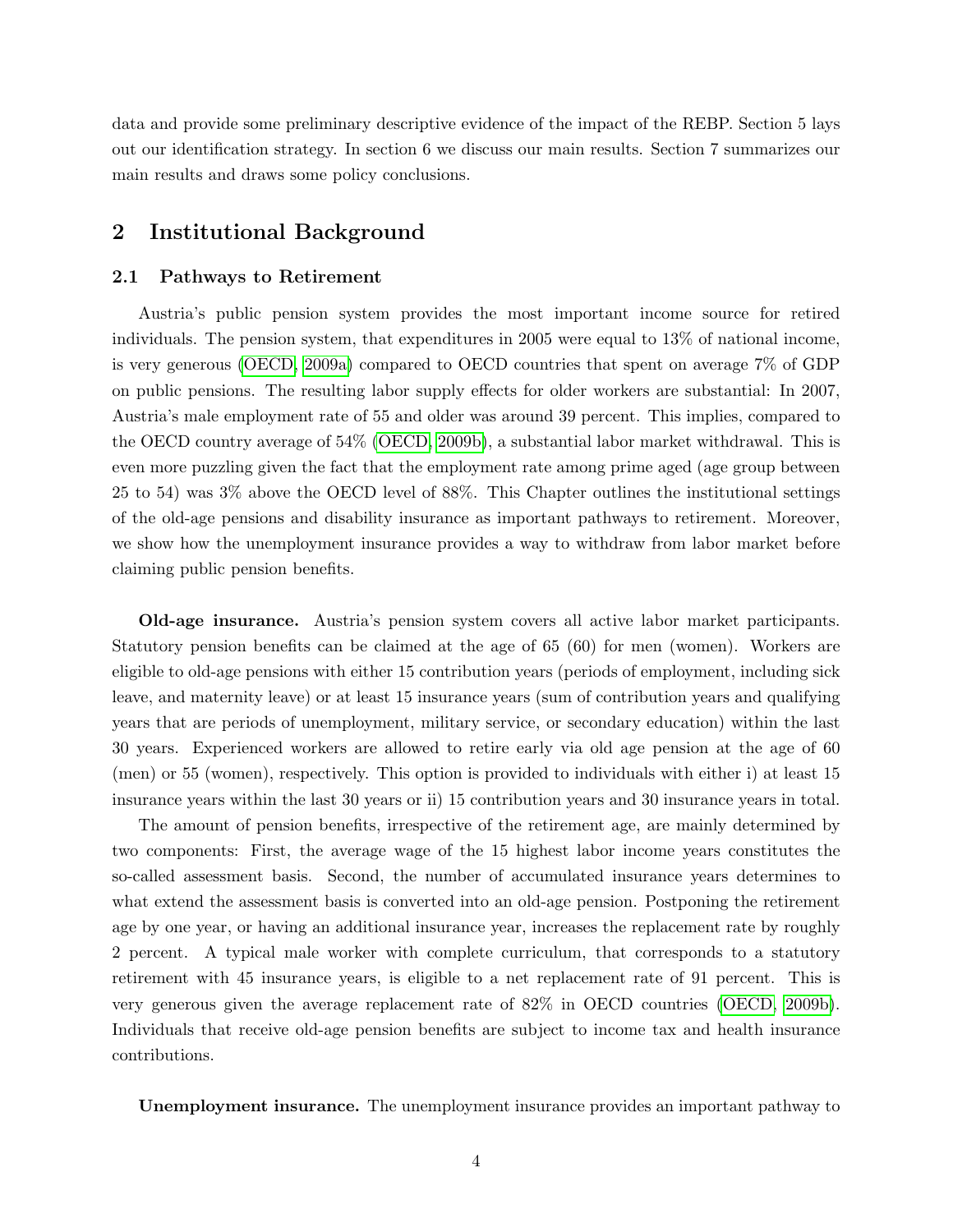data and provide some preliminary descriptive evidence of the impact of the REBP. Section 5 lays out our identification strategy. In section 6 we discuss our main results. Section 7 summarizes our main results and draws some policy conclusions.

## 2 Institutional Background

### 2.1 Pathways to Retirement

Austria's public pension system provides the most important income source for retired individuals. The pension system, that expenditures in 2005 were equal to 13% of national income, is very generous (OECD, 2009a) compared to OECD countries that spent on average 7% of GDP on public pensions. The resulting labor supply effects for older workers are substantial: In 2007, Austria's male employment rate of 55 and older was around 39 percent. This implies, compared to the OECD country average of 54% (OECD, 2009b), a substantial labor market withdrawal. This is even more puzzling given the fact that the employment rate among prime aged (age group between 25 to 54) was 3% above the OECD level of 88%. This Chapter outlines the institutional settings of the old-age pensions and disability insurance as important pathways to retirement. Moreover, we show how the unemployment insurance provides a way to withdraw from labor market before claiming public pension benefits.

**Old-age insurance.** Austria's pension system covers all active labor market participants. Statutory pension benefits can be claimed at the age of 65 (60) for men (women). Workers are eligible to old-age pensions with either 15 contribution years (periods of employment, including sick leave, and maternity leave) or at least 15 insurance years (sum of contribution years and qualifying years that are periods of unemployment, military service, or secondary education) within the last 30 years. Experienced workers are allowed to retire early via old age pension at the age of 60 (men) or 55 (women), respectively. This option is provided to individuals with either i) at least 15 insurance years within the last 30 years or ii) 15 contribution years and 30 insurance years in total.

The amount of pension benefits, irrespective of the retirement age, are mainly determined by two components: First, the average wage of the 15 highest labor income years constitutes the so-called assessment basis. Second, the number of accumulated insurance years determines to what extend the assessment basis is converted into an old-age pension. Postponing the retirement age by one year, or having an additional insurance year, increases the replacement rate by roughly 2 percent. A typical male worker with complete curriculum, that corresponds to a statutory retirement with 45 insurance years, is eligible to a net replacement rate of 91 percent. This is very generous given the average replacement rate of 82% in OECD countries (OECD, 2009b). Individuals that receive old-age pension benefits are subject to income tax and health insurance contributions.

**Unemployment insurance.** The unemployment insurance provides an important pathway to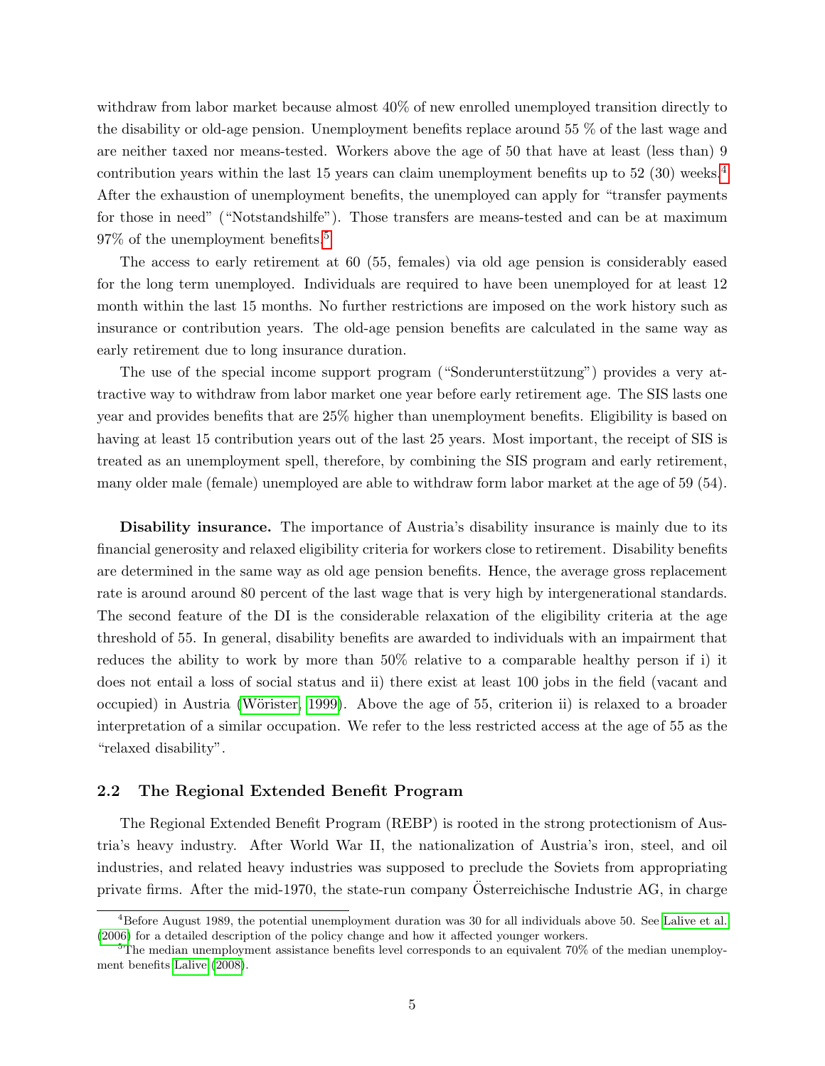withdraw from labor market because almost 40% of new enrolled unemployed transition directly to the disability or old-age pension. Unemployment benefits replace around 55 % of the last wage and are neither taxed nor means-tested. Workers above the age of 50 that have at least (less than) 9 contribution years within the last 15 years can claim unemployment benefits up to 52 (30) weeks.[4] After the exhaustion of unemployment benefits, the unemployed can apply for "transfer payments for those in need" ("Notstandshilfe"). Those transfers are means-tested and can be at maximum 97% of the unemployment benefits.[5]

The access to early retirement at 60 (55, females) via old age pension is considerably eased for the long term unemployed. Individuals are required to have been unemployed for at least 12 month within the last 15 months. No further restrictions are imposed on the work history such as insurance or contribution years. The old-age pension benefits are calculated in the same way as early retirement due to long insurance duration.

The use of the special income support program ("Sonderunterstützung") provides a very attractive way to withdraw from labor market one year before early retirement age. The SIS lasts one year and provides benefits that are 25% higher than unemployment benefits. Eligibility is based on having at least 15 contribution years out of the last 25 years. Most important, the receipt of SIS is treated as an unemployment spell, therefore, by combining the SIS program and early retirement, many older male (female) unemployed are able to withdraw form labor market at the age of 59 (54).

**Disability insurance.** The importance of Austria's disability insurance is mainly due to its financial generosity and relaxed eligibility criteria for workers close to retirement. Disability benefits are determined in the same way as old age pension benefits. Hence, the average gross replacement rate is around around 80 percent of the last wage that is very high by intergenerational standards. The second feature of the DI is the considerable relaxation of the eligibility criteria at the age threshold of 55. In general, disability benefits are awarded to individuals with an impairment that reduces the ability to work by more than 50% relative to a comparable healthy person if i) it does not entail a loss of social status and ii) there exist at least 100 jobs in the field (vacant and occupied) in Austria (Wörister, 1999). Above the age of 55, criterion ii) is relaxed to a broader interpretation of a similar occupation. We refer to the less restricted access at the age of 55 as the "relaxed disability".

## 2.2 The Regional Extended Benefit Program

The Regional Extended Benefit Program (REBP) is rooted in the strong protectionism of Austria's heavy industry. After World War II, the nationalization of Austria's iron, steel, and oil industries, and related heavy industries was supposed to preclude the Soviets from appropriating private firms. After the mid-1970, the state-run company Österreichische Industrie AG, in charge

---

[4] Before August 1989, the potential unemployment duration was 30 for all individuals above 50. See Lalive et al. (2006) for a detailed description of the policy change and how it affected younger workers.

[5] The median unemployment assistance benefits level corresponds to an equivalent 70% of the median unemployment benefits Lalive (2008).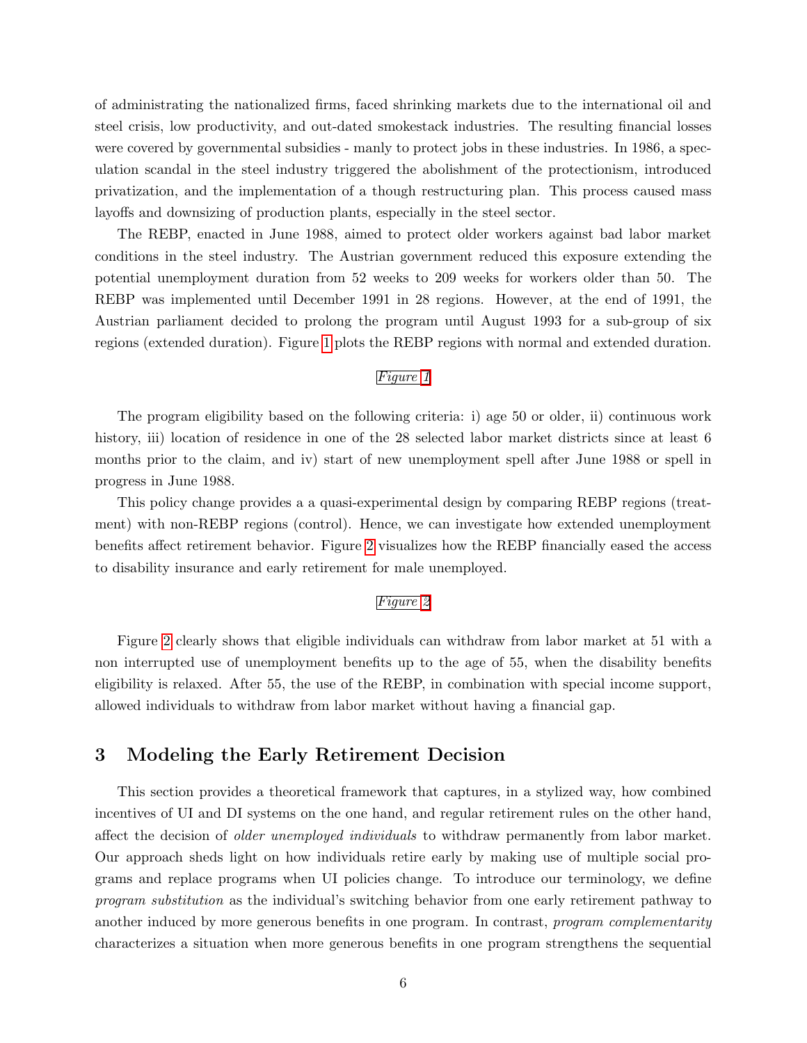of administrating the nationalized firms, faced shrinking markets due to the international oil and steel crisis, low productivity, and out-dated smokestack industries. The resulting financial losses were covered by governmental subsidies - manly to protect jobs in these industries. In 1986, a speculation scandal in the steel industry triggered the abolishment of the protectionism, introduced privatization, and the implementation of a though restructuring plan. This process caused mass layoffs and downsizing of production plants, especially in the steel sector.

The REBP, enacted in June 1988, aimed to protect older workers against bad labor market conditions in the steel industry. The Austrian government reduced this exposure extending the potential unemployment duration from 52 weeks to 209 weeks for workers older than 50. The REBP was implemented until December 1991 in 28 regions. However, at the end of 1991, the Austrian parliament decided to prolong the program until August 1993 for a sub-group of six regions (extended duration). Figure 1 plots the REBP regions with normal and extended duration.

*Figure 1*

The program eligibility based on the following criteria: i) age 50 or older, ii) continuous work history, iii) location of residence in one of the 28 selected labor market districts since at least 6 months prior to the claim, and iv) start of new unemployment spell after June 1988 or spell in progress in June 1988.

This policy change provides a a quasi-experimental design by comparing REBP regions (treatment) with non-REBP regions (control). Hence, we can investigate how extended unemployment benefits affect retirement behavior. Figure 2 visualizes how the REBP financially eased the access to disability insurance and early retirement for male unemployed.

*Figure 2*

Figure 2 clearly shows that eligible individuals can withdraw from labor market at 51 with a non interrupted use of unemployment benefits up to the age of 55, when the disability benefits eligibility is relaxed. After 55, the use of the REBP, in combination with special income support, allowed individuals to withdraw from labor market without having a financial gap.

## 3 Modeling the Early Retirement Decision

This section provides a theoretical framework that captures, in a stylized way, how combined incentives of UI and DI systems on the one hand, and regular retirement rules on the other hand, affect the decision of *older unemployed individuals* to withdraw permanently from labor market. Our approach sheds light on how individuals retire early by making use of multiple social programs and replace programs when UI policies change. To introduce our terminology, we define *program substitution* as the individual's switching behavior from one early retirement pathway to another induced by more generous benefits in one program. In contrast, *program complementarity* characterizes a situation when more generous benefits in one program strengthens the sequential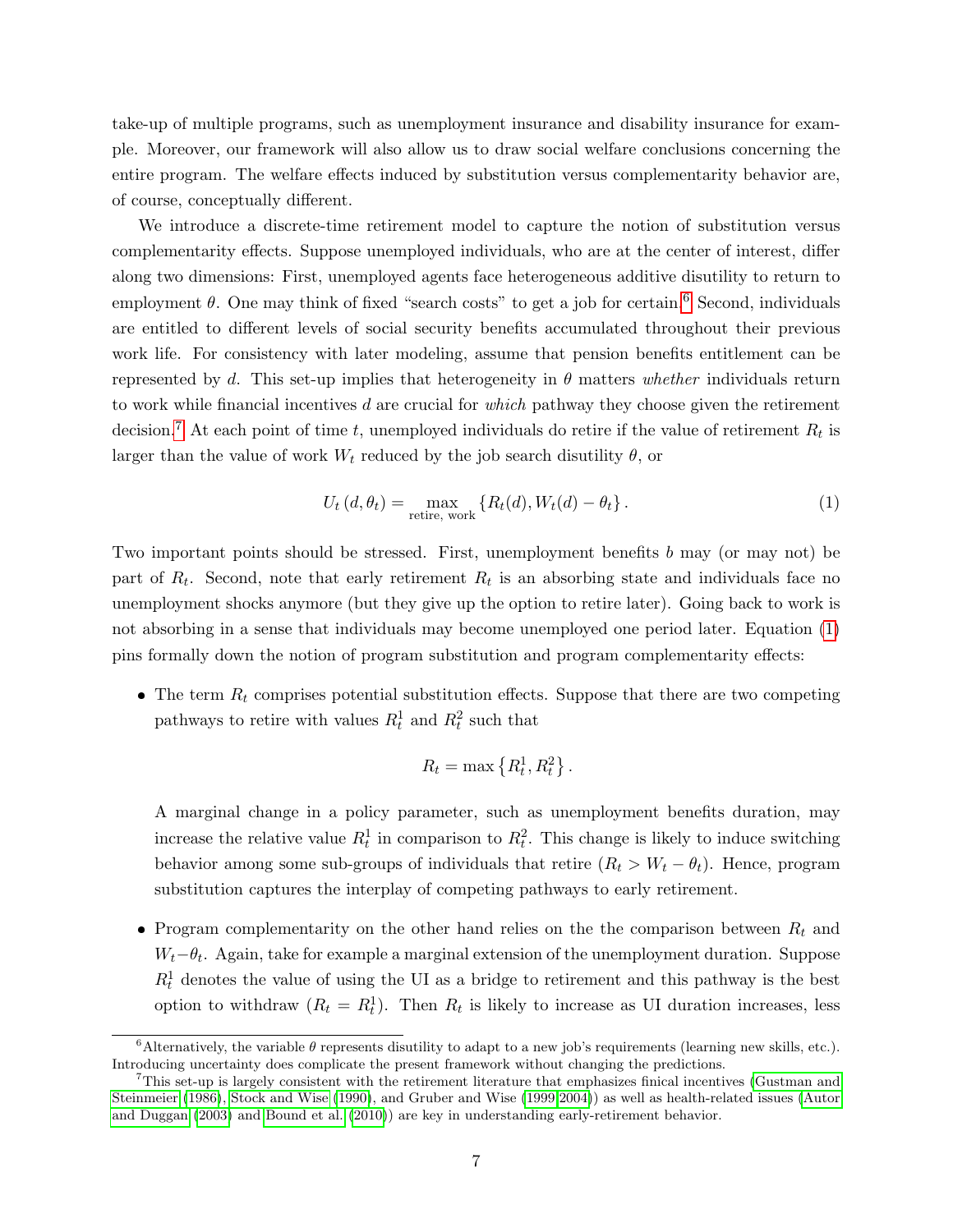take-up of multiple programs, such as unemployment insurance and disability insurance for example. Moreover, our framework will also allow us to draw social welfare conclusions concerning the entire program. The welfare effects induced by substitution versus complementarity behavior are, of course, conceptually different.

We introduce a discrete-time retirement model to capture the notion of substitution versus complementarity effects. Suppose unemployed individuals, who are at the center of interest, differ along two dimensions: First, unemployed agents face heterogeneous additive disutility to return to employment $\theta$. One may think of fixed "search costs" to get a job for certain.[6] Second, individuals are entitled to different levels of social security benefits accumulated throughout their previous work life. For consistency with later modeling, assume that pension benefits entitlement can be represented by $d$. This set-up implies that heterogeneity in $\theta$ matters *whether* individuals return to work while financial incentives $d$ are crucial for *which* pathway they choose given the retirement decision.[7] At each point of time $t$, unemployed individuals do retire if the value of retirement $R_t$ is larger than the value of work $W_t$ reduced by the job search disutility $\theta$, or

$$U_t\left(d, \theta_t\right) = \max_{\text{retire, work}} \left\{R_t(d), W_t(d) - \theta_t\right\}. \tag{1}$$

Two important points should be stressed. First, unemployment benefits $b$ may (or may not) be part of $R_t$. Second, note that early retirement $R_t$ is an absorbing state and individuals face no unemployment shocks anymore (but they give up the option to retire later). Going back to work is not absorbing in a sense that individuals may become unemployed one period later. Equation (1) pins formally down the notion of program substitution and program complementarity effects:

- The term $R_t$ comprises potential substitution effects. Suppose that there are two competing pathways to retire with values $R_t^1$ and $R_t^2$ such that

  $$R_t = \max\left\{R_t^1, R_t^2\right\}.$$

  A marginal change in a policy parameter, such as unemployment benefits duration, may increase the relative value $R_t^1$ in comparison to $R_t^2$. This change is likely to induce switching behavior among some sub-groups of individuals that retire ($R_t > W_t - \theta_t$). Hence, program substitution captures the interplay of competing pathways to early retirement.

- Program complementarity on the other hand relies on the the comparison between $R_t$ and $W_t - \theta_t$. Again, take for example a marginal extension of the unemployment duration. Suppose $R_t^1$ denotes the value of using the UI as a bridge to retirement and this pathway is the best option to withdraw ($R_t = R_t^1$). Then $R_t$ is likely to increase as UI duration increases, less

[6] Alternatively, the variable $\theta$ represents disutility to adapt to a new job's requirements (learning new skills, etc.). Introducing uncertainty does complicate the present framework without changing the predictions.

[7] This set-up is largely consistent with the retirement literature that emphasizes finical incentives (Gustman and Steinmeier (1986), Stock and Wise (1990), and Gruber and Wise (1999,2004)) as well as health-related issues (Autor and Duggan (2003) and Bound et al. (2010)) are key in understanding early-retirement behavior.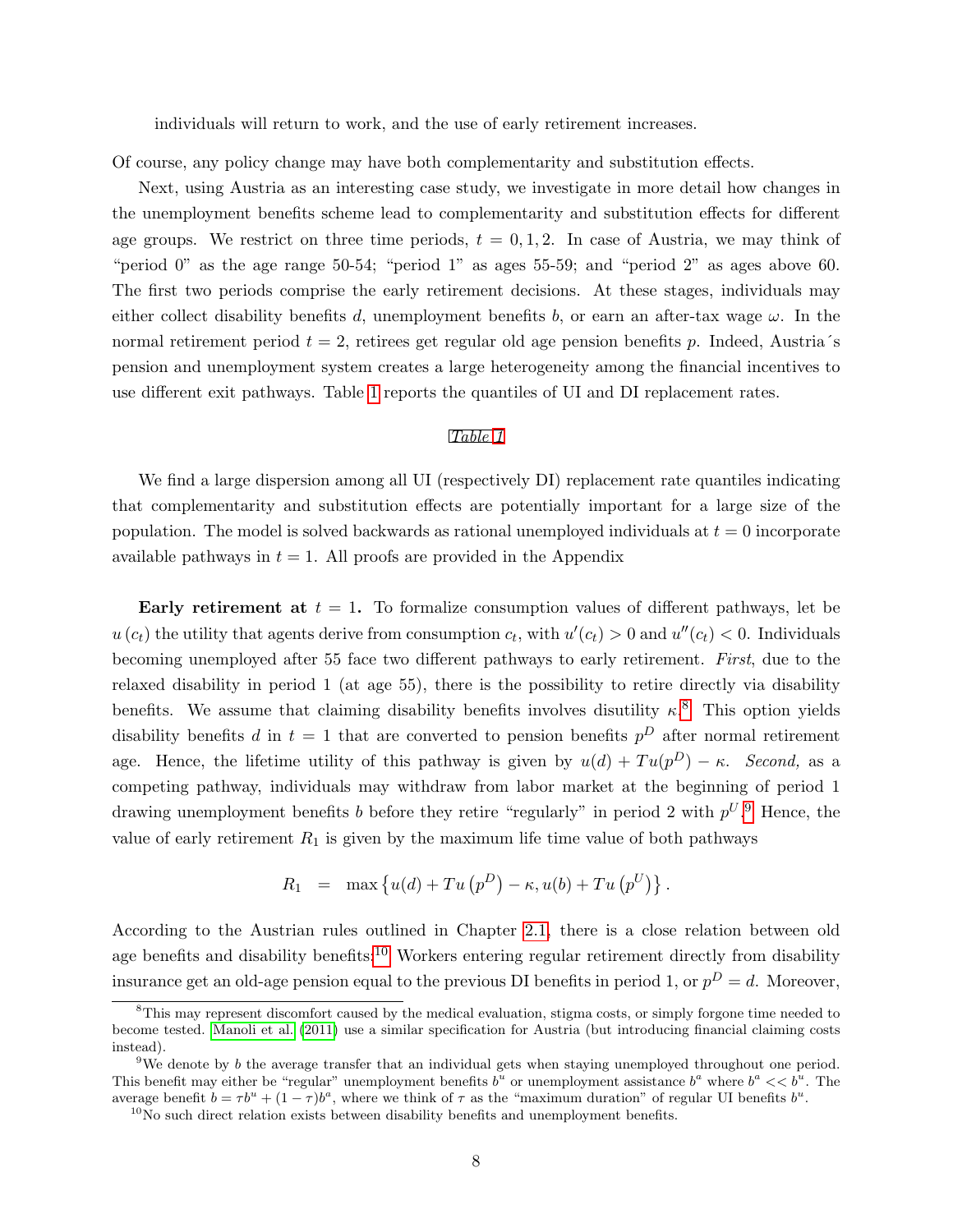individuals will return to work, and the use of early retirement increases.

Of course, any policy change may have both complementarity and substitution effects.

Next, using Austria as an interesting case study, we investigate in more detail how changes in the unemployment benefits scheme lead to complementarity and substitution effects for different age groups. We restrict on three time periods, $t = 0, 1, 2$. In case of Austria, we may think of "period 0" as the age range 50-54; "period 1" as ages 55-59; and "period 2" as ages above 60. The first two periods comprise the early retirement decisions. At these stages, individuals may either collect disability benefits $d$, unemployment benefits $b$, or earn an after-tax wage $\omega$. In the normal retirement period $t = 2$, retirees get regular old age pension benefits $p$. Indeed, Austria´s pension and unemployment system creates a large heterogeneity among the financial incentives to use different exit pathways. Table 1 reports the quantiles of UI and DI replacement rates.

*Table 1*

We find a large dispersion among all UI (respectively DI) replacement rate quantiles indicating that complementarity and substitution effects are potentially important for a large size of the population. The model is solved backwards as rational unemployed individuals at $t = 0$ incorporate available pathways in $t = 1$. All proofs are provided in the Appendix

**Early retirement at $t = 1$.** To formalize consumption values of different pathways, let be $u(c_t)$ the utility that agents derive from consumption $c_t$, with $u'(c_t) > 0$ and $u''(c_t) < 0$. Individuals becoming unemployed after 55 face two different pathways to early retirement. *First*, due to the relaxed disability in period 1 (at age 55), there is the possibility to retire directly via disability benefits. We assume that claiming disability benefits involves disutility $\kappa$.[8] This option yields disability benefits $d$ in $t = 1$ that are converted to pension benefits $p^D$ after normal retirement age. Hence, the lifetime utility of this pathway is given by $u(d) + Tu(p^D) - \kappa$. *Second,* as a competing pathway, individuals may withdraw from labor market at the beginning of period 1 drawing unemployment benefits $b$ before they retire "regularly" in period 2 with $p^U$.[9] Hence, the value of early retirement $R_1$ is given by the maximum life time value of both pathways

$$R_1 \;\; = \;\; \max\left\{u(d) + Tu\left(p^D\right) - \kappa, u(b) + Tu\left(p^U\right)\right\}.$$

According to the Austrian rules outlined in Chapter 2.1, there is a close relation between old age benefits and disability benefits:[10] Workers entering regular retirement directly from disability insurance get an old-age pension equal to the previous DI benefits in period 1, or $p^D = d$. Moreover,

[8] This may represent discomfort caused by the medical evaluation, stigma costs, or simply forgone time needed to become tested. Manoli et al. (2011) use a similar specification for Austria (but introducing financial claiming costs instead).

[9] We denote by $b$ the average transfer that an individual gets when staying unemployed throughout one period. This benefit may either be "regular" unemployment benefits $b^u$ or unemployment assistance $b^a$ where $b^a << b^u$. The average benefit $b = \tau b^u + (1 - \tau)b^a$, where we think of $\tau$ as the "maximum duration" of regular UI benefits $b^u$.

[10] No such direct relation exists between disability benefits and unemployment benefits.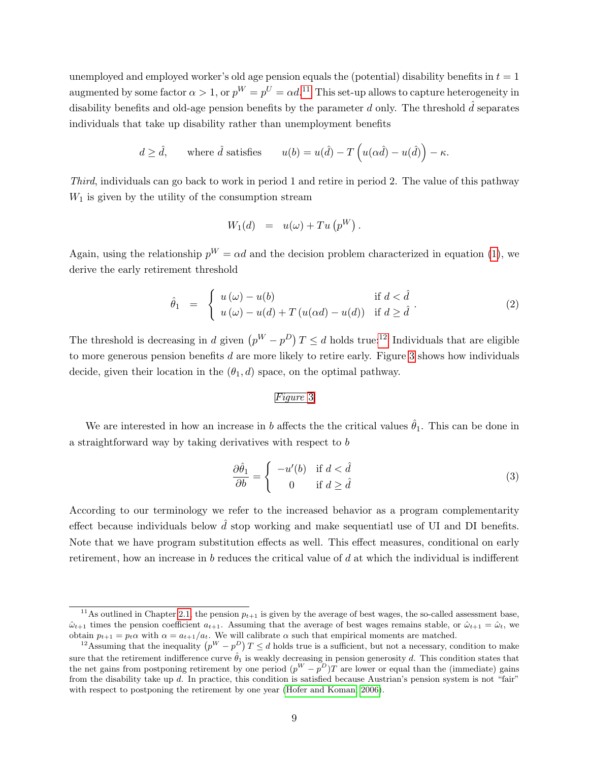unemployed and employed worker's old age pension equals the (potential) disability benefits in $t = 1$ augmented by some factor $\alpha > 1$, or $p^W = p^U = \alpha d$.[11] This set-up allows to capture heterogeneity in disability benefits and old-age pension benefits by the parameter $d$ only. The threshold $\hat{d}$ separates individuals that take up disability rather than unemployment benefits

$$d \geq \hat{d}, \qquad \text{where } \hat{d} \text{ satisfies} \qquad u(b) = u(\hat{d}) - T\left(u(\alpha\hat{d}) - u(\hat{d})\right) - \kappa.$$

*Third*, individuals can go back to work in period 1 and retire in period 2. The value of this pathway $W_1$ is given by the utility of the consumption stream

$$W_1(d) \;\; = \;\; u(\omega) + T u\left(p^W\right).$$

Again, using the relationship $p^W = \alpha d$ and the decision problem characterized in equation (1), we derive the early retirement threshold

$$\hat{\theta}_1 \;\; = \;\; \begin{cases} u(\omega) - u(b) & \text{if } d < \hat{d} \\ u(\omega) - u(d) + T\left(u(\alpha d) - u(d)\right) & \text{if } d \geq \hat{d} \end{cases}. \tag{2}$$

The threshold is decreasing in $d$ given $\left(p^W - p^D\right) T \leq d$ holds true.[12] Individuals that are eligible to more generous pension benefits $d$ are more likely to retire early. Figure 3 shows how individuals decide, given their location in the $(\theta_1, d)$ space, on the optimal pathway.

*Figure 3*

We are interested in how an increase in $b$ affects the the critical values $\hat{\theta}_1$. This can be done in a straightforward way by taking derivatives with respect to $b$

$$\frac{\partial \hat{\theta}_1}{\partial b} = \begin{cases} -u'(b) & \text{if } d < \hat{d} \\ 0 & \text{if } d \geq \hat{d} \end{cases} \tag{3}$$

According to our terminology we refer to the increased behavior as a program complementarity effect because individuals below $\hat{d}$ stop working and make sequentiatl use of UI and DI benefits. Note that we have program substitution effects as well. This effect measures, conditional on early retirement, how an increase in $b$ reduces the critical value of $d$ at which the individual is indifferent

---

[11] As outlined in Chapter 2.1, the pension $p_{t+1}$ is given by the average of best wages, the so-called assessment base, $\hat{\omega}_{t+1}$ times the pension coefficient $a_{t+1}$. Assuming that the average of best wages remains stable, or $\hat{\omega}_{t+1} = \hat{\omega}_t$, we obtain $p_{t+1} = p_t\alpha$ with $\alpha = a_{t+1}/a_t$. We will calibrate $\alpha$ such that empirical moments are matched.

[12] Assuming that the inequality $\left(p^W - p^D\right) T \leq d$ holds true is a sufficient, but not a necessary, condition to make sure that the retirement indifference curve $\hat{\theta}_1$ is weakly decreasing in pension generosity $d$. This condition states that the net gains from postponing retirement by one period $(p^W - p^D)T$ are lower or equal than the (immediate) gains from the disability take up $d$. In practice, this condition is satisfied because Austrian's pension system is not "fair" with respect to postponing the retirement by one year (Hofer and Koman, 2006).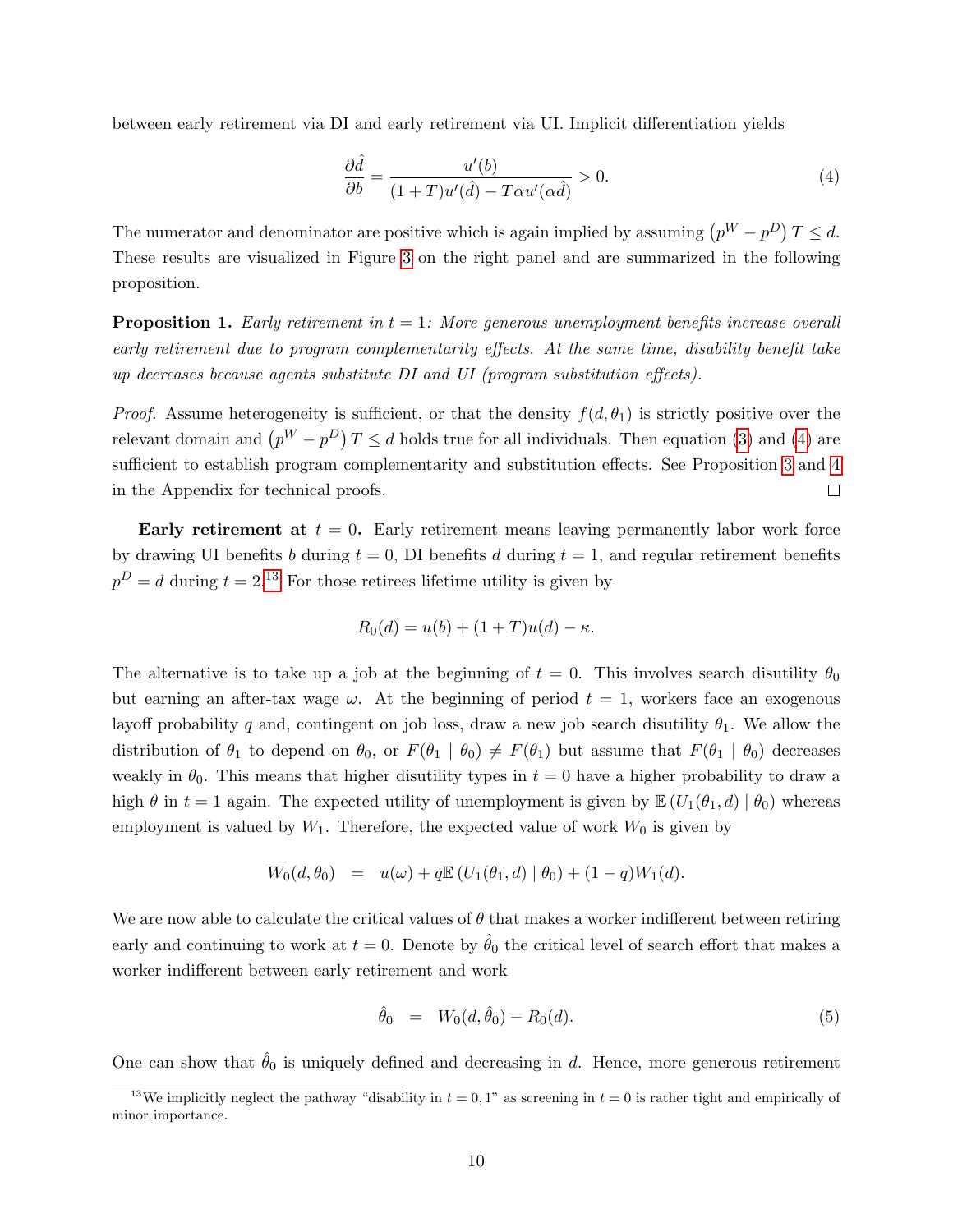between early retirement via DI and early retirement via UI. Implicit differentiation yields

$$\frac{\partial \hat{d}}{\partial b} = \frac{u'(b)}{(1+T)u'(\hat{d}) - T\alpha u'(\alpha \hat{d})} > 0. \tag{4}$$

The numerator and denominator are positive which is again implied by assuming $\left(p^W - p^D\right)T \leq d$. These results are visualized in Figure 3 on the right panel and are summarized in the following proposition.

**Proposition 1.** *Early retirement in $t = 1$: More generous unemployment benefits increase overall early retirement due to program complementarity effects. At the same time, disability benefit take up decreases because agents substitute DI and UI (program substitution effects).*

*Proof.* Assume heterogeneity is sufficient, or that the density $f(d, \theta_1)$ is strictly positive over the relevant domain and $\left(p^W - p^D\right)T \leq d$ holds true for all individuals. Then equation (3) and (4) are sufficient to establish program complementarity and substitution effects. See Proposition 3 and 4 in the Appendix for technical proofs. □

**Early retirement at $t = 0$.** Early retirement means leaving permanently labor work force by drawing UI benefits $b$ during $t = 0$, DI benefits $d$ during $t = 1$, and regular retirement benefits $p^D = d$ during $t = 2$.[13] For those retirees lifetime utility is given by

$$R_0(d) = u(b) + (1+T)u(d) - \kappa.$$

The alternative is to take up a job at the beginning of $t = 0$. This involves search disutility $\theta_0$ but earning an after-tax wage $\omega$. At the beginning of period $t = 1$, workers face an exogenous layoff probability $q$ and, contingent on job loss, draw a new job search disutility $\theta_1$. We allow the distribution of $\theta_1$ to depend on $\theta_0$, or $F(\theta_1 \mid \theta_0) \neq F(\theta_1)$ but assume that $F(\theta_1 \mid \theta_0)$ decreases weakly in $\theta_0$. This means that higher disutility types in $t = 0$ have a higher probability to draw a high $\theta$ in $t = 1$ again. The expected utility of unemployment is given by $\mathbb{E}\left(U_1(\theta_1, d) \mid \theta_0\right)$ whereas employment is valued by $W_1$. Therefore, the expected value of work $W_0$ is given by

$$W_0(d, \theta_0) \;\; = \;\; u(\omega) + q\mathbb{E}\left(U_1(\theta_1, d) \mid \theta_0\right) + (1-q)W_1(d).$$

We are now able to calculate the critical values of $\theta$ that makes a worker indifferent between retiring early and continuing to work at $t = 0$. Denote by $\hat{\theta}_0$ the critical level of search effort that makes a worker indifferent between early retirement and work

$$\hat{\theta}_0 \;\; = \;\; W_0(d, \hat{\theta}_0) - R_0(d). \tag{5}$$

One can show that $\hat{\theta}_0$ is uniquely defined and decreasing in $d$. Hence, more generous retirement

[13] We implicitly neglect the pathway "disability in $t = 0, 1$" as screening in $t = 0$ is rather tight and empirically of minor importance.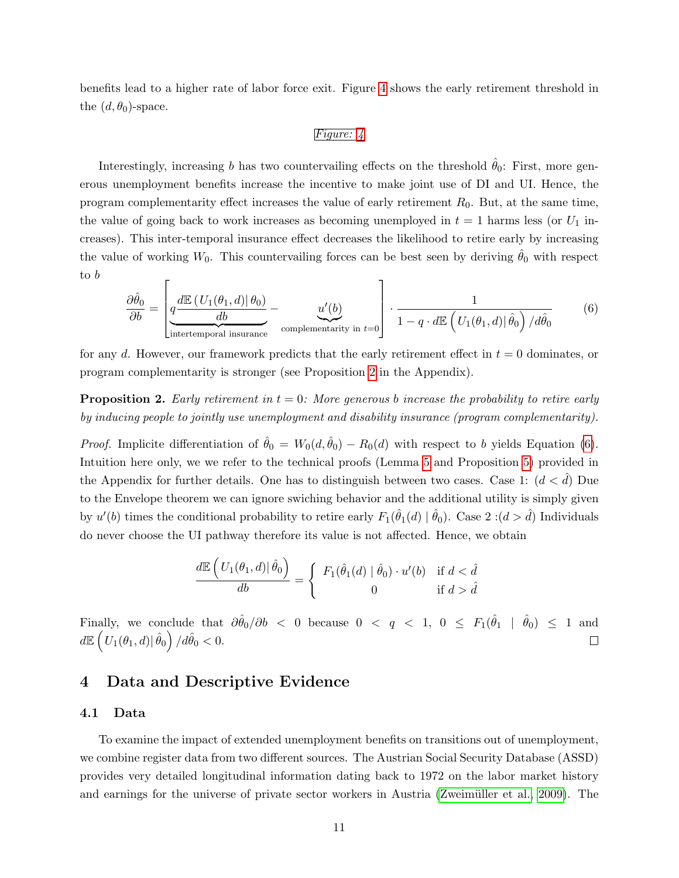benefits lead to a higher rate of labor force exit. Figure 4 shows the early retirement threshold in the $(d, \theta_0)$-space.

*Figure: 4*

Interestingly, increasing $b$ has two countervailing effects on the threshold $\hat{\theta}_0$: First, more generous unemployment benefits increase the incentive to make joint use of DI and UI. Hence, the program complementarity effect increases the value of early retirement $R_0$. But, at the same time, the value of going back to work increases as becoming unemployed in $t = 1$ harms less (or $U_1$ increases). This inter-temporal insurance effect decreases the likelihood to retire early by increasing the value of working $W_0$. This countervailing forces can be best seen by deriving $\hat{\theta}_0$ with respect to $b$

$$\frac{\partial \hat{\theta}_0}{\partial b} = \left[ \underbrace{q \frac{d\mathbb{E}\left(U_1(\theta_1, d) | \theta_0\right)}{db}}_{\text{intertemporal insurance}} - \underbrace{u'(b)}_{\text{complementarity in } t=0} \right] \cdot \frac{1}{1 - q \cdot d\mathbb{E}\left(U_1(\theta_1, d) | \hat{\theta}_0\right) / d\hat{\theta}_0} \tag{6}$$

for any $d$. However, our framework predicts that the early retirement effect in $t = 0$ dominates, or program complementarity is stronger (see Proposition 2 in the Appendix).

**Proposition 2.** *Early retirement in $t = 0$: More generous $b$ increase the probability to retire early by inducing people to jointly use unemployment and disability insurance (program complementarity).*

*Proof.* Implicite differentiation of $\hat{\theta}_0 = W_0(d, \hat{\theta}_0) - R_0(d)$ with respect to $b$ yields Equation (6). Intuition here only, we we refer to the technical proofs (Lemma 5 and Proposition 5) provided in the Appendix for further details. One has to distinguish between two cases. Case 1: $(d < \hat{d})$ Due to the Envelope theorem we can ignore swiching behavior and the additional utility is simply given by $u'(b)$ times the conditional probability to retire early $F_1(\hat{\theta}_1(d) \mid \hat{\theta}_0)$. Case 2 :$(d > \hat{d})$ Individuals do never choose the UI pathway therefore its value is not affected. Hence, we obtain

$$\frac{d\mathbb{E}\left(U_1(\theta_1, d) | \hat{\theta}_0\right)}{db} = \begin{cases} F_1(\hat{\theta}_1(d) \mid \hat{\theta}_0) \cdot u'(b) & \text{if } d < \hat{d} \\ 0 & \text{if } d > \hat{d} \end{cases}$$

Finally, we conclude that $\partial\hat{\theta}_0/\partial b < 0$ because $0 < q < 1$, $0 \leq F_1(\hat{\theta}_1 \mid \hat{\theta}_0) \leq 1$ and $d\mathbb{E}\left(U_1(\theta_1, d) | \hat{\theta}_0\right) / d\hat{\theta}_0 < 0$. □

## 4 Data and Descriptive Evidence

### 4.1 Data

To examine the impact of extended unemployment benefits on transitions out of unemployment, we combine register data from two different sources. The Austrian Social Security Database (ASSD) provides very detailed longitudinal information dating back to 1972 on the labor market history and earnings for the universe of private sector workers in Austria (Zweimüller et al., 2009). The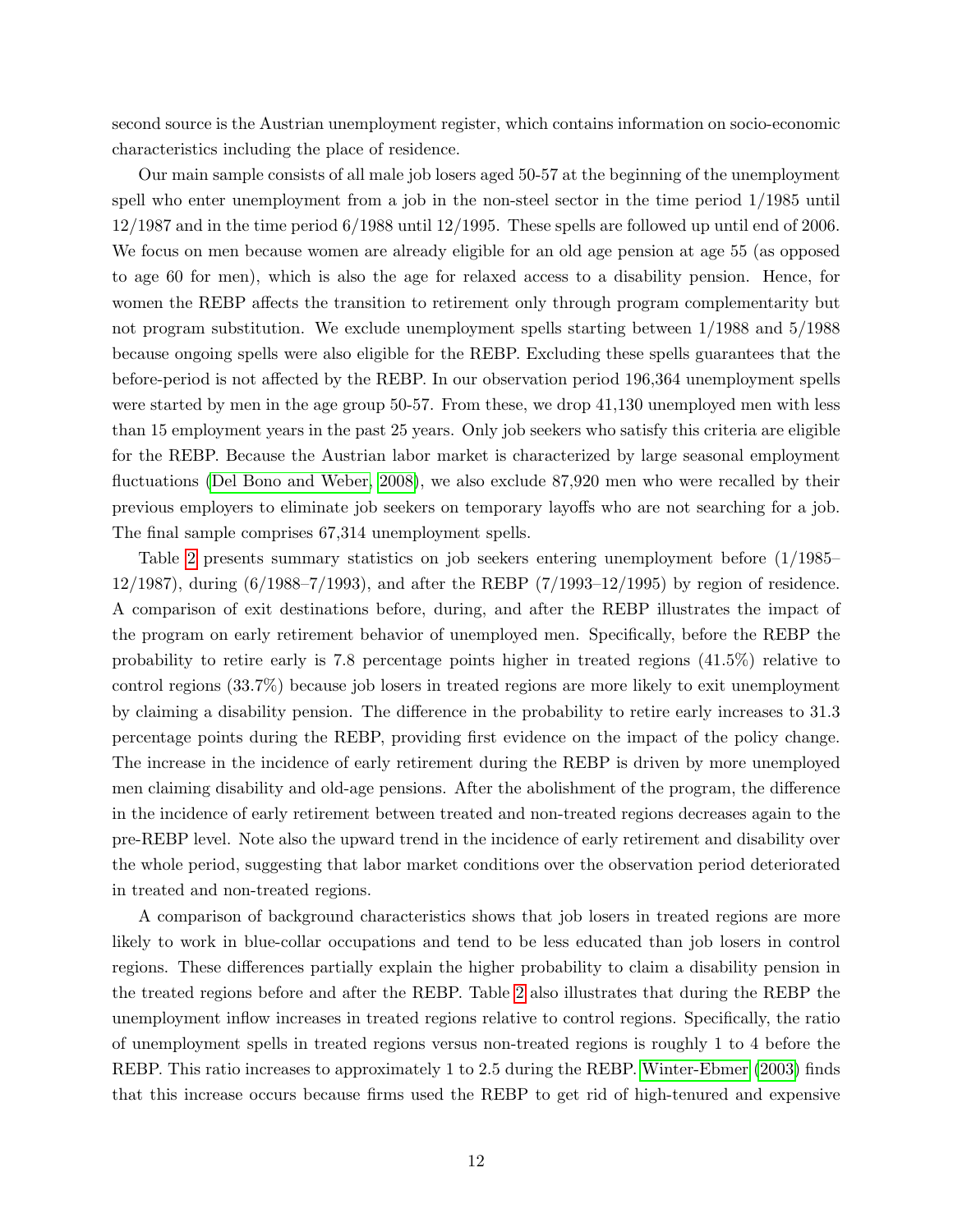second source is the Austrian unemployment register, which contains information on socio-economic characteristics including the place of residence.

Our main sample consists of all male job losers aged 50-57 at the beginning of the unemployment spell who enter unemployment from a job in the non-steel sector in the time period 1/1985 until 12/1987 and in the time period 6/1988 until 12/1995. These spells are followed up until end of 2006. We focus on men because women are already eligible for an old age pension at age 55 (as opposed to age 60 for men), which is also the age for relaxed access to a disability pension. Hence, for women the REBP affects the transition to retirement only through program complementarity but not program substitution. We exclude unemployment spells starting between 1/1988 and 5/1988 because ongoing spells were also eligible for the REBP. Excluding these spells guarantees that the before-period is not affected by the REBP. In our observation period 196,364 unemployment spells were started by men in the age group 50-57. From these, we drop 41,130 unemployed men with less than 15 employment years in the past 25 years. Only job seekers who satisfy this criteria are eligible for the REBP. Because the Austrian labor market is characterized by large seasonal employment fluctuations (Del Bono and Weber, 2008), we also exclude 87,920 men who were recalled by their previous employers to eliminate job seekers on temporary layoffs who are not searching for a job. The final sample comprises 67,314 unemployment spells.

Table 2 presents summary statistics on job seekers entering unemployment before (1/1985–12/1987), during (6/1988–7/1993), and after the REBP (7/1993–12/1995) by region of residence. A comparison of exit destinations before, during, and after the REBP illustrates the impact of the program on early retirement behavior of unemployed men. Specifically, before the REBP the probability to retire early is 7.8 percentage points higher in treated regions (41.5%) relative to control regions (33.7%) because job losers in treated regions are more likely to exit unemployment by claiming a disability pension. The difference in the probability to retire early increases to 31.3 percentage points during the REBP, providing first evidence on the impact of the policy change. The increase in the incidence of early retirement during the REBP is driven by more unemployed men claiming disability and old-age pensions. After the abolishment of the program, the difference in the incidence of early retirement between treated and non-treated regions decreases again to the pre-REBP level. Note also the upward trend in the incidence of early retirement and disability over the whole period, suggesting that labor market conditions over the observation period deteriorated in treated and non-treated regions.

A comparison of background characteristics shows that job losers in treated regions are more likely to work in blue-collar occupations and tend to be less educated than job losers in control regions. These differences partially explain the higher probability to claim a disability pension in the treated regions before and after the REBP. Table 2 also illustrates that during the REBP the unemployment inflow increases in treated regions relative to control regions. Specifically, the ratio of unemployment spells in treated regions versus non-treated regions is roughly 1 to 4 before the REBP. This ratio increases to approximately 1 to 2.5 during the REBP. Winter-Ebmer (2003) finds that this increase occurs because firms used the REBP to get rid of high-tenured and expensive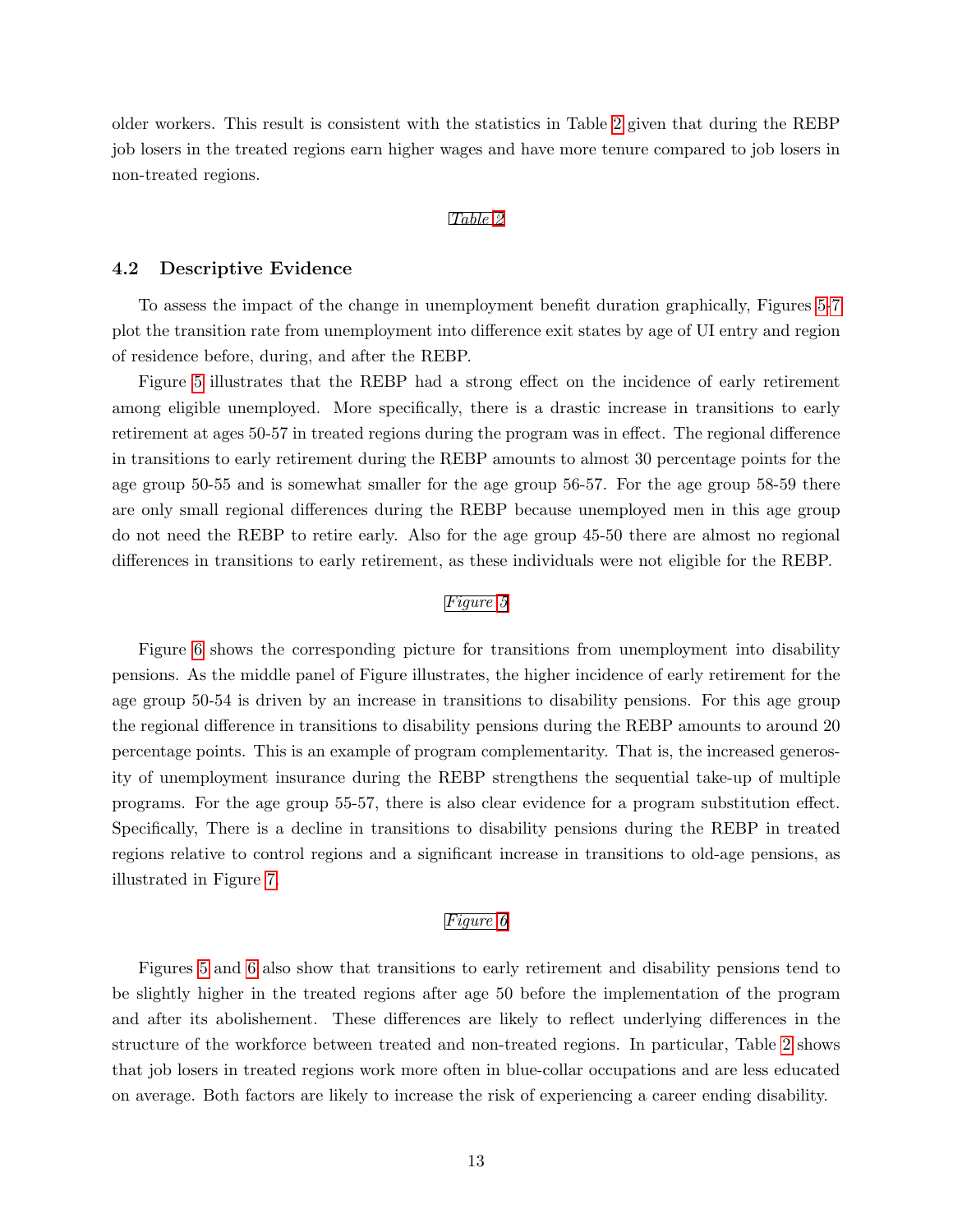older workers. This result is consistent with the statistics in Table 2 given that during the REBP job losers in the treated regions earn higher wages and have more tenure compared to job losers in non-treated regions.

*Table 2*

### 4.2 Descriptive Evidence

To assess the impact of the change in unemployment benefit duration graphically, Figures 5-7 plot the transition rate from unemployment into difference exit states by age of UI entry and region of residence before, during, and after the REBP.

Figure 5 illustrates that the REBP had a strong effect on the incidence of early retirement among eligible unemployed. More specifically, there is a drastic increase in transitions to early retirement at ages 50-57 in treated regions during the program was in effect. The regional difference in transitions to early retirement during the REBP amounts to almost 30 percentage points for the age group 50-55 and is somewhat smaller for the age group 56-57. For the age group 58-59 there are only small regional differences during the REBP because unemployed men in this age group do not need the REBP to retire early. Also for the age group 45-50 there are almost no regional differences in transitions to early retirement, as these individuals were not eligible for the REBP.

*Figure 5*

Figure 6 shows the corresponding picture for transitions from unemployment into disability pensions. As the middle panel of Figure illustrates, the higher incidence of early retirement for the age group 50-54 is driven by an increase in transitions to disability pensions. For this age group the regional difference in transitions to disability pensions during the REBP amounts to around 20 percentage points. This is an example of program complementarity. That is, the increased generosity of unemployment insurance during the REBP strengthens the sequential take-up of multiple programs. For the age group 55-57, there is also clear evidence for a program substitution effect. Specifically, There is a decline in transitions to disability pensions during the REBP in treated regions relative to control regions and a significant increase in transitions to old-age pensions, as illustrated in Figure 7.

*Figure 6*

Figures 5 and 6 also show that transitions to early retirement and disability pensions tend to be slightly higher in the treated regions after age 50 before the implementation of the program and after its abolishement. These differences are likely to reflect underlying differences in the structure of the workforce between treated and non-treated regions. In particular, Table 2 shows that job losers in treated regions work more often in blue-collar occupations and are less educated on average. Both factors are likely to increase the risk of experiencing a career ending disability.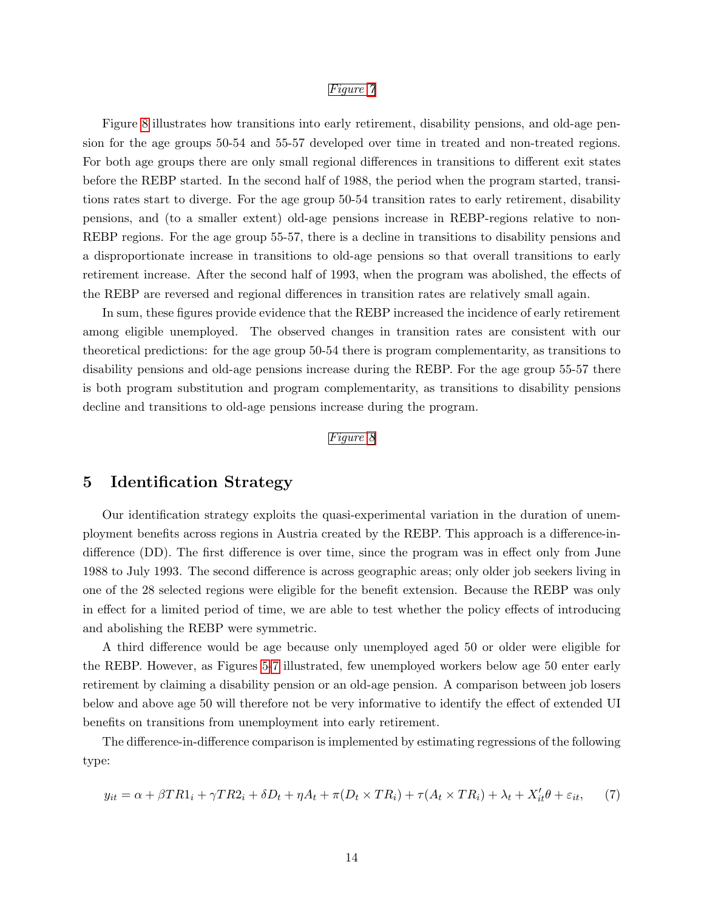*Figure 7*

Figure 8 illustrates how transitions into early retirement, disability pensions, and old-age pension for the age groups 50-54 and 55-57 developed over time in treated and non-treated regions. For both age groups there are only small regional differences in transitions to different exit states before the REBP started. In the second half of 1988, the period when the program started, transitions rates start to diverge. For the age group 50-54 transition rates to early retirement, disability pensions, and (to a smaller extent) old-age pensions increase in REBP-regions relative to non-REBP regions. For the age group 55-57, there is a decline in transitions to disability pensions and a disproportionate increase in transitions to old-age pensions so that overall transitions to early retirement increase. After the second half of 1993, when the program was abolished, the effects of the REBP are reversed and regional differences in transition rates are relatively small again.

In sum, these figures provide evidence that the REBP increased the incidence of early retirement among eligible unemployed. The observed changes in transition rates are consistent with our theoretical predictions: for the age group 50-54 there is program complementarity, as transitions to disability pensions and old-age pensions increase during the REBP. For the age group 55-57 there is both program substitution and program complementarity, as transitions to disability pensions decline and transitions to old-age pensions increase during the program.

*Figure 8*

## 5 Identification Strategy

Our identification strategy exploits the quasi-experimental variation in the duration of unemployment benefits across regions in Austria created by the REBP. This approach is a difference-in-difference (DD). The first difference is over time, since the program was in effect only from June 1988 to July 1993. The second difference is across geographic areas; only older job seekers living in one of the 28 selected regions were eligible for the benefit extension. Because the REBP was only in effect for a limited period of time, we are able to test whether the policy effects of introducing and abolishing the REBP were symmetric.

A third difference would be age because only unemployed aged 50 or older were eligible for the REBP. However, as Figures 5-7 illustrated, few unemployed workers below age 50 enter early retirement by claiming a disability pension or an old-age pension. A comparison between job losers below and above age 50 will therefore not be very informative to identify the effect of extended UI benefits on transitions from unemployment into early retirement.

The difference-in-difference comparison is implemented by estimating regressions of the following type:

$$y_{it} = \alpha + \beta TR1_i + \gamma TR2_i + \delta D_t + \eta A_t + \pi(D_t \times TR_i) + \tau(A_t \times TR_i) + \lambda_t + X_{it}'\theta + \varepsilon_{it}, \qquad (7)$$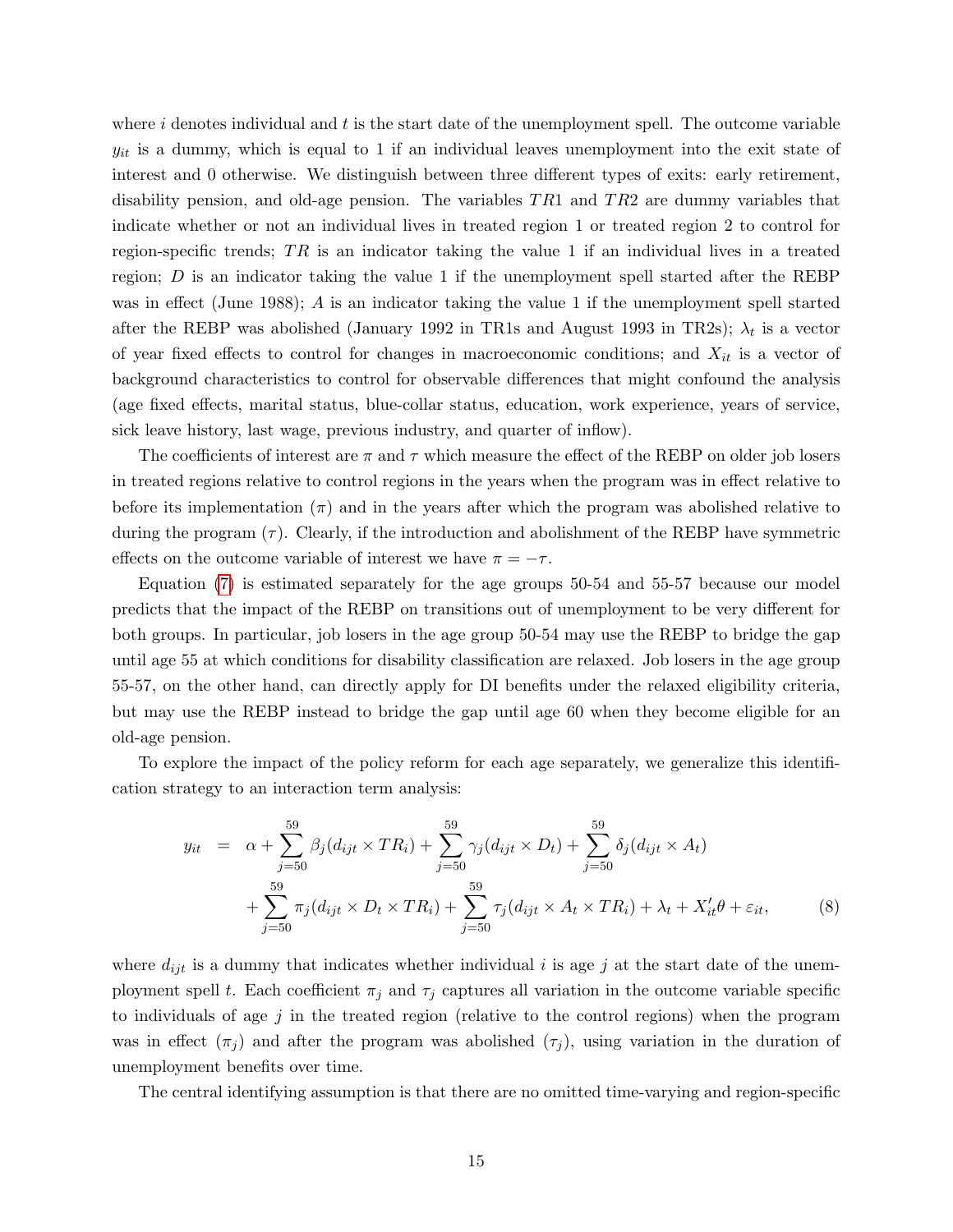where $i$ denotes individual and $t$ is the start date of the unemployment spell. The outcome variable $y_{it}$ is a dummy, which is equal to 1 if an individual leaves unemployment into the exit state of interest and 0 otherwise. We distinguish between three different types of exits: early retirement, disability pension, and old-age pension. The variables $TR1$ and $TR2$ are dummy variables that indicate whether or not an individual lives in treated region 1 or treated region 2 to control for region-specific trends; $TR$ is an indicator taking the value 1 if an individual lives in a treated region; $D$ is an indicator taking the value 1 if the unemployment spell started after the REBP was in effect (June 1988); $A$ is an indicator taking the value 1 if the unemployment spell started after the REBP was abolished (January 1992 in TR1s and August 1993 in TR2s); $\lambda_t$ is a vector of year fixed effects to control for changes in macroeconomic conditions; and $X_{it}$ is a vector of background characteristics to control for observable differences that might confound the analysis (age fixed effects, marital status, blue-collar status, education, work experience, years of service, sick leave history, last wage, previous industry, and quarter of inflow).

The coefficients of interest are $\pi$ and $\tau$ which measure the effect of the REBP on older job losers in treated regions relative to control regions in the years when the program was in effect relative to before its implementation ($\pi$) and in the years after which the program was abolished relative to during the program ($\tau$). Clearly, if the introduction and abolishment of the REBP have symmetric effects on the outcome variable of interest we have $\pi = -\tau$.

Equation (7) is estimated separately for the age groups 50-54 and 55-57 because our model predicts that the impact of the REBP on transitions out of unemployment to be very different for both groups. In particular, job losers in the age group 50-54 may use the REBP to bridge the gap until age 55 at which conditions for disability classification are relaxed. Job losers in the age group 55-57, on the other hand, can directly apply for DI benefits under the relaxed eligibility criteria, but may use the REBP instead to bridge the gap until age 60 when they become eligible for an old-age pension.

To explore the impact of the policy reform for each age separately, we generalize this identification strategy to an interaction term analysis:

$$
\begin{aligned}
y_{it} \;=\;& \alpha + \sum_{j=50}^{59} \beta_j (d_{ijt} \times TR_i) + \sum_{j=50}^{59} \gamma_j (d_{ijt} \times D_t) + \sum_{j=50}^{59} \delta_j (d_{ijt} \times A_t) \\
&+ \sum_{j=50}^{59} \pi_j (d_{ijt} \times D_t \times TR_i) + \sum_{j=50}^{59} \tau_j (d_{ijt} \times A_t \times TR_i) + \lambda_t + X_{it}'\theta + \varepsilon_{it}, \qquad (8)
\end{aligned}
$$

where $d_{ijt}$ is a dummy that indicates whether individual $i$ is age $j$ at the start date of the unemployment spell $t$. Each coefficient $\pi_j$ and $\tau_j$ captures all variation in the outcome variable specific to individuals of age $j$ in the treated region (relative to the control regions) when the program was in effect ($\pi_j$) and after the program was abolished ($\tau_j$), using variation in the duration of unemployment benefits over time.

The central identifying assumption is that there are no omitted time-varying and region-specific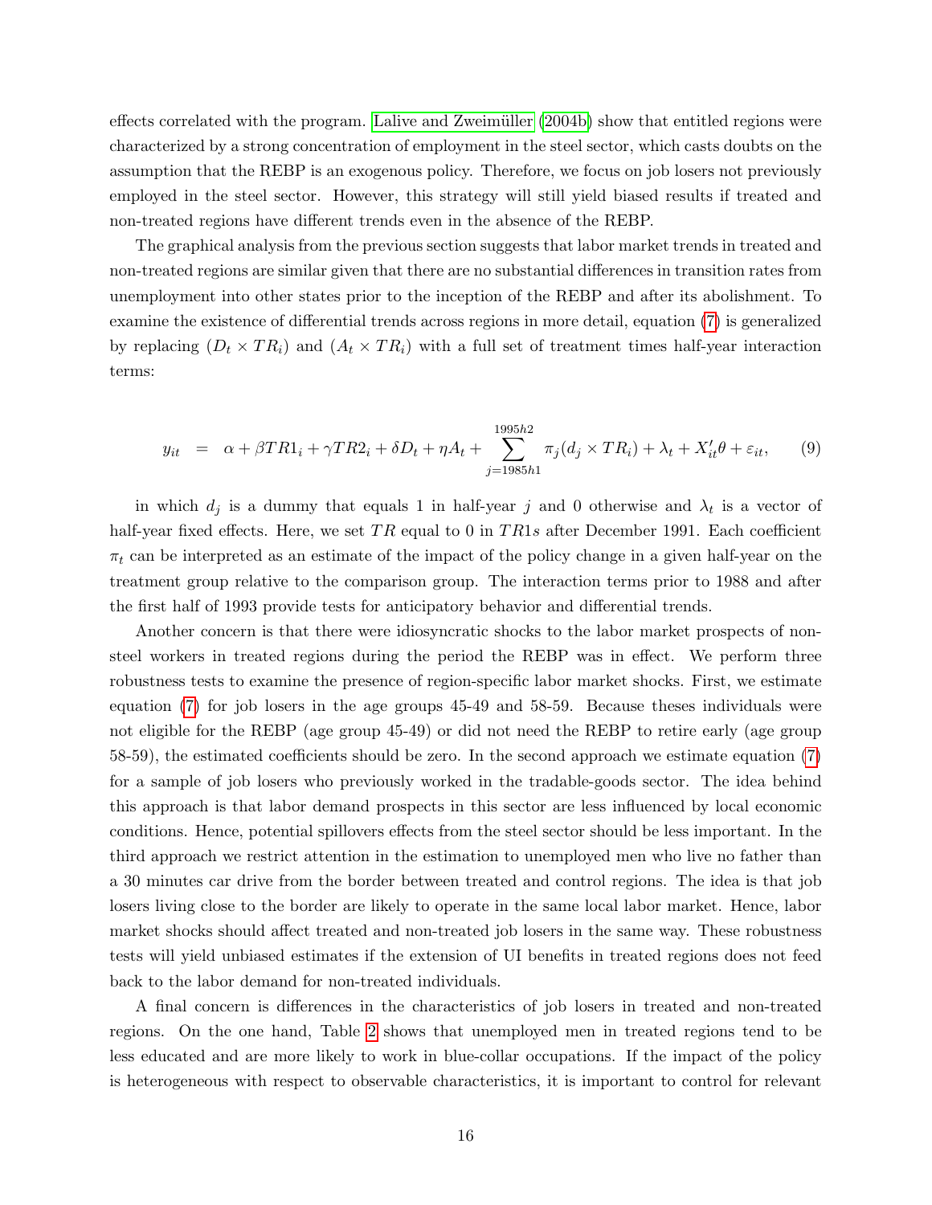effects correlated with the program. Lalive and Zweimüller (2004b) show that entitled regions were characterized by a strong concentration of employment in the steel sector, which casts doubts on the assumption that the REBP is an exogenous policy. Therefore, we focus on job losers not previously employed in the steel sector. However, this strategy will still yield biased results if treated and non-treated regions have different trends even in the absence of the REBP.

The graphical analysis from the previous section suggests that labor market trends in treated and non-treated regions are similar given that there are no substantial differences in transition rates from unemployment into other states prior to the inception of the REBP and after its abolishment. To examine the existence of differential trends across regions in more detail, equation (7) is generalized by replacing $(D_t \times TR_i)$ and $(A_t \times TR_i)$ with a full set of treatment times half-year interaction terms:

$$y_{it} = \alpha + \beta TR1_i + \gamma TR2_i + \delta D_t + \eta A_t + \sum_{j=1985h1}^{1995h2} \pi_j (d_j \times TR_i) + \lambda_t + X_{it}'\theta + \varepsilon_{it}, \qquad (9)$$

in which $d_j$ is a dummy that equals 1 in half-year $j$ and 0 otherwise and $\lambda_t$ is a vector of half-year fixed effects. Here, we set $TR$ equal to 0 in $TR1s$ after December 1991. Each coefficient $\pi_t$ can be interpreted as an estimate of the impact of the policy change in a given half-year on the treatment group relative to the comparison group. The interaction terms prior to 1988 and after the first half of 1993 provide tests for anticipatory behavior and differential trends.

Another concern is that there were idiosyncratic shocks to the labor market prospects of non-steel workers in treated regions during the period the REBP was in effect. We perform three robustness tests to examine the presence of region-specific labor market shocks. First, we estimate equation (7) for job losers in the age groups 45-49 and 58-59. Because theses individuals were not eligible for the REBP (age group 45-49) or did not need the REBP to retire early (age group 58-59), the estimated coefficients should be zero. In the second approach we estimate equation (7) for a sample of job losers who previously worked in the tradable-goods sector. The idea behind this approach is that labor demand prospects in this sector are less influenced by local economic conditions. Hence, potential spillovers effects from the steel sector should be less important. In the third approach we restrict attention in the estimation to unemployed men who live no father than a 30 minutes car drive from the border between treated and control regions. The idea is that job losers living close to the border are likely to operate in the same local labor market. Hence, labor market shocks should affect treated and non-treated job losers in the same way. These robustness tests will yield unbiased estimates if the extension of UI benefits in treated regions does not feed back to the labor demand for non-treated individuals.

A final concern is differences in the characteristics of job losers in treated and non-treated regions. On the one hand, Table 2 shows that unemployed men in treated regions tend to be less educated and are more likely to work in blue-collar occupations. If the impact of the policy is heterogeneous with respect to observable characteristics, it is important to control for relevant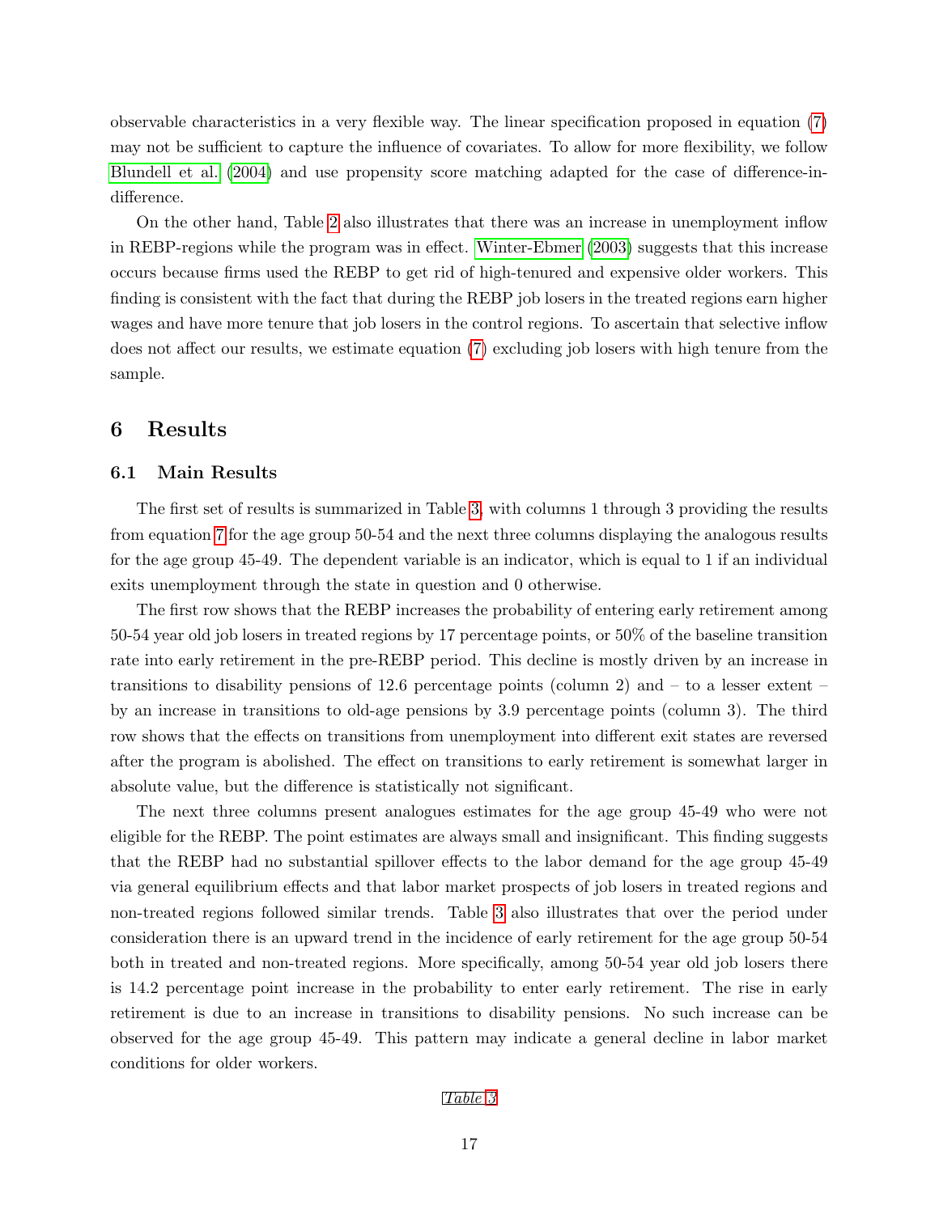observable characteristics in a very flexible way. The linear specification proposed in equation (7) may not be sufficient to capture the influence of covariates. To allow for more flexibility, we follow Blundell et al. (2004) and use propensity score matching adapted for the case of difference-in-difference.

On the other hand, Table 2 also illustrates that there was an increase in unemployment inflow in REBP-regions while the program was in effect. Winter-Ebmer (2003) suggests that this increase occurs because firms used the REBP to get rid of high-tenured and expensive older workers. This finding is consistent with the fact that during the REBP job losers in the treated regions earn higher wages and have more tenure that job losers in the control regions. To ascertain that selective inflow does not affect our results, we estimate equation (7) excluding job losers with high tenure from the sample.

# 6 Results

## 6.1 Main Results

The first set of results is summarized in Table 3, with columns 1 through 3 providing the results from equation 7 for the age group 50-54 and the next three columns displaying the analogous results for the age group 45-49. The dependent variable is an indicator, which is equal to 1 if an individual exits unemployment through the state in question and 0 otherwise.

The first row shows that the REBP increases the probability of entering early retirement among 50-54 year old job losers in treated regions by 17 percentage points, or 50% of the baseline transition rate into early retirement in the pre-REBP period. This decline is mostly driven by an increase in transitions to disability pensions of 12.6 percentage points (column 2) and – to a lesser extent – by an increase in transitions to old-age pensions by 3.9 percentage points (column 3). The third row shows that the effects on transitions from unemployment into different exit states are reversed after the program is abolished. The effect on transitions to early retirement is somewhat larger in absolute value, but the difference is statistically not significant.

The next three columns present analogues estimates for the age group 45-49 who were not eligible for the REBP. The point estimates are always small and insignificant. This finding suggests that the REBP had no substantial spillover effects to the labor demand for the age group 45-49 via general equilibrium effects and that labor market prospects of job losers in treated regions and non-treated regions followed similar trends. Table 3 also illustrates that over the period under consideration there is an upward trend in the incidence of early retirement for the age group 50-54 both in treated and non-treated regions. More specifically, among 50-54 year old job losers there is 14.2 percentage point increase in the probability to enter early retirement. The rise in early retirement is due to an increase in transitions to disability pensions. No such increase can be observed for the age group 45-49. This pattern may indicate a general decline in labor market conditions for older workers.

*Table 3*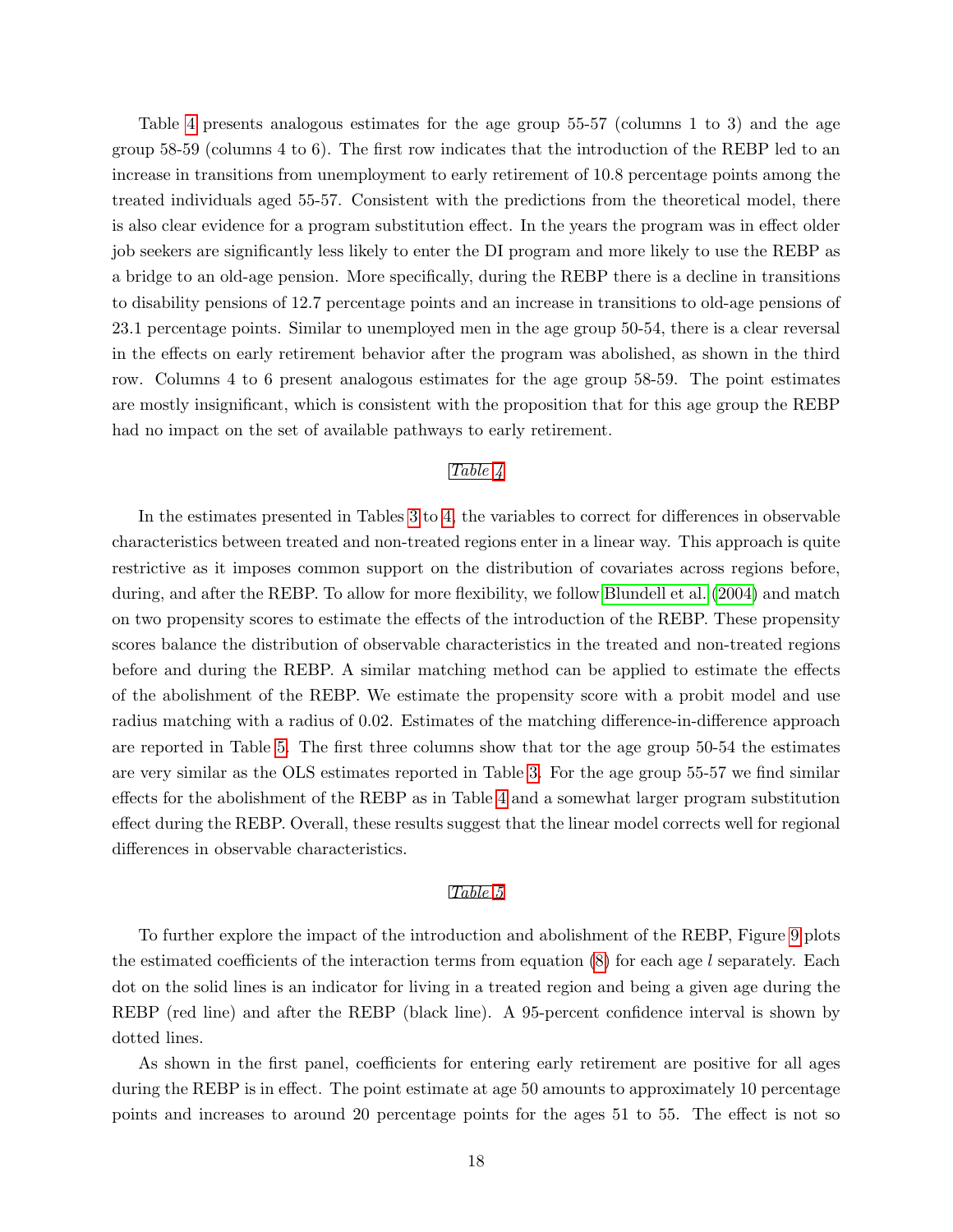Table 4 presents analogous estimates for the age group 55-57 (columns 1 to 3) and the age group 58-59 (columns 4 to 6). The first row indicates that the introduction of the REBP led to an increase in transitions from unemployment to early retirement of 10.8 percentage points among the treated individuals aged 55-57. Consistent with the predictions from the theoretical model, there is also clear evidence for a program substitution effect. In the years the program was in effect older job seekers are significantly less likely to enter the DI program and more likely to use the REBP as a bridge to an old-age pension. More specifically, during the REBP there is a decline in transitions to disability pensions of 12.7 percentage points and an increase in transitions to old-age pensions of 23.1 percentage points. Similar to unemployed men in the age group 50-54, there is a clear reversal in the effects on early retirement behavior after the program was abolished, as shown in the third row. Columns 4 to 6 present analogous estimates for the age group 58-59. The point estimates are mostly insignificant, which is consistent with the proposition that for this age group the REBP had no impact on the set of available pathways to early retirement.

*Table 4*

In the estimates presented in Tables 3 to 4, the variables to correct for differences in observable characteristics between treated and non-treated regions enter in a linear way. This approach is quite restrictive as it imposes common support on the distribution of covariates across regions before, during, and after the REBP. To allow for more flexibility, we follow Blundell et al. (2004) and match on two propensity scores to estimate the effects of the introduction of the REBP. These propensity scores balance the distribution of observable characteristics in the treated and non-treated regions before and during the REBP. A similar matching method can be applied to estimate the effects of the abolishment of the REBP. We estimate the propensity score with a probit model and use radius matching with a radius of 0.02. Estimates of the matching difference-in-difference approach are reported in Table 5. The first three columns show that tor the age group 50-54 the estimates are very similar as the OLS estimates reported in Table 3. For the age group 55-57 we find similar effects for the abolishment of the REBP as in Table 4 and a somewhat larger program substitution effect during the REBP. Overall, these results suggest that the linear model corrects well for regional differences in observable characteristics.

*Table 5*

To further explore the impact of the introduction and abolishment of the REBP, Figure 9 plots the estimated coefficients of the interaction terms from equation (8) for each age $l$ separately. Each dot on the solid lines is an indicator for living in a treated region and being a given age during the REBP (red line) and after the REBP (black line). A 95-percent confidence interval is shown by dotted lines.

As shown in the first panel, coefficients for entering early retirement are positive for all ages during the REBP is in effect. The point estimate at age 50 amounts to approximately 10 percentage points and increases to around 20 percentage points for the ages 51 to 55. The effect is not so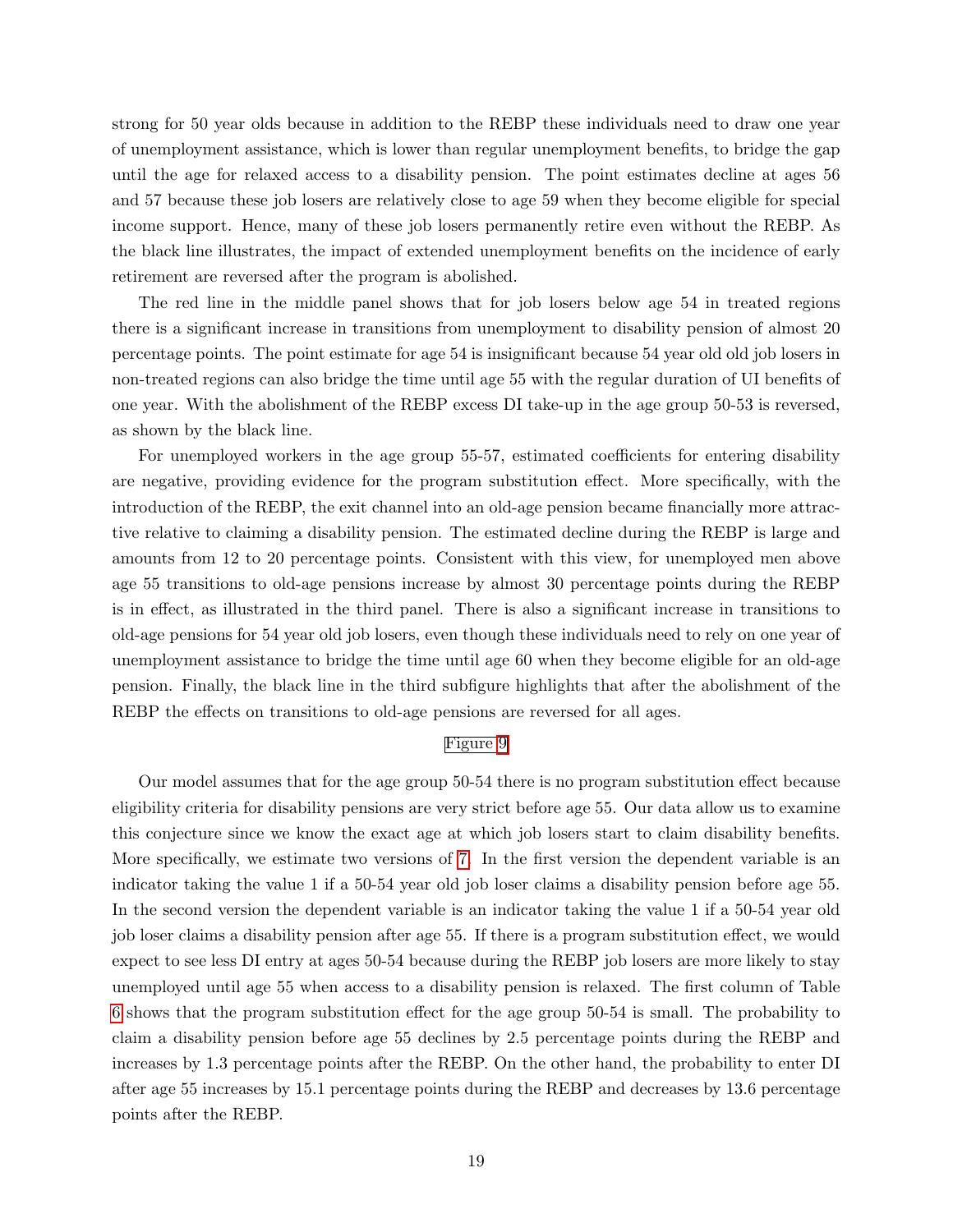strong for 50 year olds because in addition to the REBP these individuals need to draw one year of unemployment assistance, which is lower than regular unemployment benefits, to bridge the gap until the age for relaxed access to a disability pension. The point estimates decline at ages 56 and 57 because these job losers are relatively close to age 59 when they become eligible for special income support. Hence, many of these job losers permanently retire even without the REBP. As the black line illustrates, the impact of extended unemployment benefits on the incidence of early retirement are reversed after the program is abolished.

The red line in the middle panel shows that for job losers below age 54 in treated regions there is a significant increase in transitions from unemployment to disability pension of almost 20 percentage points. The point estimate for age 54 is insignificant because 54 year old old job losers in non-treated regions can also bridge the time until age 55 with the regular duration of UI benefits of one year. With the abolishment of the REBP excess DI take-up in the age group 50-53 is reversed, as shown by the black line.

For unemployed workers in the age group 55-57, estimated coefficients for entering disability are negative, providing evidence for the program substitution effect. More specifically, with the introduction of the REBP, the exit channel into an old-age pension became financially more attractive relative to claiming a disability pension. The estimated decline during the REBP is large and amounts from 12 to 20 percentage points. Consistent with this view, for unemployed men above age 55 transitions to old-age pensions increase by almost 30 percentage points during the REBP is in effect, as illustrated in the third panel. There is also a significant increase in transitions to old-age pensions for 54 year old job losers, even though these individuals need to rely on one year of unemployment assistance to bridge the time until age 60 when they become eligible for an old-age pension. Finally, the black line in the third subfigure highlights that after the abolishment of the REBP the effects on transitions to old-age pensions are reversed for all ages.

Figure 9

Our model assumes that for the age group 50-54 there is no program substitution effect because eligibility criteria for disability pensions are very strict before age 55. Our data allow us to examine this conjecture since we know the exact age at which job losers start to claim disability benefits. More specifically, we estimate two versions of 7. In the first version the dependent variable is an indicator taking the value 1 if a 50-54 year old job loser claims a disability pension before age 55. In the second version the dependent variable is an indicator taking the value 1 if a 50-54 year old job loser claims a disability pension after age 55. If there is a program substitution effect, we would expect to see less DI entry at ages 50-54 because during the REBP job losers are more likely to stay unemployed until age 55 when access to a disability pension is relaxed. The first column of Table 6 shows that the program substitution effect for the age group 50-54 is small. The probability to claim a disability pension before age 55 declines by 2.5 percentage points during the REBP and increases by 1.3 percentage points after the REBP. On the other hand, the probability to enter DI after age 55 increases by 15.1 percentage points during the REBP and decreases by 13.6 percentage points after the REBP.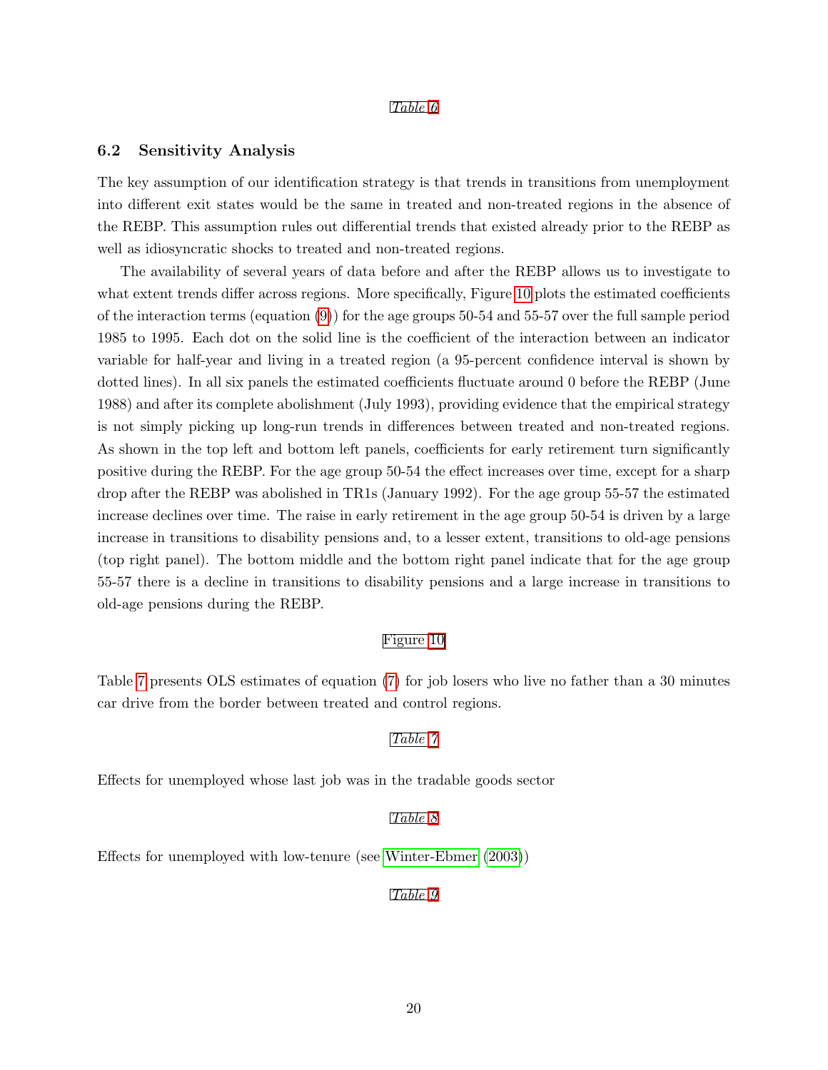*Table 6*

### 6.2 Sensitivity Analysis

The key assumption of our identification strategy is that trends in transitions from unemployment into different exit states would be the same in treated and non-treated regions in the absence of the REBP. This assumption rules out differential trends that existed already prior to the REBP as well as idiosyncratic shocks to treated and non-treated regions.

The availability of several years of data before and after the REBP allows us to investigate to what extent trends differ across regions. More specifically, Figure 10 plots the estimated coefficients of the interaction terms (equation (9)) for the age groups 50-54 and 55-57 over the full sample period 1985 to 1995. Each dot on the solid line is the coefficient of the interaction between an indicator variable for half-year and living in a treated region (a 95-percent confidence interval is shown by dotted lines). In all six panels the estimated coefficients fluctuate around 0 before the REBP (June 1988) and after its complete abolishment (July 1993), providing evidence that the empirical strategy is not simply picking up long-run trends in differences between treated and non-treated regions. As shown in the top left and bottom left panels, coefficients for early retirement turn significantly positive during the REBP. For the age group 50-54 the effect increases over time, except for a sharp drop after the REBP was abolished in TR1s (January 1992). For the age group 55-57 the estimated increase declines over time. The raise in early retirement in the age group 50-54 is driven by a large increase in transitions to disability pensions and, to a lesser extent, transitions to old-age pensions (top right panel). The bottom middle and the bottom right panel indicate that for the age group 55-57 there is a decline in transitions to disability pensions and a large increase in transitions to old-age pensions during the REBP.

Figure 10

Table 7 presents OLS estimates of equation (7) for job losers who live no father than a 30 minutes car drive from the border between treated and control regions.

*Table 7*

Effects for unemployed whose last job was in the tradable goods sector

*Table 8*

Effects for unemployed with low-tenure (see Winter-Ebmer (2003))

*Table 9*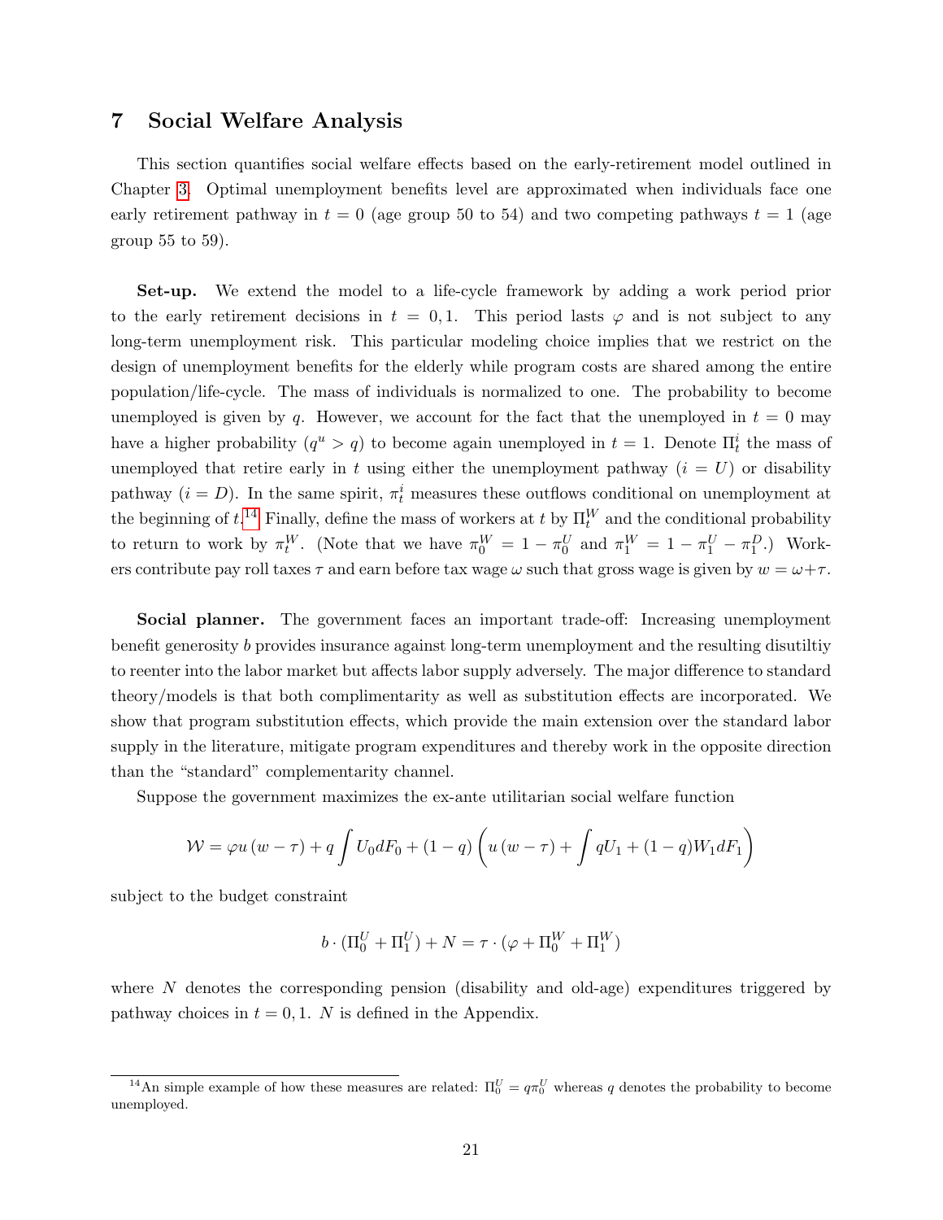## 7 Social Welfare Analysis

This section quantifies social welfare effects based on the early-retirement model outlined in Chapter 3. Optimal unemployment benefits level are approximated when individuals face one early retirement pathway in $t = 0$ (age group 50 to 54) and two competing pathways $t = 1$ (age group 55 to 59).

**Set-up.** We extend the model to a life-cycle framework by adding a work period prior to the early retirement decisions in $t = 0, 1$. This period lasts $\varphi$ and is not subject to any long-term unemployment risk. This particular modeling choice implies that we restrict on the design of unemployment benefits for the elderly while program costs are shared among the entire population/life-cycle. The mass of individuals is normalized to one. The probability to become unemployed is given by $q$. However, we account for the fact that the unemployed in $t = 0$ may have a higher probability ($q^u > q$) to become again unemployed in $t = 1$. Denote $\Pi_t^i$ the mass of unemployed that retire early in $t$ using either the unemployment pathway ($i = U$) or disability pathway ($i = D$). In the same spirit, $\pi_t^i$ measures these outflows conditional on unemployment at the beginning of $t$.[14] Finally, define the mass of workers at $t$ by $\Pi_t^W$ and the conditional probability to return to work by $\pi_t^W$. (Note that we have $\pi_0^W = 1 - \pi_0^U$ and $\pi_1^W = 1 - \pi_1^U - \pi_1^D$.) Workers contribute pay roll taxes $\tau$ and earn before tax wage $\omega$ such that gross wage is given by $w = \omega + \tau$.

**Social planner.** The government faces an important trade-off: Increasing unemployment benefit generosity $b$ provides insurance against long-term unemployment and the resulting disutiltiy to reenter into the labor market but affects labor supply adversely. The major difference to standard theory/models is that both complimentarity as well as substitution effects are incorporated. We show that program substitution effects, which provide the main extension over the standard labor supply in the literature, mitigate program expenditures and thereby work in the opposite direction than the "standard" complementarity channel.

Suppose the government maximizes the ex-ante utilitarian social welfare function

$$\mathcal{W} = \varphi u\left(w - \tau\right) + q \int U_0 dF_0 + (1-q)\left(u\left(w-\tau\right) + \int qU_1 + (1-q)W_1 dF_1\right)$$

subject to the budget constraint

$$b \cdot (\Pi_0^U + \Pi_1^U) + N = \tau \cdot (\varphi + \Pi_0^W + \Pi_1^W)$$

where $N$ denotes the corresponding pension (disability and old-age) expenditures triggered by pathway choices in $t = 0, 1$. $N$ is defined in the Appendix.

[14] An simple example of how these measures are related: $\Pi_0^U = q\pi_0^U$ whereas $q$ denotes the probability to become unemployed.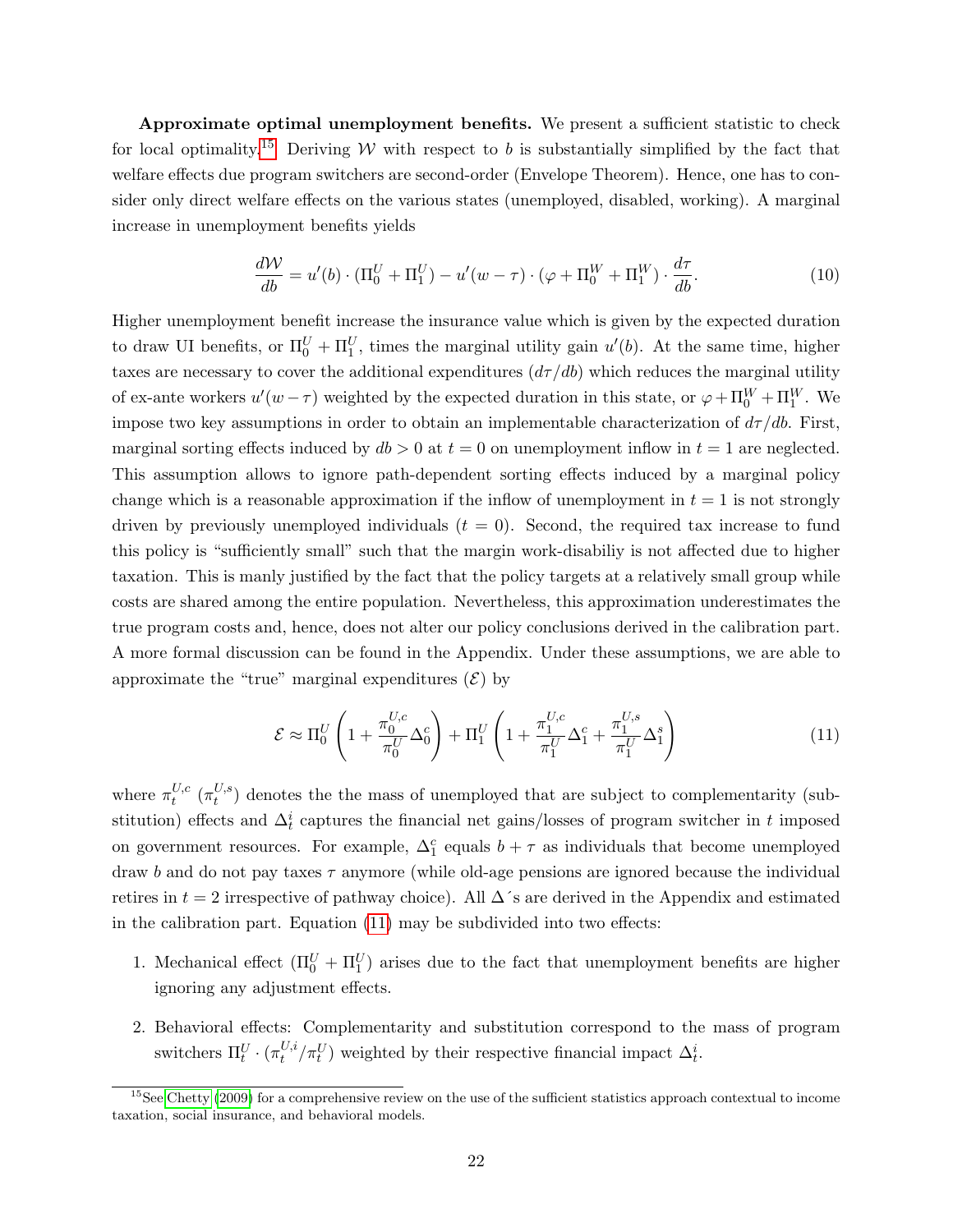**Approximate optimal unemployment benefits.** We present a sufficient statistic to check for local optimality.[15] Deriving $\mathcal{W}$ with respect to $b$ is substantially simplified by the fact that welfare effects due program switchers are second-order (Envelope Theorem). Hence, one has to consider only direct welfare effects on the various states (unemployed, disabled, working). A marginal increase in unemployment benefits yields

$$\frac{d\mathcal{W}}{db} = u'(b) \cdot (\Pi_0^U + \Pi_1^U) - u'(w - \tau) \cdot (\varphi + \Pi_0^W + \Pi_1^W) \cdot \frac{d\tau}{db}. \tag{10}$$

Higher unemployment benefit increase the insurance value which is given by the expected duration to draw UI benefits, or $\Pi_0^U + \Pi_1^U$, times the marginal utility gain $u'(b)$. At the same time, higher taxes are necessary to cover the additional expenditures ($d\tau/db$) which reduces the marginal utility of ex-ante workers $u'(w - \tau)$ weighted by the expected duration in this state, or $\varphi + \Pi_0^W + \Pi_1^W$. We impose two key assumptions in order to obtain an implementable characterization of $d\tau/db$. First, marginal sorting effects induced by $db > 0$ at $t = 0$ on unemployment inflow in $t = 1$ are neglected. This assumption allows to ignore path-dependent sorting effects induced by a marginal policy change which is a reasonable approximation if the inflow of unemployment in $t = 1$ is not strongly driven by previously unemployed individuals ($t = 0$). Second, the required tax increase to fund this policy is "sufficiently small" such that the margin work-disabiliy is not affected due to higher taxation. This is manly justified by the fact that the policy targets at a relatively small group while costs are shared among the entire population. Nevertheless, this approximation underestimates the true program costs and, hence, does not alter our policy conclusions derived in the calibration part. A more formal discussion can be found in the Appendix. Under these assumptions, we are able to approximate the "true" marginal expenditures ($\mathcal{E}$) by

$$\mathcal{E} \approx \Pi_0^U \left( 1 + \frac{\pi_0^{U,c}}{\pi_0^U} \Delta_0^c \right) + \Pi_1^U \left( 1 + \frac{\pi_1^{U,c}}{\pi_1^U} \Delta_1^c + \frac{\pi_1^{U,s}}{\pi_1^U} \Delta_1^s \right) \tag{11}$$

where $\pi_t^{U,c}$ ($\pi_t^{U,s}$) denotes the the mass of unemployed that are subject to complementarity (substitution) effects and $\Delta_t^i$ captures the financial net gains/losses of program switcher in $t$ imposed on government resources. For example, $\Delta_1^c$ equals $b + \tau$ as individuals that become unemployed draw $b$ and do not pay taxes $\tau$ anymore (while old-age pensions are ignored because the individual retires in $t = 2$ irrespective of pathway choice). All $\Delta$´s are derived in the Appendix and estimated in the calibration part. Equation (11) may be subdivided into two effects:

1. Mechanical effect ($\Pi_0^U + \Pi_1^U$) arises due to the fact that unemployment benefits are higher ignoring any adjustment effects.
2. Behavioral effects: Complementarity and substitution correspond to the mass of program switchers $\Pi_t^U \cdot (\pi_t^{U,i}/\pi_t^U)$ weighted by their respective financial impact $\Delta_t^i$.

[15] See Chetty (2009) for a comprehensive review on the use of the sufficient statistics approach contextual to income taxation, social insurance, and behavioral models.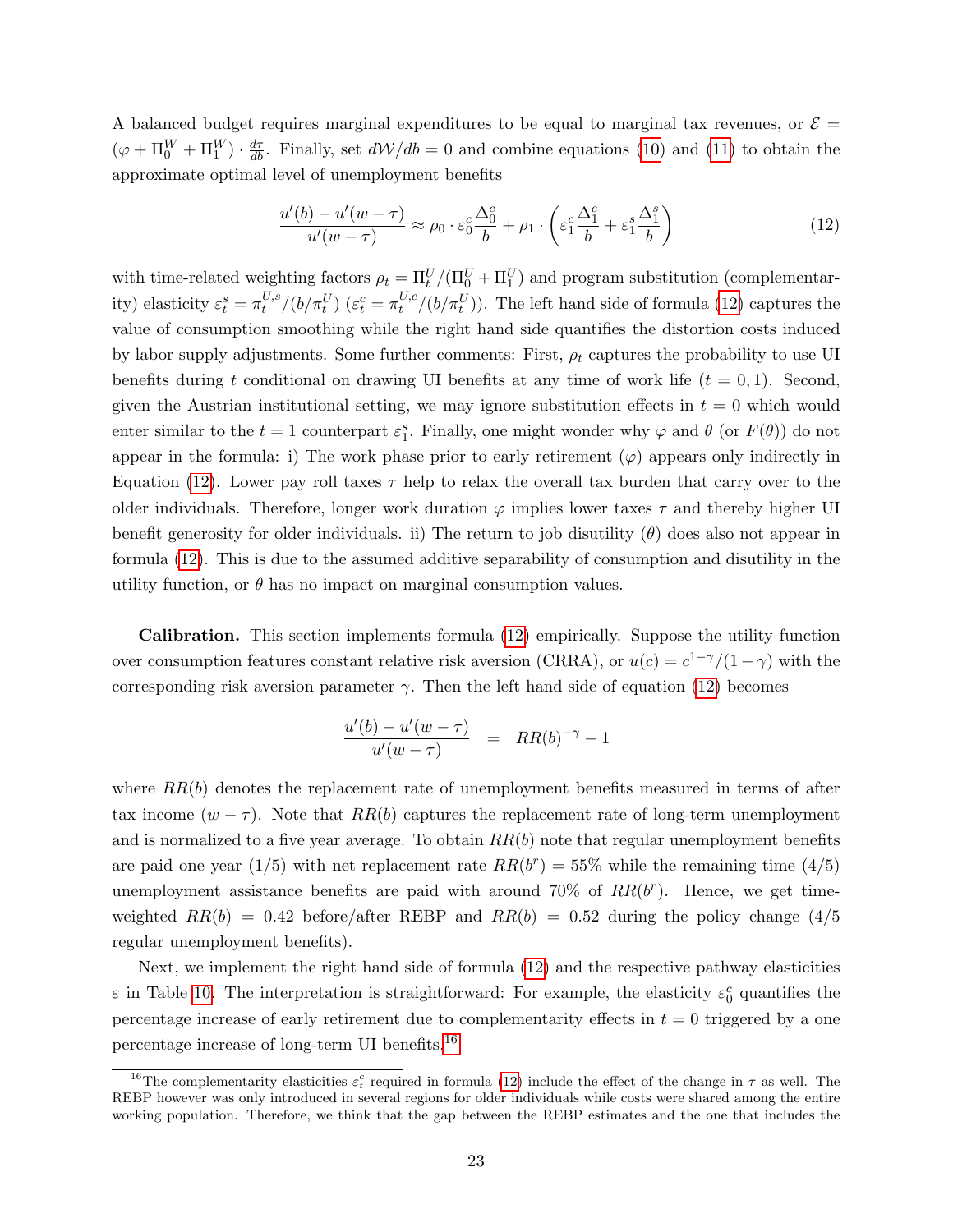A balanced budget requires marginal expenditures to be equal to marginal tax revenues, or $\mathcal{E} = (\varphi + \Pi_0^W + \Pi_1^W) \cdot \frac{d\tau}{db}$. Finally, set $d\mathcal{W}/db = 0$ and combine equations (10) and (11) to obtain the approximate optimal level of unemployment benefits

$$\frac{u'(b) - u'(w-\tau)}{u'(w-\tau)} \approx \rho_0 \cdot \varepsilon_0^c \frac{\Delta_0^c}{b} + \rho_1 \cdot \left( \varepsilon_1^c \frac{\Delta_1^c}{b} + \varepsilon_1^s \frac{\Delta_1^s}{b} \right) \tag{12}$$

with time-related weighting factors $\rho_t = \Pi_t^U/(\Pi_0^U + \Pi_1^U)$ and program substitution (complementarity) elasticity $\varepsilon_t^s = \pi_t^{U,s}/(b/\pi_t^U)$ ($\varepsilon_t^c = \pi_t^{U,c}/(b/\pi_t^U)$). The left hand side of formula (12) captures the value of consumption smoothing while the right hand side quantifies the distortion costs induced by labor supply adjustments. Some further comments: First, $\rho_t$ captures the probability to use UI benefits during $t$ conditional on drawing UI benefits at any time of work life ($t = 0, 1$). Second, given the Austrian institutional setting, we may ignore substitution effects in $t = 0$ which would enter similar to the $t = 1$ counterpart $\varepsilon_1^s$. Finally, one might wonder why $\varphi$ and $\theta$ (or $F(\theta)$) do not appear in the formula: i) The work phase prior to early retirement ($\varphi$) appears only indirectly in Equation (12). Lower pay roll taxes $\tau$ help to relax the overall tax burden that carry over to the older individuals. Therefore, longer work duration $\varphi$ implies lower taxes $\tau$ and thereby higher UI benefit generosity for older individuals. ii) The return to job disutility ($\theta$) does also not appear in formula (12). This is due to the assumed additive separability of consumption and disutility in the utility function, or $\theta$ has no impact on marginal consumption values.

**Calibration.** This section implements formula (12) empirically. Suppose the utility function over consumption features constant relative risk aversion (CRRA), or $u(c) = c^{1-\gamma}/(1-\gamma)$ with the corresponding risk aversion parameter $\gamma$. Then the left hand side of equation (12) becomes

$$\frac{u'(b) - u'(w-\tau)}{u'(w-\tau)} \quad = \quad RR(b)^{-\gamma} - 1$$

where $RR(b)$ denotes the replacement rate of unemployment benefits measured in terms of after tax income ($w - \tau$). Note that $RR(b)$ captures the replacement rate of long-term unemployment and is normalized to a five year average. To obtain $RR(b)$ note that regular unemployment benefits are paid one year (1/5) with net replacement rate $RR(b^r) = 55\%$ while the remaining time (4/5) unemployment assistance benefits are paid with around 70% of $RR(b^r)$. Hence, we get time-weighted $RR(b) = 0.42$ before/after REBP and $RR(b) = 0.52$ during the policy change (4/5 regular unemployment benefits).

Next, we implement the right hand side of formula (12) and the respective pathway elasticities $\varepsilon$ in Table 10. The interpretation is straightforward: For example, the elasticity $\varepsilon_0^c$ quantifies the percentage increase of early retirement due to complementarity effects in $t = 0$ triggered by a one percentage increase of long-term UI benefits.[16]

[16]The complementarity elasticities $\varepsilon_t^c$ required in formula (12) include the effect of the change in $\tau$ as well. The REBP however was only introduced in several regions for older individuals while costs were shared among the entire working population. Therefore, we think that the gap between the REBP estimates and the one that includes the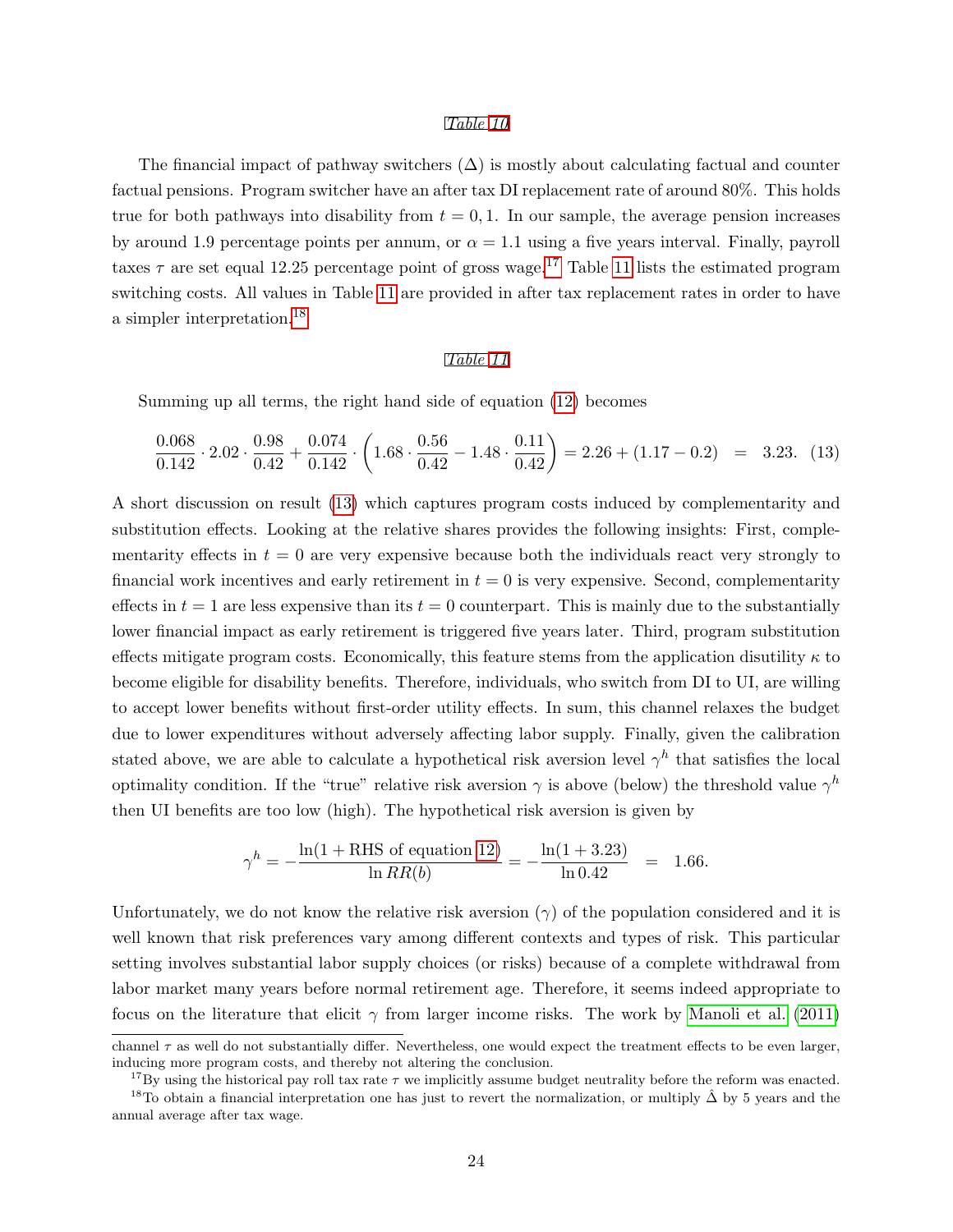*Table 10*

The financial impact of pathway switchers ($\Delta$) is mostly about calculating factual and counter factual pensions. Program switcher have an after tax DI replacement rate of around 80%. This holds true for both pathways into disability from $t = 0, 1$. In our sample, the average pension increases by around 1.9 percentage points per annum, or $\alpha = 1.1$ using a five years interval. Finally, payroll taxes $\tau$ are set equal 12.25 percentage point of gross wage.[17] Table 11 lists the estimated program switching costs. All values in Table 11 are provided in after tax replacement rates in order to have a simpler interpretation.[18]

*Table 11*

Summing up all terms, the right hand side of equation (12) becomes

$$\frac{0.068}{0.142} \cdot 2.02 \cdot \frac{0.98}{0.42} + \frac{0.074}{0.142} \cdot \left(1.68 \cdot \frac{0.56}{0.42} - 1.48 \cdot \frac{0.11}{0.42}\right) = 2.26 + (1.17 - 0.2) \quad = \quad 3.23. \quad (13)$$

A short discussion on result (13) which captures program costs induced by complementarity and substitution effects. Looking at the relative shares provides the following insights: First, complementarity effects in $t = 0$ are very expensive because both the individuals react very strongly to financial work incentives and early retirement in $t = 0$ is very expensive. Second, complementarity effects in $t = 1$ are less expensive than its $t = 0$ counterpart. This is mainly due to the substantially lower financial impact as early retirement is triggered five years later. Third, program substitution effects mitigate program costs. Economically, this feature stems from the application disutility $\kappa$ to become eligible for disability benefits. Therefore, individuals, who switch from DI to UI, are willing to accept lower benefits without first-order utility effects. In sum, this channel relaxes the budget due to lower expenditures without adversely affecting labor supply. Finally, given the calibration stated above, we are able to calculate a hypothetical risk aversion level $\gamma^h$ that satisfies the local optimality condition. If the "true" relative risk aversion $\gamma$ is above (below) the threshold value $\gamma^h$ then UI benefits are too low (high). The hypothetical risk aversion is given by

$$\gamma^h = -\frac{\ln(1 + \text{RHS of equation 12})}{\ln RR(b)} = -\frac{\ln(1 + 3.23)}{\ln 0.42} \quad = \quad 1.66.$$

Unfortunately, we do not know the relative risk aversion ($\gamma$) of the population considered and it is well known that risk preferences vary among different contexts and types of risk. This particular setting involves substantial labor supply choices (or risks) because of a complete withdrawal from labor market many years before normal retirement age. Therefore, it seems indeed appropriate to focus on the literature that elicit $\gamma$ from larger income risks. The work by Manoli et al. (2011)

channel $\tau$ as well do not substantially differ. Nevertheless, one would expect the treatment effects to be even larger, inducing more program costs, and thereby not altering the conclusion.

[17] By using the historical pay roll tax rate $\tau$ we implicitly assume budget neutrality before the reform was enacted.

[18] To obtain a financial interpretation one has just to revert the normalization, or multiply $\hat{\Delta}$ by 5 years and the annual average after tax wage.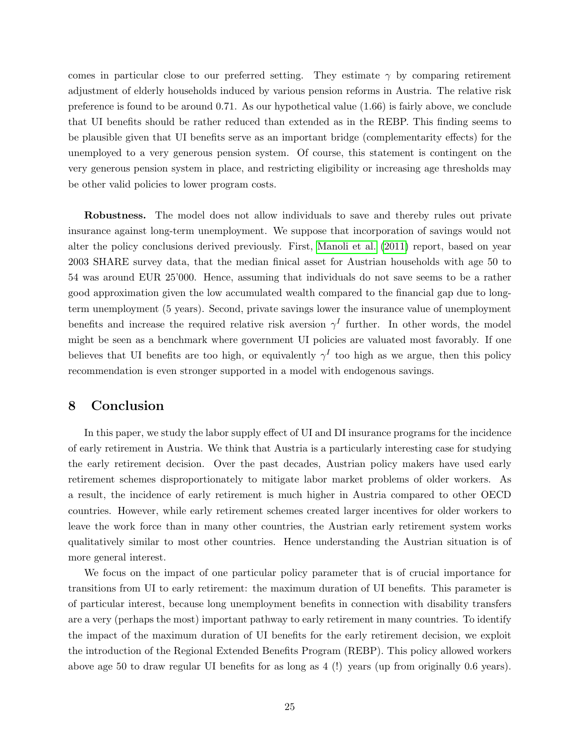comes in particular close to our preferred setting. They estimate $\gamma$ by comparing retirement adjustment of elderly households induced by various pension reforms in Austria. The relative risk preference is found to be around 0.71. As our hypothetical value (1.66) is fairly above, we conclude that UI benefits should be rather reduced than extended as in the REBP. This finding seems to be plausible given that UI benefits serve as an important bridge (complementarity effects) for the unemployed to a very generous pension system. Of course, this statement is contingent on the very generous pension system in place, and restricting eligibility or increasing age thresholds may be other valid policies to lower program costs.

**Robustness.** The model does not allow individuals to save and thereby rules out private insurance against long-term unemployment. We suppose that incorporation of savings would not alter the policy conclusions derived previously. First, Manoli et al. (2011) report, based on year 2003 SHARE survey data, that the median finical asset for Austrian households with age 50 to 54 was around EUR 25'000. Hence, assuming that individuals do not save seems to be a rather good approximation given the low accumulated wealth compared to the financial gap due to long-term unemployment (5 years). Second, private savings lower the insurance value of unemployment benefits and increase the required relative risk aversion $\gamma^I$ further. In other words, the model might be seen as a benchmark where government UI policies are valuated most favorably. If one believes that UI benefits are too high, or equivalently $\gamma^I$ too high as we argue, then this policy recommendation is even stronger supported in a model with endogenous savings.

# 8 Conclusion

In this paper, we study the labor supply effect of UI and DI insurance programs for the incidence of early retirement in Austria. We think that Austria is a particularly interesting case for studying the early retirement decision. Over the past decades, Austrian policy makers have used early retirement schemes disproportionately to mitigate labor market problems of older workers. As a result, the incidence of early retirement is much higher in Austria compared to other OECD countries. However, while early retirement schemes created larger incentives for older workers to leave the work force than in many other countries, the Austrian early retirement system works qualitatively similar to most other countries. Hence understanding the Austrian situation is of more general interest.

We focus on the impact of one particular policy parameter that is of crucial importance for transitions from UI to early retirement: the maximum duration of UI benefits. This parameter is of particular interest, because long unemployment benefits in connection with disability transfers are a very (perhaps the most) important pathway to early retirement in many countries. To identify the impact of the maximum duration of UI benefits for the early retirement decision, we exploit the introduction of the Regional Extended Benefits Program (REBP). This policy allowed workers above age 50 to draw regular UI benefits for as long as 4 (!) years (up from originally 0.6 years).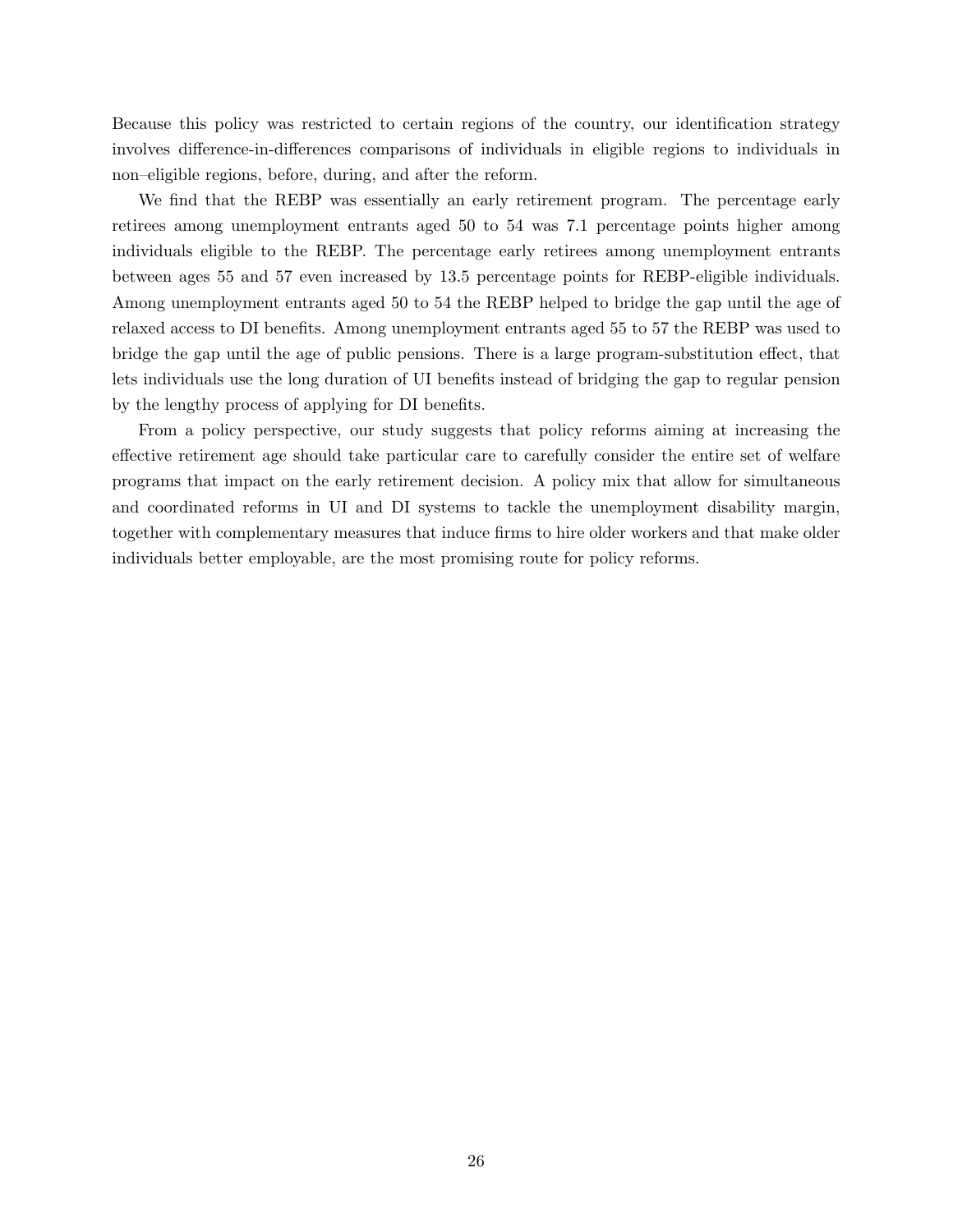Because this policy was restricted to certain regions of the country, our identification strategy involves difference-in-differences comparisons of individuals in eligible regions to individuals in non–eligible regions, before, during, and after the reform.

We find that the REBP was essentially an early retirement program. The percentage early retirees among unemployment entrants aged 50 to 54 was 7.1 percentage points higher among individuals eligible to the REBP. The percentage early retirees among unemployment entrants between ages 55 and 57 even increased by 13.5 percentage points for REBP-eligible individuals. Among unemployment entrants aged 50 to 54 the REBP helped to bridge the gap until the age of relaxed access to DI benefits. Among unemployment entrants aged 55 to 57 the REBP was used to bridge the gap until the age of public pensions. There is a large program-substitution effect, that lets individuals use the long duration of UI benefits instead of bridging the gap to regular pension by the lengthy process of applying for DI benefits.

From a policy perspective, our study suggests that policy reforms aiming at increasing the effective retirement age should take particular care to carefully consider the entire set of welfare programs that impact on the early retirement decision. A policy mix that allow for simultaneous and coordinated reforms in UI and DI systems to tackle the unemployment disability margin, together with complementary measures that induce firms to hire older workers and that make older individuals better employable, are the most promising route for policy reforms.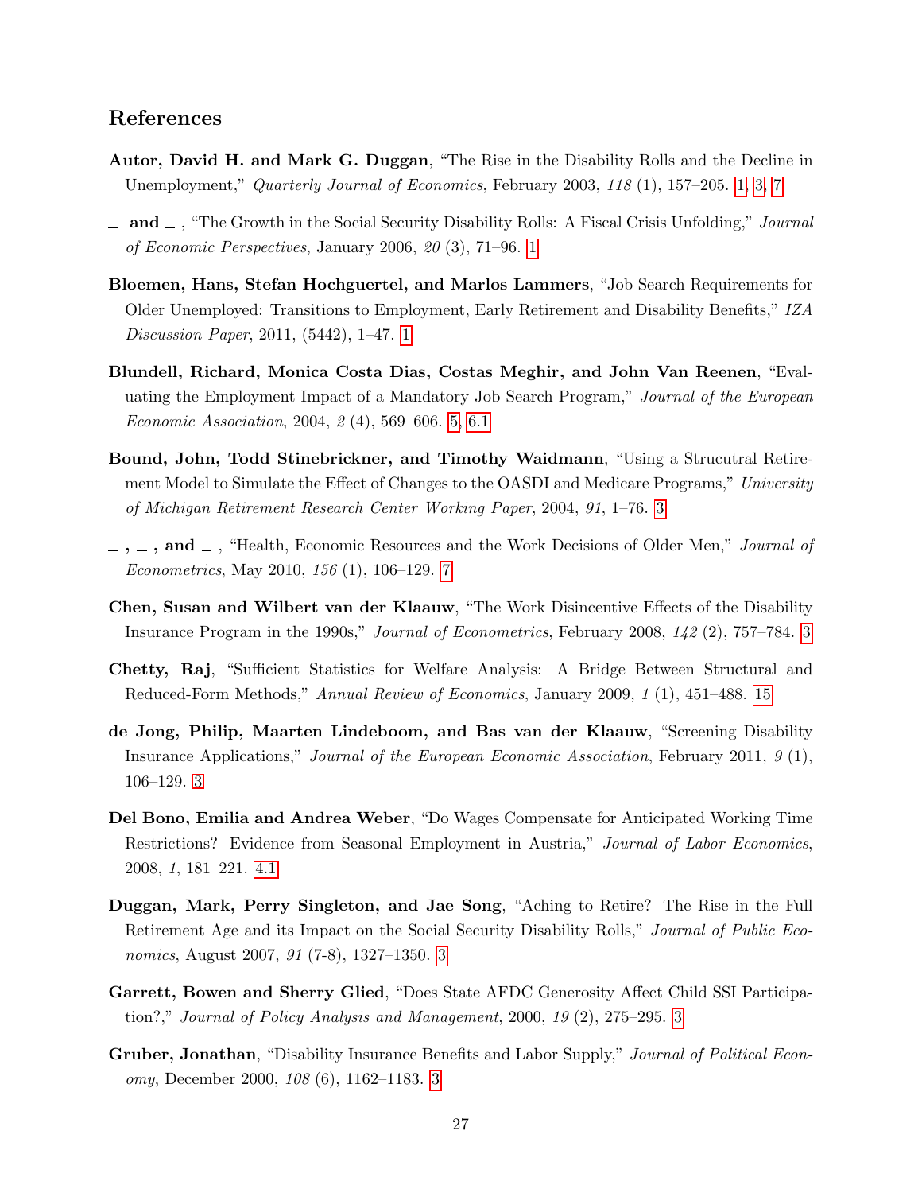## References

**Autor, David H. and Mark G. Duggan**, "The Rise in the Disability Rolls and the Decline in Unemployment," *Quarterly Journal of Economics*, February 2003, *118* (1), 157–205. 1, 3, 7

**_ and _** , "The Growth in the Social Security Disability Rolls: A Fiscal Crisis Unfolding," *Journal of Economic Perspectives*, January 2006, *20* (3), 71–96. 1

**Bloemen, Hans, Stefan Hochguertel, and Marlos Lammers**, "Job Search Requirements for Older Unemployed: Transitions to Employment, Early Retirement and Disability Benefits," *IZA Discussion Paper*, 2011, (5442), 1–47. 1

**Blundell, Richard, Monica Costa Dias, Costas Meghir, and John Van Reenen**, "Evaluating the Employment Impact of a Mandatory Job Search Program," *Journal of the European Economic Association*, 2004, *2* (4), 569–606. 5, 6.1

**Bound, John, Todd Stinebrickner, and Timothy Waidmann**, "Using a Strucutral Retirement Model to Simulate the Effect of Changes to the OASDI and Medicare Programs," *University of Michigan Retirement Research Center Working Paper*, 2004, *91*, 1–76. 3

**_ , _ , and _** , "Health, Economic Resources and the Work Decisions of Older Men," *Journal of Econometrics*, May 2010, *156* (1), 106–129. 7

**Chen, Susan and Wilbert van der Klaauw**, "The Work Disincentive Effects of the Disability Insurance Program in the 1990s," *Journal of Econometrics*, February 2008, *142* (2), 757–784. 3

**Chetty, Raj**, "Sufficient Statistics for Welfare Analysis: A Bridge Between Structural and Reduced-Form Methods," *Annual Review of Economics*, January 2009, *1* (1), 451–488. 15

**de Jong, Philip, Maarten Lindeboom, and Bas van der Klaauw**, "Screening Disability Insurance Applications," *Journal of the European Economic Association*, February 2011, *9* (1), 106–129. 3

**Del Bono, Emilia and Andrea Weber**, "Do Wages Compensate for Anticipated Working Time Restrictions? Evidence from Seasonal Employment in Austria," *Journal of Labor Economics*, 2008, *1*, 181–221. 4.1

**Duggan, Mark, Perry Singleton, and Jae Song**, "Aching to Retire? The Rise in the Full Retirement Age and its Impact on the Social Security Disability Rolls," *Journal of Public Economics*, August 2007, *91* (7-8), 1327–1350. 3

**Garrett, Bowen and Sherry Glied**, "Does State AFDC Generosity Affect Child SSI Participation?," *Journal of Policy Analysis and Management*, 2000, *19* (2), 275–295. 3

**Gruber, Jonathan**, "Disability Insurance Benefits and Labor Supply," *Journal of Political Economy*, December 2000, *108* (6), 1162–1183. 3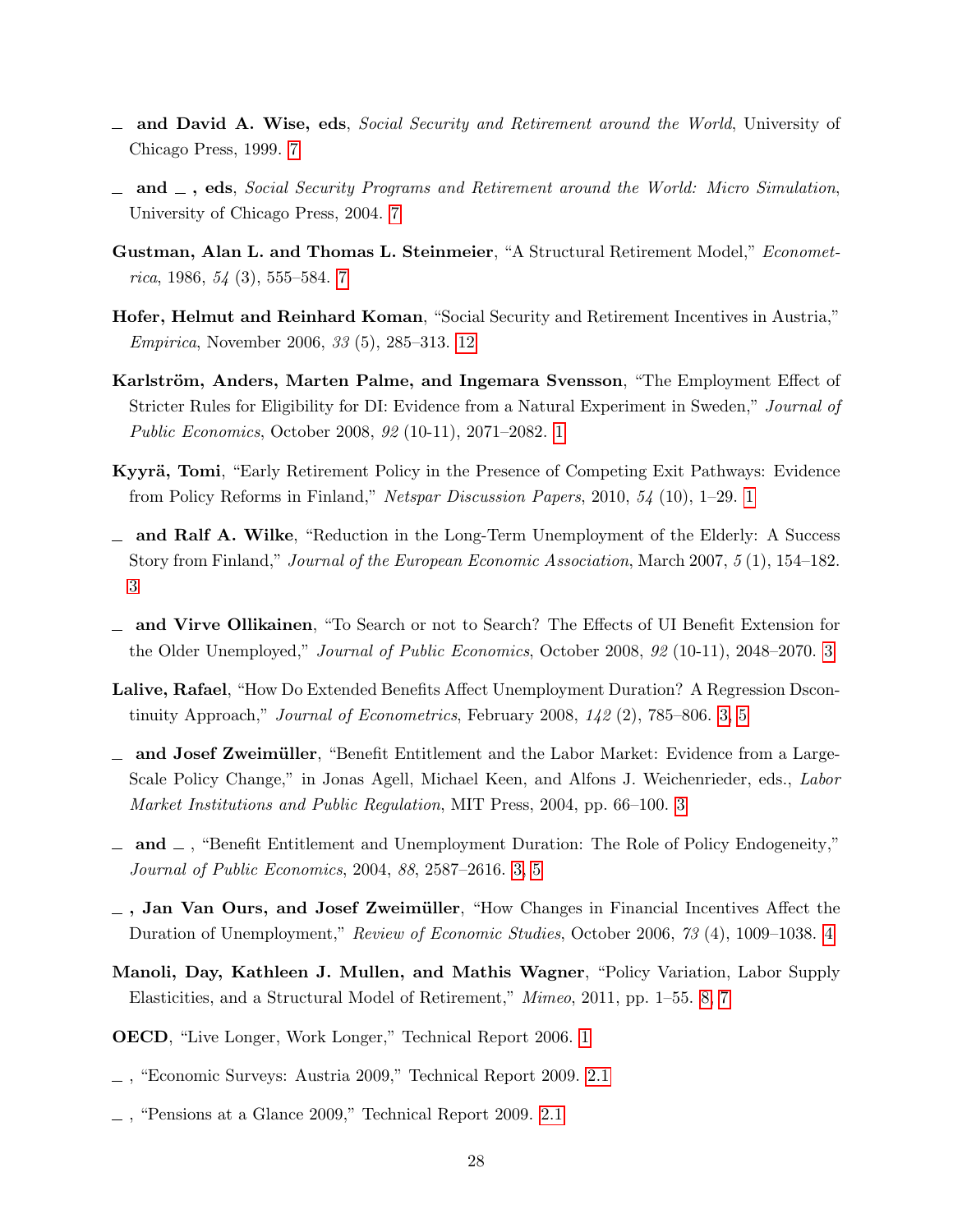\_ **and David A. Wise, eds**, *Social Security and Retirement around the World*, University of Chicago Press, 1999. 7

\_ **and \_ , eds**, *Social Security Programs and Retirement around the World: Micro Simulation*, University of Chicago Press, 2004. 7

**Gustman, Alan L. and Thomas L. Steinmeier**, "A Structural Retirement Model," *Econometrica*, 1986, *54* (3), 555–584. 7

**Hofer, Helmut and Reinhard Koman**, "Social Security and Retirement Incentives in Austria," *Empirica*, November 2006, *33* (5), 285–313. 12

**Karlström, Anders, Marten Palme, and Ingemara Svensson**, "The Employment Effect of Stricter Rules for Eligibility for DI: Evidence from a Natural Experiment in Sweden," *Journal of Public Economics*, October 2008, *92* (10-11), 2071–2082. 1

**Kyyrä, Tomi**, "Early Retirement Policy in the Presence of Competing Exit Pathways: Evidence from Policy Reforms in Finland," *Netspar Discussion Papers*, 2010, *54* (10), 1–29. 1

\_ **and Ralf A. Wilke**, "Reduction in the Long-Term Unemployment of the Elderly: A Success Story from Finland," *Journal of the European Economic Association*, March 2007, *5* (1), 154–182. 3

\_ **and Virve Ollikainen**, "To Search or not to Search? The Effects of UI Benefit Extension for the Older Unemployed," *Journal of Public Economics*, October 2008, *92* (10-11), 2048–2070. 3

**Lalive, Rafael**, "How Do Extended Benefits Affect Unemployment Duration? A Regression Dscontinuity Approach," *Journal of Econometrics*, February 2008, *142* (2), 785–806. 3, 5

\_ **and Josef Zweimüller**, "Benefit Entitlement and the Labor Market: Evidence from a Large-Scale Policy Change," in Jonas Agell, Michael Keen, and Alfons J. Weichenrieder, eds., *Labor Market Institutions and Public Regulation*, MIT Press, 2004, pp. 66–100. 3

\_ **and \_** , "Benefit Entitlement and Unemployment Duration: The Role of Policy Endogeneity," *Journal of Public Economics*, 2004, *88*, 2587–2616. 3, 5

\_ **, Jan Van Ours, and Josef Zweimüller**, "How Changes in Financial Incentives Affect the Duration of Unemployment," *Review of Economic Studies*, October 2006, *73* (4), 1009–1038. 4

**Manoli, Day, Kathleen J. Mullen, and Mathis Wagner**, "Policy Variation, Labor Supply Elasticities, and a Structural Model of Retirement," *Mimeo*, 2011, pp. 1–55. 8, 7

**OECD**, "Live Longer, Work Longer," Technical Report 2006. 1

\_ , "Economic Surveys: Austria 2009," Technical Report 2009. 2.1

\_ , "Pensions at a Glance 2009," Technical Report 2009. 2.1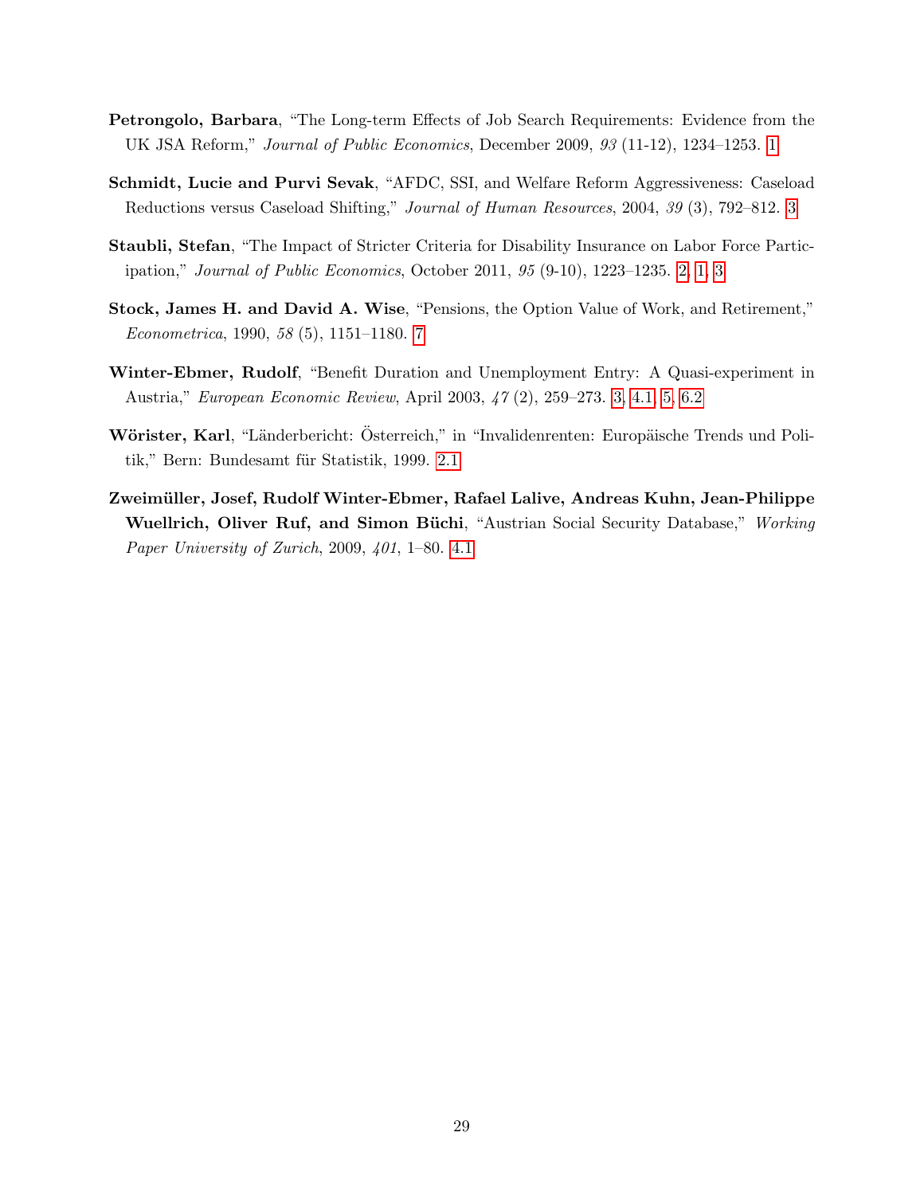**Petrongolo, Barbara**, "The Long-term Effects of Job Search Requirements: Evidence from the UK JSA Reform," *Journal of Public Economics*, December 2009, *93* (11-12), 1234–1253. 1

**Schmidt, Lucie and Purvi Sevak**, "AFDC, SSI, and Welfare Reform Aggressiveness: Caseload Reductions versus Caseload Shifting," *Journal of Human Resources*, 2004, *39* (3), 792–812. 3

**Staubli, Stefan**, "The Impact of Stricter Criteria for Disability Insurance on Labor Force Participation," *Journal of Public Economics*, October 2011, *95* (9-10), 1223–1235. 2, 1, 3

**Stock, James H. and David A. Wise**, "Pensions, the Option Value of Work, and Retirement," *Econometrica*, 1990, *58* (5), 1151–1180. 7

**Winter-Ebmer, Rudolf**, "Benefit Duration and Unemployment Entry: A Quasi-experiment in Austria," *European Economic Review*, April 2003, *47* (2), 259–273. 3, 4.1, 5, 6.2

**Wörister, Karl**, "Länderbericht: Österreich," in "Invalidenrenten: Europäische Trends und Politik," Bern: Bundesamt für Statistik, 1999. 2.1

**Zweimüller, Josef, Rudolf Winter-Ebmer, Rafael Lalive, Andreas Kuhn, Jean-Philippe Wuellrich, Oliver Ruf, and Simon Büchi**, "Austrian Social Security Database," *Working Paper University of Zurich*, 2009, *401*, 1–80. 4.1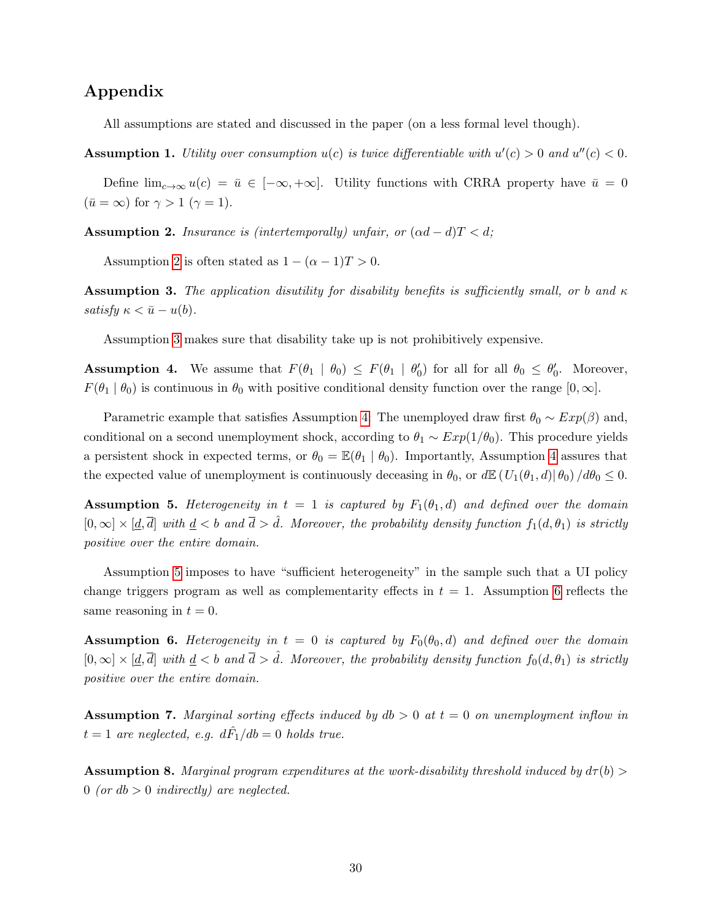# Appendix

All assumptions are stated and discussed in the paper (on a less formal level though).

**Assumption 1.** *Utility over consumption $u(c)$ is twice differentiable with $u'(c) > 0$ and $u''(c) < 0$.*

Define $\lim_{c\to\infty} u(c) = \bar{u} \in [-\infty, +\infty]$. Utility functions with CRRA property have $\bar{u} = 0$ ($\bar{u} = \infty$) for $\gamma > 1$ ($\gamma = 1$).

**Assumption 2.** *Insurance is (intertemporally) unfair, or $(\alpha d - d)T < d$;*

Assumption 2 is often stated as $1 - (\alpha - 1)T > 0$.

**Assumption 3.** *The application disutility for disability benefits is sufficiently small, or $b$ and $\kappa$ satisfy $\kappa < \bar{u} - u(b)$.*

Assumption 3 makes sure that disability take up is not prohibitively expensive.

**Assumption 4.** We assume that $F(\theta_1 \mid \theta_0) \leq F(\theta_1 \mid \theta_0')$ for all for all $\theta_0 \leq \theta_0'$. Moreover, $F(\theta_1 \mid \theta_0)$ is continuous in $\theta_0$ with positive conditional density function over the range $[0, \infty]$.

Parametric example that satisfies Assumption 4. The unemployed draw first $\theta_0 \sim Exp(\beta)$ and, conditional on a second unemployment shock, according to $\theta_1 \sim Exp(1/\theta_0)$. This procedure yields a persistent shock in expected terms, or $\theta_0 = \mathbb{E}(\theta_1 \mid \theta_0)$. Importantly, Assumption 4 assures that the expected value of unemployment is continuously deceasing in $\theta_0$, or $d\mathbb{E}\left(U_1(\theta_1, d) \middle| \theta_0\right)/d\theta_0 \leq 0$.

**Assumption 5.** *Heterogeneity in $t = 1$ is captured by $F_1(\theta_1, d)$ and defined over the domain $[0, \infty] \times [\underline{d}, \overline{d}]$ with $\underline{d} < b$ and $\overline{d} > \hat{d}$. Moreover, the probability density function $f_1(d, \theta_1)$ is strictly positive over the entire domain.*

Assumption 5 imposes to have "sufficient heterogeneity" in the sample such that a UI policy change triggers program as well as complementarity effects in $t = 1$. Assumption 6 reflects the same reasoning in $t = 0$.

**Assumption 6.** *Heterogeneity in $t = 0$ is captured by $F_0(\theta_0, d)$ and defined over the domain $[0, \infty] \times [\underline{d}, \overline{d}]$ with $\underline{d} < b$ and $\overline{d} > \hat{d}$. Moreover, the probability density function $f_0(d, \theta_1)$ is strictly positive over the entire domain.*

**Assumption 7.** *Marginal sorting effects induced by $db > 0$ at $t = 0$ on unemployment inflow in $t = 1$ are neglected, e.g. $d\hat{F}_1/db = 0$ holds true.*

**Assumption 8.** *Marginal program expenditures at the work-disability threshold induced by $d\tau(b) > 0$ (or $db > 0$ indirectly) are neglected.*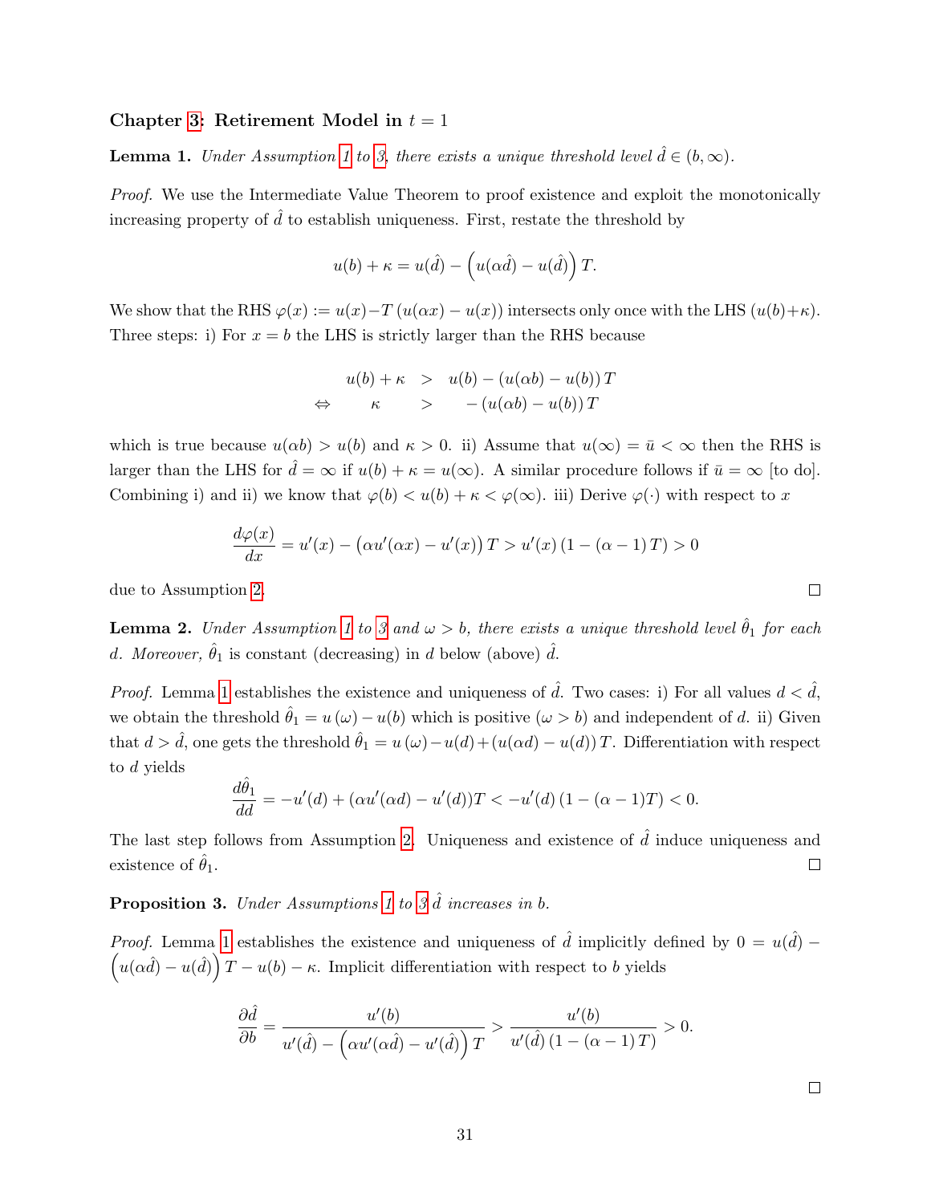### Chapter 3: Retirement Model in $t = 1$

**Lemma 1.** *Under Assumption 1 to 3, there exists a unique threshold level $\hat{d} \in (b, \infty)$.*

*Proof.* We use the Intermediate Value Theorem to proof existence and exploit the monotonically increasing property of $\hat{d}$ to establish uniqueness. First, restate the threshold by

$$u(b) + \kappa = u(\hat{d}) - \left(u(\alpha\hat{d}) - u(\hat{d})\right) T.$$

We show that the RHS $\varphi(x) := u(x) - T\,(u(\alpha x) - u(x))$ intersects only once with the LHS $(u(b)+\kappa)$. Three steps: i) For $x = b$ the LHS is strictly larger than the RHS because

$$\begin{aligned} u(b) + \kappa &> u(b) - (u(\alpha b) - u(b))\, T \\ \Leftrightarrow \quad \kappa &> -(u(\alpha b) - u(b))\, T \end{aligned}$$

which is true because $u(\alpha b) > u(b)$ and $\kappa > 0$. ii) Assume that $u(\infty) = \bar{u} < \infty$ then the RHS is larger than the LHS for $\hat{d} = \infty$ if $u(b) + \kappa = u(\infty)$. A similar procedure follows if $\bar{u} = \infty$ [to do]. Combining i) and ii) we know that $\varphi(b) < u(b) + \kappa < \varphi(\infty)$. iii) Derive $\varphi(\cdot)$ with respect to $x$

$$\frac{d\varphi(x)}{dx} = u'(x) - \left(\alpha u'(\alpha x) - u'(x)\right) T > u'(x)\,(1 - (\alpha - 1)\, T) > 0$$

due to Assumption 2. $\square$

**Lemma 2.** *Under Assumption 1 to 3 and $\omega > b$, there exists a unique threshold level $\hat{\theta}_1$ for each $d$. Moreover, $\hat{\theta}_1$ is constant (decreasing) in $d$ below (above) $\hat{d}$.*

*Proof.* Lemma 1 establishes the existence and uniqueness of $\hat{d}$. Two cases: i) For all values $d < \hat{d}$, we obtain the threshold $\hat{\theta}_1 = u(\omega) - u(b)$ which is positive $(\omega > b)$ and independent of $d$. ii) Given that $d > \hat{d}$, one gets the threshold $\hat{\theta}_1 = u(\omega) - u(d) + (u(\alpha d) - u(d))\, T$. Differentiation with respect to $d$ yields

$$\frac{d\hat{\theta}_1}{dd} = -u'(d) + (\alpha u'(\alpha d) - u'(d))T < -u'(d)\,(1 - (\alpha - 1)T) < 0.$$

The last step follows from Assumption 2. Uniqueness and existence of $\hat{d}$ induce uniqueness and existence of $\hat{\theta}_1$. $\square$

**Proposition 3.** *Under Assumptions 1 to 3 $\hat{d}$ increases in $b$.*

*Proof.* Lemma 1 establishes the existence and uniqueness of $\hat{d}$ implicitly defined by $0 = u(\hat{d}) - \left(u(\alpha\hat{d}) - u(\hat{d})\right) T - u(b) - \kappa$. Implicit differentiation with respect to $b$ yields

$$\frac{\partial \hat{d}}{\partial b} = \frac{u'(b)}{u'(\hat{d}) - \left(\alpha u'(\alpha\hat{d}) - u'(\hat{d})\right) T} > \frac{u'(b)}{u'(\hat{d})\,(1 - (\alpha - 1)\, T)} > 0.$$

$\square$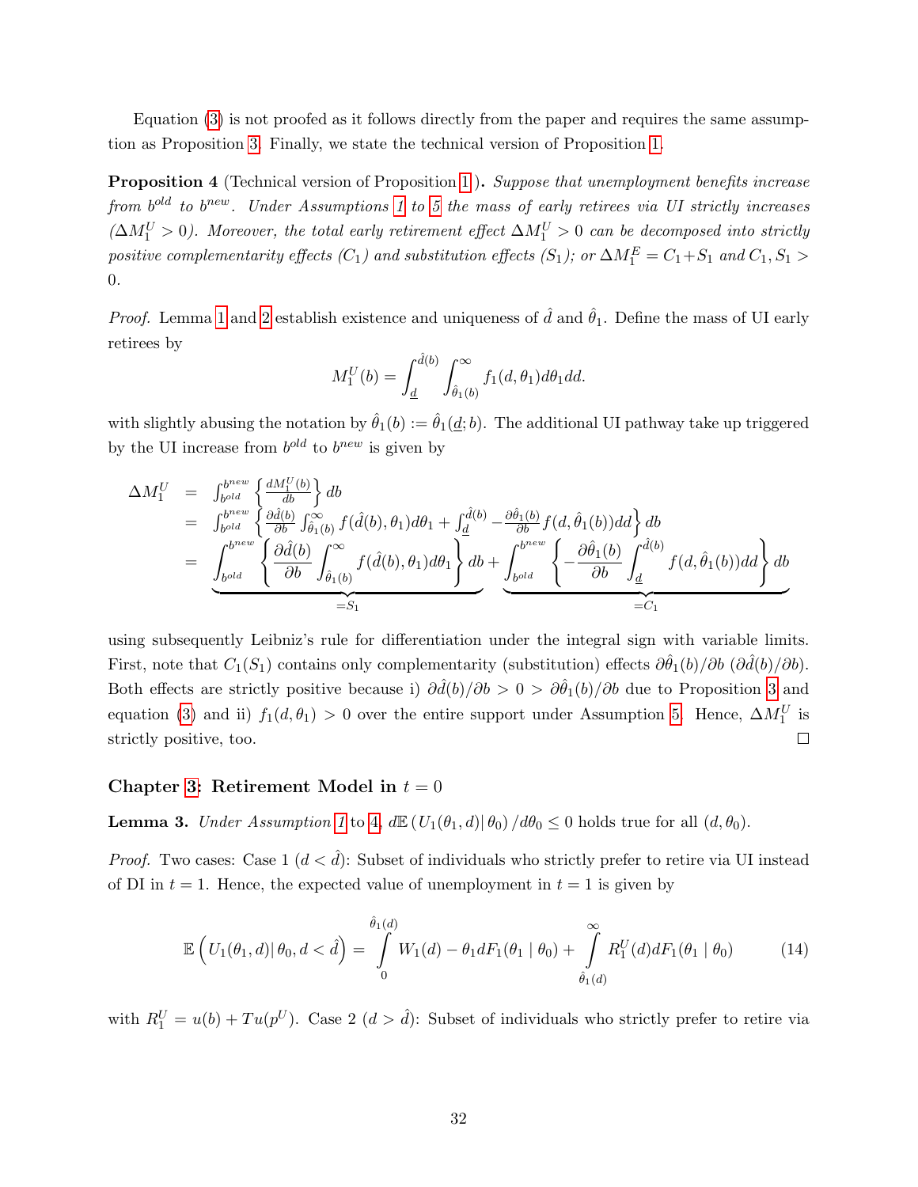Equation (3) is not proofed as it follows directly from the paper and requires the same assumption as Proposition 3. Finally, we state the technical version of Proposition 1.

**Proposition 4** (Technical version of Proposition 1). *Suppose that unemployment benefits increase from $b^{old}$ to $b^{new}$. Under Assumptions 1 to 5 the mass of early retirees via UI strictly increases ($\Delta M_1^U > 0$). Moreover, the total early retirement effect $\Delta M_1^U > 0$ can be decomposed into strictly positive complementarity effects ($C_1$) and substitution effects ($S_1$); or $\Delta M_1^E = C_1 + S_1$ and $C_1, S_1 > 0$.*

*Proof.* Lemma 1 and 2 establish existence and uniqueness of $\hat{d}$ and $\hat{\theta}_1$. Define the mass of UI early retirees by

$$M_1^U(b) = \int_{\underline{d}}^{\hat{d}(b)} \int_{\hat{\theta}_1(b)}^{\infty} f_1(d, \theta_1) d\theta_1 dd.$$

with slightly abusing the notation by $\hat{\theta}_1(b) := \hat{\theta}_1(\underline{d}; b)$. The additional UI pathway take up triggered by the UI increase from $b^{old}$ to $b^{new}$ is given by

$$\begin{aligned}
\Delta M_1^U &= \int_{b^{old}}^{b^{new}} \left\{ \frac{dM_1^U(b)}{db} \right\} db \\
&= \int_{b^{old}}^{b^{new}} \left\{ \frac{\partial \hat{d}(b)}{\partial b} \int_{\hat{\theta}_1(b)}^{\infty} f(\hat{d}(b), \theta_1) d\theta_1 + \int_{\underline{d}}^{\hat{d}(b)} -\frac{\partial \hat{\theta}_1(b)}{\partial b} f(d, \hat{\theta}_1(b)) dd \right\} db \\
&= \underbrace{\int_{b^{old}}^{b^{new}} \left\{ \frac{\partial \hat{d}(b)}{\partial b} \int_{\hat{\theta}_1(b)}^{\infty} f(\hat{d}(b), \theta_1) d\theta_1 \right\} db}_{=S_1} + \underbrace{\int_{b^{old}}^{b^{new}} \left\{ -\frac{\partial \hat{\theta}_1(b)}{\partial b} \int_{\underline{d}}^{\hat{d}(b)} f(d, \hat{\theta}_1(b)) dd \right\} db}_{=C_1}
\end{aligned}$$

using subsequently Leibniz's rule for differentiation under the integral sign with variable limits. First, note that $C_1 (S_1)$ contains only complementarity (substitution) effects $\partial \hat{\theta}_1(b)/\partial b$ ($\partial \hat{d}(b)/\partial b$). Both effects are strictly positive because i) $\partial \hat{d}(b)/\partial b > 0 > \partial \hat{\theta}_1(b)/\partial b$ due to Proposition 3 and equation (3) and ii) $f_1(d, \theta_1) > 0$ over the entire support under Assumption 5. Hence, $\Delta M_1^U$ is strictly positive, too. $\square$

### Chapter 3: Retirement Model in $t = 0$

**Lemma 3.** *Under Assumption 1 to 4, $d\mathbb{E}\left(U_1(\theta_1, d) | \theta_0\right)/d\theta_0 \leq 0$ holds true for all $(d, \theta_0)$.*

*Proof.* Two cases: Case 1 ($d < \hat{d}$): Subset of individuals who strictly prefer to retire via UI instead of DI in $t = 1$. Hence, the expected value of unemployment in $t = 1$ is given by

$$\mathbb{E}\left(U_1(\theta_1, d) | \theta_0, d < \hat{d}\right) = \int_0^{\hat{\theta}_1(d)} W_1(d) - \theta_1 dF_1(\theta_1 \mid \theta_0) + \int_{\hat{\theta}_1(d)}^{\infty} R_1^U(d) dF_1(\theta_1 \mid \theta_0) \tag{14}$$

with $R_1^U = u(b) + Tu(p^U)$. Case 2 ($d > \hat{d}$): Subset of individuals who strictly prefer to retire via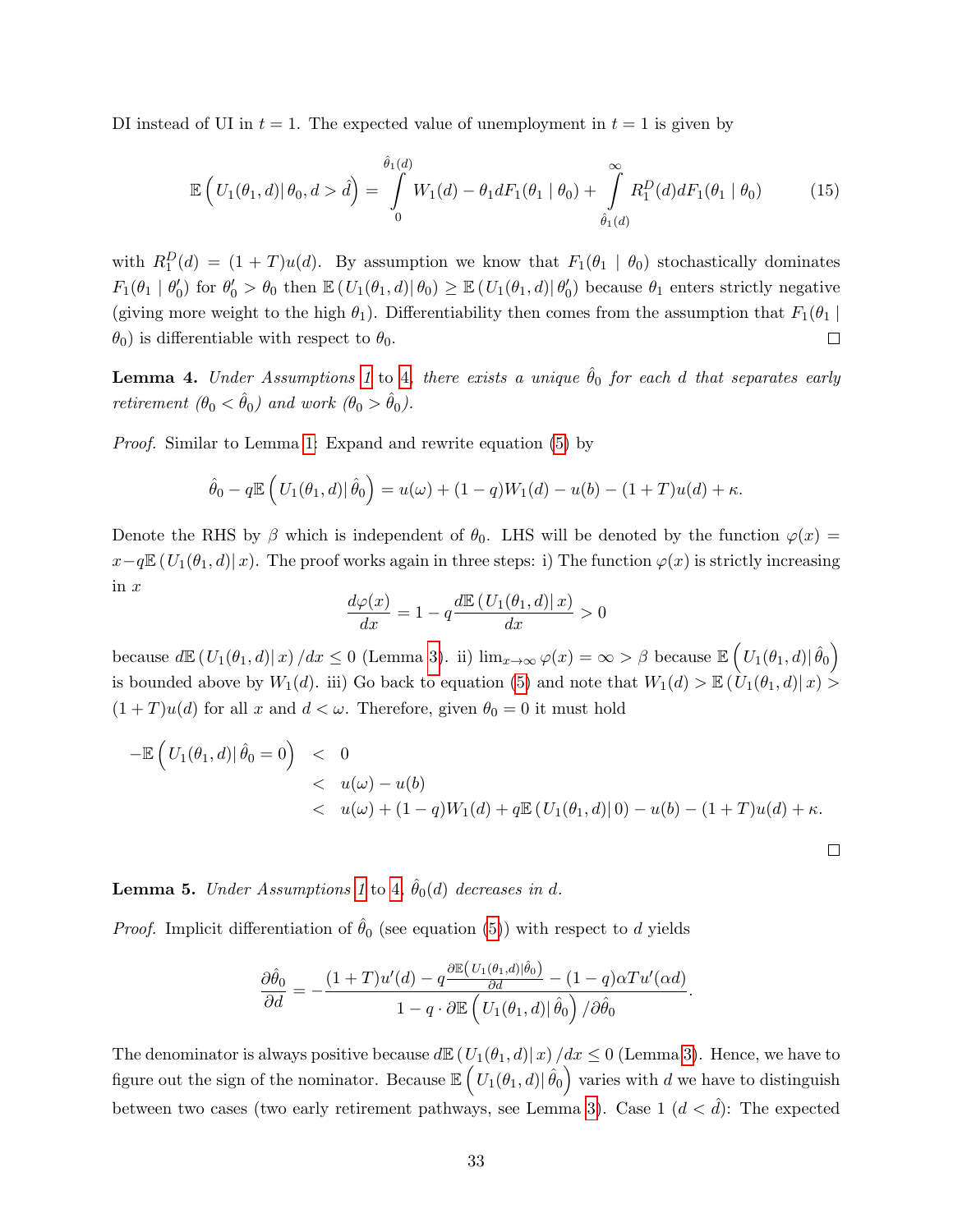DI instead of UI in $t = 1$. The expected value of unemployment in $t = 1$ is given by

$$\mathbb{E}\left(U_1(\theta_1, d) \middle| \theta_0, d > \hat{d}\right) = \int\limits_0^{\hat{\theta}_1(d)} W_1(d) - \theta_1 dF_1(\theta_1 \mid \theta_0) + \int\limits_{\hat{\theta}_1(d)}^{\infty} R_1^D(d) dF_1(\theta_1 \mid \theta_0) \tag{15}$$

with $R_1^D(d) = (1+T)u(d)$. By assumption we know that $F_1(\theta_1 \mid \theta_0)$ stochastically dominates $F_1(\theta_1 \mid \theta_0')$ for $\theta_0' > \theta_0$ then $\mathbb{E}\left(U_1(\theta_1, d) \middle| \theta_0\right) \geq \mathbb{E}\left(U_1(\theta_1, d) \middle| \theta_0'\right)$ because $\theta_1$ enters strictly negative (giving more weight to the high $\theta_1$). Differentiability then comes from the assumption that $F_1(\theta_1 \mid \theta_0)$ is differentiable with respect to $\theta_0$. □

**Lemma 4.** *Under Assumptions 1 to 4, there exists a unique $\hat{\theta}_0$ for each $d$ that separates early retirement ($\theta_0 < \hat{\theta}_0$) and work ($\theta_0 > \hat{\theta}_0$).*

*Proof.* Similar to Lemma 1: Expand and rewrite equation (5) by

$$\hat{\theta}_0 - q\mathbb{E}\left(U_1(\theta_1, d) \middle| \hat{\theta}_0\right) = u(\omega) + (1-q)W_1(d) - u(b) - (1+T)u(d) + \kappa.$$

Denote the RHS by $\beta$ which is independent of $\theta_0$. LHS will be denoted by the function $\varphi(x) = x - q\mathbb{E}\left(U_1(\theta_1, d) \middle| x\right)$. The proof works again in three steps: i) The function $\varphi(x)$ is strictly increasing in $x$

$$\frac{d\varphi(x)}{dx} = 1 - q\frac{d\mathbb{E}\left(U_1(\theta_1, d) \middle| x\right)}{dx} > 0$$

because $d\mathbb{E}\left(U_1(\theta_1, d) \middle| x\right)/dx \leq 0$ (Lemma 3). ii) $\lim_{x \to \infty} \varphi(x) = \infty > \beta$ because $\mathbb{E}\left(U_1(\theta_1, d) \middle| \hat{\theta}_0\right)$ is bounded above by $W_1(d)$. iii) Go back to equation (5) and note that $W_1(d) > \mathbb{E}\left(U_1(\theta_1, d) \middle| x\right) > (1+T)u(d)$ for all $x$ and $d < \omega$. Therefore, given $\theta_0 = 0$ it must hold

$$\begin{aligned}
-\mathbb{E}\left(U_1(\theta_1, d) \middle| \hat{\theta}_0 = 0\right) &< 0 \\
&< u(\omega) - u(b) \\
&< u(\omega) + (1-q)W_1(d) + q\mathbb{E}\left(U_1(\theta_1, d) \middle| 0\right) - u(b) - (1+T)u(d) + \kappa.
\end{aligned}$$

□

**Lemma 5.** *Under Assumptions 1 to 4, $\hat{\theta}_0(d)$ decreases in $d$.*

*Proof.* Implicit differentiation of $\hat{\theta}_0$ (see equation (5)) with respect to $d$ yields

$$\frac{\partial \hat{\theta}_0}{\partial d} = -\frac{(1+T)u'(d) - q\frac{\partial \mathbb{E}\left(U_1(\theta_1, d) \middle| \hat{\theta}_0\right)}{\partial d} - (1-q)\alpha T u'(\alpha d)}{1 - q \cdot \partial \mathbb{E}\left(U_1(\theta_1, d) \middle| \hat{\theta}_0\right)/\partial \hat{\theta}_0}.$$

The denominator is always positive because $d\mathbb{E}\left(U_1(\theta_1, d) \middle| x\right)/dx \leq 0$ (Lemma 3). Hence, we have to figure out the sign of the nominator. Because $\mathbb{E}\left(U_1(\theta_1, d) \middle| \hat{\theta}_0\right)$ varies with $d$ we have to distinguish between two cases (two early retirement pathways, see Lemma 3). Case 1 ($d < \hat{d}$): The expected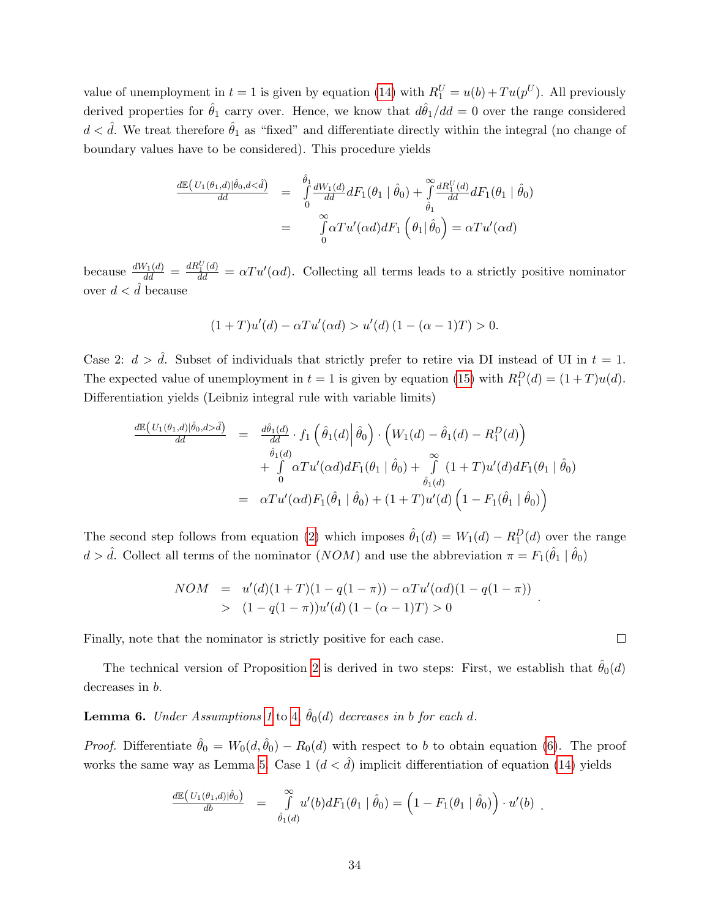value of unemployment in $t = 1$ is given by equation (14) with $R_1^U = u(b) + Tu(p^U)$. All previously derived properties for $\hat{\theta}_1$ carry over. Hence, we know that $d\hat{\theta}_1/dd = 0$ over the range considered $d < \hat{d}$. We treat therefore $\hat{\theta}_1$ as "fixed" and differentiate directly within the integral (no change of boundary values have to be considered). This procedure yields

$$
\begin{aligned}
\frac{d\mathbb{E}\left(U_1(\theta_1,d)|\hat{\theta}_0, d<\hat{d}\right)}{dd} &= \int_0^{\hat{\theta}_1} \frac{dW_1(d)}{dd} dF_1(\theta_1 \mid \hat{\theta}_0) + \int_{\hat{\theta}_1}^{\infty} \frac{dR_1^U(d)}{dd} dF_1(\theta_1 \mid \hat{\theta}_0) \\
&= \int_0^{\infty} \alpha T u'(\alpha d) dF_1\left(\theta_1 \middle| \hat{\theta}_0\right) = \alpha T u'(\alpha d)
\end{aligned}
$$

because $\frac{dW_1(d)}{dd} = \frac{dR_1^U(d)}{dd} = \alpha T u'(\alpha d)$. Collecting all terms leads to a strictly positive nominator over $d < \hat{d}$ because

$$
(1+T)u'(d) - \alpha T u'(\alpha d) > u'(d)\left(1 - (\alpha - 1)T\right) > 0.
$$

Case 2: $d > \hat{d}$. Subset of individuals that strictly prefer to retire via DI instead of UI in $t = 1$. The expected value of unemployment in $t = 1$ is given by equation (15) with $R_1^D(d) = (1+T)u(d)$. Differentiation yields (Leibniz integral rule with variable limits)

$$
\begin{aligned}
\frac{d\mathbb{E}\left(U_1(\theta_1,d)|\hat{\theta}_0, d>\hat{d}\right)}{dd} &= \frac{d\hat{\theta}_1(d)}{dd} \cdot f_1\left(\hat{\theta}_1(d)\middle|\hat{\theta}_0\right) \cdot \left(W_1(d) - \hat{\theta}_1(d) - R_1^D(d)\right) \\
&\quad + \int_0^{\hat{\theta}_1(d)} \alpha T u'(\alpha d) dF_1(\theta_1 \mid \hat{\theta}_0) + \int_{\hat{\theta}_1(d)}^{\infty} (1+T)u'(d) dF_1(\theta_1 \mid \hat{\theta}_0) \\
&= \alpha T u'(\alpha d) F_1(\hat{\theta}_1 \mid \hat{\theta}_0) + (1+T)u'(d)\left(1 - F_1(\hat{\theta}_1 \mid \hat{\theta}_0)\right)
\end{aligned}
$$

The second step follows from equation (2) which imposes $\hat{\theta}_1(d) = W_1(d) - R_1^D(d)$ over the range $d > \hat{d}$. Collect all terms of the nominator ($NOM$) and use the abbreviation $\pi = F_1(\hat{\theta}_1 \mid \hat{\theta}_0)$

$$
\begin{aligned}
NOM &= u'(d)(1+T)(1 - q(1-\pi)) - \alpha T u'(\alpha d)(1 - q(1-\pi)) \\
&> (1 - q(1-\pi))u'(d)\left(1 - (\alpha - 1)T\right) > 0
\end{aligned}
.
$$

Finally, note that the nominator is strictly positive for each case. □

The technical version of Proposition 2 is derived in two steps: First, we establish that $\hat{\theta}_0(d)$ decreases in $b$.

**Lemma 6.** *Under Assumptions 1 to 4, $\hat{\theta}_0(d)$ decreases in $b$ for each $d$.*

*Proof.* Differentiate $\hat{\theta}_0 = W_0(d, \hat{\theta}_0) - R_0(d)$ with respect to $b$ to obtain equation (6). The proof works the same way as Lemma 5. Case 1 ($d < \hat{d}$) implicit differentiation of equation (14) yields

$$
\frac{d\mathbb{E}\left(U_1(\theta_1,d)|\hat{\theta}_0\right)}{db} = \int_{\hat{\theta}_1(d)}^{\infty} u'(b) dF_1(\theta_1 \mid \hat{\theta}_0) = \left(1 - F_1(\theta_1 \mid \hat{\theta}_0)\right) \cdot u'(b) .
$$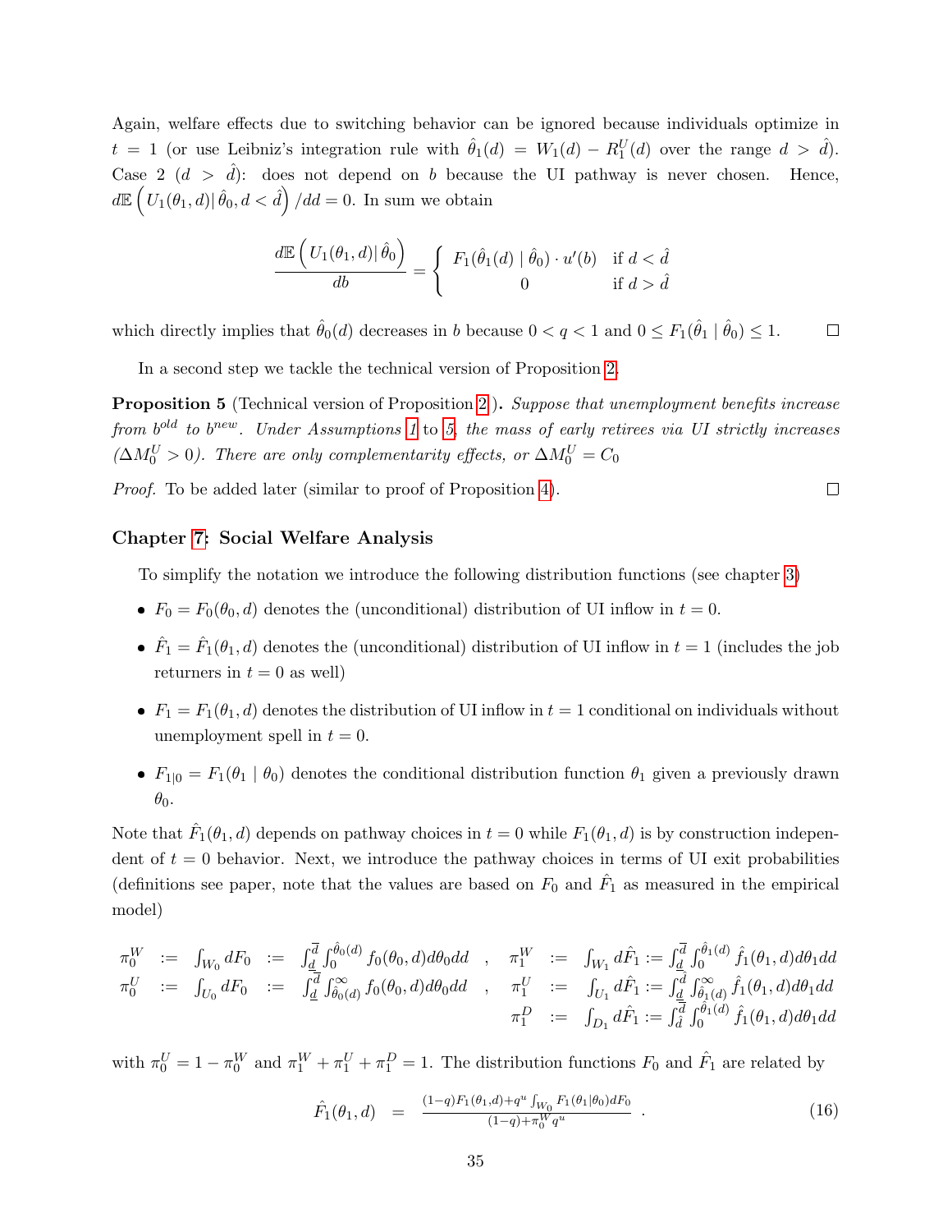Again, welfare effects due to switching behavior can be ignored because individuals optimize in $t = 1$ (or use Leibniz's integration rule with $\hat{\theta}_1(d) = W_1(d) - R_1^U(d)$ over the range $d > \hat{d}$). Case 2 ($d > \hat{d}$): does not depend on $b$ because the UI pathway is never chosen. Hence, $d\mathbb{E}\left(U_1(\theta_1, d)|\,\hat{\theta}_0, d < \hat{d}\right)/dd = 0$. In sum we obtain

$$\frac{d\mathbb{E}\left(U_1(\theta_1, d)|\,\hat{\theta}_0\right)}{db} = \begin{cases} F_1(\hat{\theta}_1(d) \mid \hat{\theta}_0) \cdot u'(b) & \text{if } d < \hat{d} \\ 0 & \text{if } d > \hat{d} \end{cases}$$

which directly implies that $\hat{\theta}_0(d)$ decreases in $b$ because $0 < q < 1$ and $0 \leq F_1(\hat{\theta}_1 \mid \hat{\theta}_0) \leq 1$. □

In a second step we tackle the technical version of Proposition 2.

**Proposition 5** (Technical version of Proposition 2 )**.** *Suppose that unemployment benefits increase from $b^{old}$ to $b^{new}$. Under Assumptions 1 to 5, the mass of early retirees via UI strictly increases ($\Delta M_0^U > 0$). There are only complementarity effects, or $\Delta M_0^U = C_0$*

*Proof.* To be added later (similar to proof of Proposition 4). □

### Chapter 7: Social Welfare Analysis

To simplify the notation we introduce the following distribution functions (see chapter 3)

- $F_0 = F_0(\theta_0, d)$ denotes the (unconditional) distribution of UI inflow in $t = 0$.
- $\hat{F}_1 = \hat{F}_1(\theta_1, d)$ denotes the (unconditional) distribution of UI inflow in $t = 1$ (includes the job returners in $t = 0$ as well)
- $F_1 = F_1(\theta_1, d)$ denotes the distribution of UI inflow in $t = 1$ conditional on individuals without unemployment spell in $t = 0$.
- $F_{1|0} = F_1(\theta_1 \mid \theta_0)$ denotes the conditional distribution function $\theta_1$ given a previously drawn $\theta_0$.

Note that $\hat{F}_1(\theta_1, d)$ depends on pathway choices in $t = 0$ while $F_1(\theta_1, d)$ is by construction independent of $t = 0$ behavior. Next, we introduce the pathway choices in terms of UI exit probabilities (definitions see paper, note that the values are based on $F_0$ and $\hat{F}_1$ as measured in the empirical model)

$$\begin{aligned}
\pi_0^W &:= \int_{W_0} dF_0 := \int_{\underline{d}}^{\overline{d}} \int_0^{\hat{\theta}_0(d)} f_0(\theta_0, d) d\theta_0 dd \quad , \quad & \pi_1^W &:= \int_{W_1} d\hat{F}_1 := \int_{\underline{d}}^{\overline{d}} \int_0^{\hat{\theta}_1(d)} \hat{f}_1(\theta_1, d) d\theta_1 dd \\
\pi_0^U &:= \int_{U_0} dF_0 := \int_{\underline{d}}^{\overline{d}} \int_{\hat{\theta}_0(d)}^{\infty} f_0(\theta_0, d) d\theta_0 dd \quad , \quad & \pi_1^U &:= \int_{U_1} d\hat{F}_1 := \int_{\underline{d}}^{\hat{d}} \int_{\hat{\theta}_1(d)}^{\infty} \hat{f}_1(\theta_1, d) d\theta_1 dd \\
& & \pi_1^D &:= \int_{D_1} d\hat{F}_1 := \int_{\hat{d}}^{\overline{d}} \int_0^{\hat{\theta}_1(d)} \hat{f}_1(\theta_1, d) d\theta_1 dd
\end{aligned}$$

with $\pi_0^U = 1 - \pi_0^W$ and $\pi_1^W + \pi_1^U + \pi_1^D = 1$. The distribution functions $F_0$ and $\hat{F}_1$ are related by

$$\hat{F}_1(\theta_1, d) \quad = \quad \frac{(1-q)F_1(\theta_1, d) + q^u \int_{W_0} F_1(\theta_1|\theta_0) dF_0}{(1-q) + \pi_0^W q^u} \quad . \tag{16}$$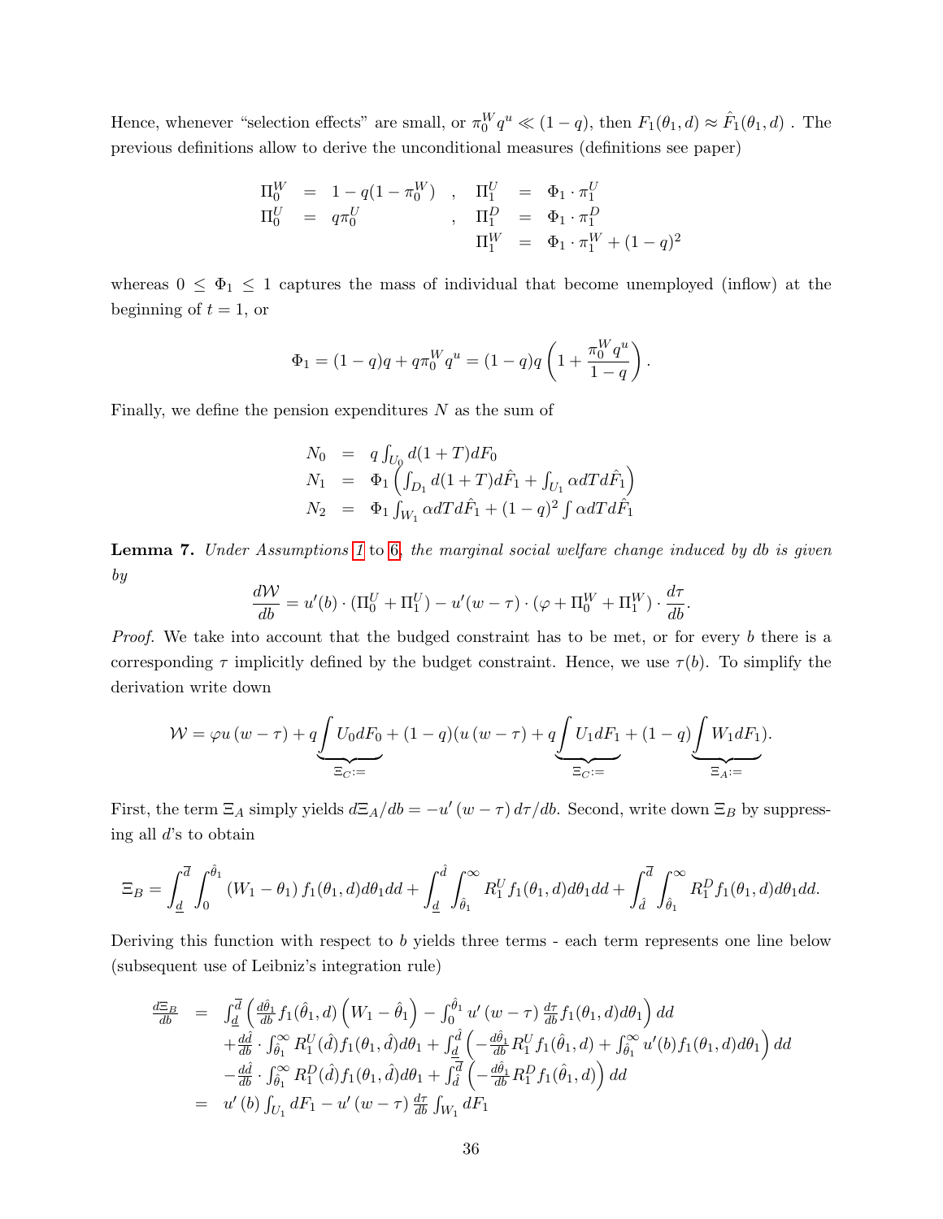Hence, whenever "selection effects" are small, or $\pi_0^W q^u \ll (1-q)$, then $F_1(\theta_1, d) \approx \hat{F}_1(\theta_1, d)$ . The previous definitions allow to derive the unconditional measures (definitions see paper)

$$
\begin{array}{rclcrcl}
\Pi_0^W & = & 1 - q(1-\pi_0^W) & , & \Pi_1^U & = & \Phi_1 \cdot \pi_1^U \\
\Pi_0^U & = & q\pi_0^U & , & \Pi_1^D & = & \Phi_1 \cdot \pi_1^D \\
 & & & & \Pi_1^W & = & \Phi_1 \cdot \pi_1^W + (1-q)^2
\end{array}
$$

whereas $0 \leq \Phi_1 \leq 1$ captures the mass of individual that become unemployed (inflow) at the beginning of $t = 1$, or

$$
\Phi_1 = (1-q)q + q\pi_0^W q^u = (1-q)q\left(1 + \frac{\pi_0^W q^u}{1-q}\right).
$$

Finally, we define the pension expenditures $N$ as the sum of

$$
\begin{array}{rcl}
N_0 & = & q\int_{U_0} d(1+T)dF_0 \\
N_1 & = & \Phi_1\left(\int_{D_1} d(1+T)d\hat{F}_1 + \int_{U_1} \alpha dT d\hat{F}_1\right) \\
N_2 & = & \Phi_1 \int_{W_1} \alpha dT d\hat{F}_1 + (1-q)^2 \int \alpha dT d\hat{F}_1
\end{array}
$$

**Lemma 7.** *Under Assumptions 1 to 6, the marginal social welfare change induced by db is given by*

$$
\frac{d\mathcal{W}}{db} = u'(b) \cdot (\Pi_0^U + \Pi_1^U) - u'(w-\tau) \cdot (\varphi + \Pi_0^W + \Pi_1^W) \cdot \frac{d\tau}{db}.
$$

*Proof.* We take into account that the budged constraint has to be met, or for every $b$ there is a corresponding $\tau$ implicitly defined by the budget constraint. Hence, we use $\tau(b)$. To simplify the derivation write down

$$
\mathcal{W} = \varphi u(w-\tau) + q\underbrace{\int U_0 dF_0}_{\Xi_C :=} + (1-q)(u(w-\tau) + q\underbrace{\int U_1 dF_1}_{\Xi_C :=} + (1-q)\underbrace{\int W_1 dF_1}_{\Xi_A :=}).
$$

First, the term $\Xi_A$ simply yields $d\Xi_A/db = -u'(w-\tau)\, d\tau/db$. Second, write down $\Xi_B$ by suppressing all $d$'s to obtain

$$
\Xi_B = \int_{\underline{d}}^{\overline{d}} \int_0^{\hat{\theta}_1} (W_1 - \theta_1) f_1(\theta_1, d) d\theta_1 dd + \int_{\underline{d}}^{\hat{d}} \int_{\hat{\theta}_1}^{\infty} R_1^U f_1(\theta_1, d) d\theta_1 dd + \int_{\hat{d}}^{\overline{d}} \int_{\hat{\theta}_1}^{\infty} R_1^D f_1(\theta_1, d) d\theta_1 dd.
$$

Deriving this function with respect to $b$ yields three terms - each term represents one line below (subsequent use of Leibniz's integration rule)

$$
\begin{array}{rcl}
\frac{d\Xi_B}{db} & = & \int_{\underline{d}}^{\overline{d}} \left( \frac{d\hat{\theta}_1}{db} f_1(\hat{\theta}_1, d)\left(W_1 - \hat{\theta}_1\right) - \int_0^{\hat{\theta}_1} u'(w-\tau) \frac{d\tau}{db} f_1(\theta_1, d) d\theta_1 \right) dd \\
 & & + \frac{d\hat{d}}{db} \cdot \int_{\hat{\theta}_1}^{\infty} R_1^U(\hat{d}) f_1(\theta_1, \hat{d}) d\theta_1 + \int_{\underline{d}}^{\hat{d}} \left( -\frac{d\hat{\theta}_1}{db} R_1^U f_1(\hat{\theta}_1, d) + \int_{\hat{\theta}_1}^{\infty} u'(b) f_1(\theta_1, d) d\theta_1 \right) dd \\
 & & - \frac{d\hat{d}}{db} \cdot \int_{\hat{\theta}_1}^{\infty} R_1^D(\hat{d}) f_1(\theta_1, \hat{d}) d\theta_1 + \int_{\hat{d}}^{\overline{d}} \left( -\frac{d\hat{\theta}_1}{db} R_1^D f_1(\hat{\theta}_1, d) \right) dd \\
 & = & u'(b) \int_{U_1} dF_1 - u'(w-\tau) \frac{d\tau}{db} \int_{W_1} dF_1
\end{array}
$$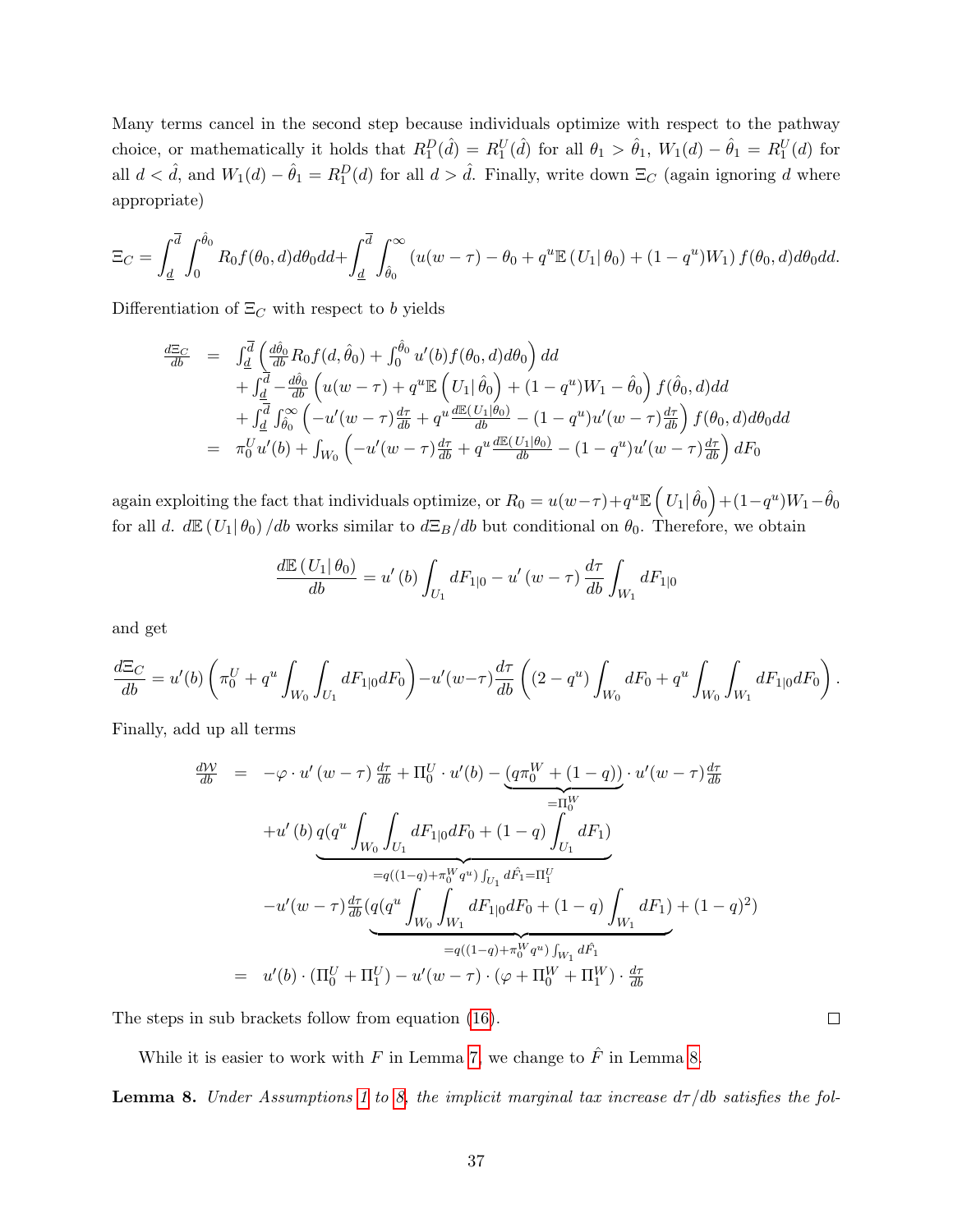Many terms cancel in the second step because individuals optimize with respect to the pathway choice, or mathematically it holds that $R_1^D(\hat{d}) = R_1^U(\hat{d})$ for all $\theta_1 > \hat{\theta}_1$, $W_1(d) - \hat{\theta}_1 = R_1^U(d)$ for all $d < \hat{d}$, and $W_1(d) - \hat{\theta}_1 = R_1^D(d)$ for all $d > \hat{d}$. Finally, write down $\Xi_C$ (again ignoring $d$ where appropriate)

$$\Xi_C = \int_{\underline{d}}^{\overline{d}} \int_0^{\hat{\theta}_0} R_0 f(\theta_0, d) d\theta_0 dd + \int_{\underline{d}}^{\overline{d}} \int_{\hat{\theta}_0}^{\infty} \left(u(w-\tau) - \theta_0 + q^u \mathbb{E}\left(U_1 \middle| \theta_0\right) + (1-q^u) W_1\right) f(\theta_0, d) d\theta_0 dd.$$

Differentiation of $\Xi_C$ with respect to $b$ yields

$$\begin{aligned}
\frac{d\Xi_C}{db} &= \int_{\underline{d}}^{\overline{d}} \left( \frac{d\hat{\theta}_0}{db} R_0 f(d, \hat{\theta}_0) + \int_0^{\hat{\theta}_0} u'(b) f(\theta_0, d) d\theta_0 \right) dd \\
&\quad + \int_{\underline{d}}^{\overline{d}} -\frac{d\hat{\theta}_0}{db} \left( u(w-\tau) + q^u \mathbb{E}\left(U_1 \middle| \hat{\theta}_0\right) + (1-q^u) W_1 - \hat{\theta}_0 \right) f(\hat{\theta}_0, d) dd \\
&\quad + \int_{\underline{d}}^{\overline{d}} \int_{\hat{\theta}_0}^{\infty} \left( -u'(w-\tau)\frac{d\tau}{db} + q^u \frac{d\mathbb{E}(U_1|\theta_0)}{db} - (1-q^u) u'(w-\tau)\frac{d\tau}{db} \right) f(\theta_0, d) d\theta_0 dd \\
&= \pi_0^U u'(b) + \int_{W_0} \left( -u'(w-\tau)\frac{d\tau}{db} + q^u \frac{d\mathbb{E}(U_1|\theta_0)}{db} - (1-q^u) u'(w-\tau)\frac{d\tau}{db} \right) dF_0
\end{aligned}$$

again exploiting the fact that individuals optimize, or $R_0 = u(w-\tau) + q^u \mathbb{E}\left(U_1 \middle| \hat{\theta}_0\right) + (1-q^u) W_1 - \hat{\theta}_0$ for all $d$. $d\mathbb{E}\left(U_1 \middle| \theta_0\right)/db$ works similar to $d\Xi_B/db$ but conditional on $\theta_0$. Therefore, we obtain

$$\frac{d\mathbb{E}\left(U_1 \middle| \theta_0\right)}{db} = u'\left(b\right) \int_{U_1} dF_{1|0} - u'\left(w-\tau\right) \frac{d\tau}{db} \int_{W_1} dF_{1|0}$$

and get

$$\frac{d\Xi_C}{db} = u'(b) \left( \pi_0^U + q^u \int_{W_0} \int_{U_1} dF_{1|0} dF_0 \right) - u'(w-\tau) \frac{d\tau}{db} \left( (2-q^u) \int_{W_0} dF_0 + q^u \int_{W_0} \int_{W_1} dF_{1|0} dF_0 \right).$$

Finally, add up all terms

$$\begin{aligned}
\frac{d\mathcal{W}}{db} &= -\varphi \cdot u'\left(w-\tau\right) \frac{d\tau}{db} + \Pi_0^U \cdot u'(b) - \underbrace{\left(q\pi_0^W + (1-q)\right)}_{=\Pi_0^W} \cdot u'(w-\tau) \frac{d\tau}{db} \\
&\quad + u'\left(b\right) \underbrace{q(q^u \int_{W_0} \int_{U_1} dF_{1|0} dF_0 + (1-q) \int_{U_1} dF_1)}_{=q((1-q)+\pi_0^W q^u) \int_{U_1} d\hat{F}_1 = \Pi_1^U} \\
&\quad - u'(w-\tau) \frac{d\tau}{db} (\underbrace{q(q^u \int_{W_0} \int_{W_1} dF_{1|0} dF_0 + (1-q) \int_{W_1} dF_1)}_{=q((1-q)+\pi_0^W q^u) \int_{W_1} d\hat{F}_1} + (1-q)^2) \\
&= u'(b) \cdot (\Pi_0^U + \Pi_1^U) - u'(w-\tau) \cdot (\varphi + \Pi_0^W + \Pi_1^W) \cdot \frac{d\tau}{db}
\end{aligned}$$

The steps in sub brackets follow from equation (16). $\square$

While it is easier to work with $F$ in Lemma 7, we change to $\hat{F}$ in Lemma 8.

**Lemma 8.** *Under Assumptions 1 to 8, the implicit marginal tax increase $d\tau/db$ satisfies the fol-*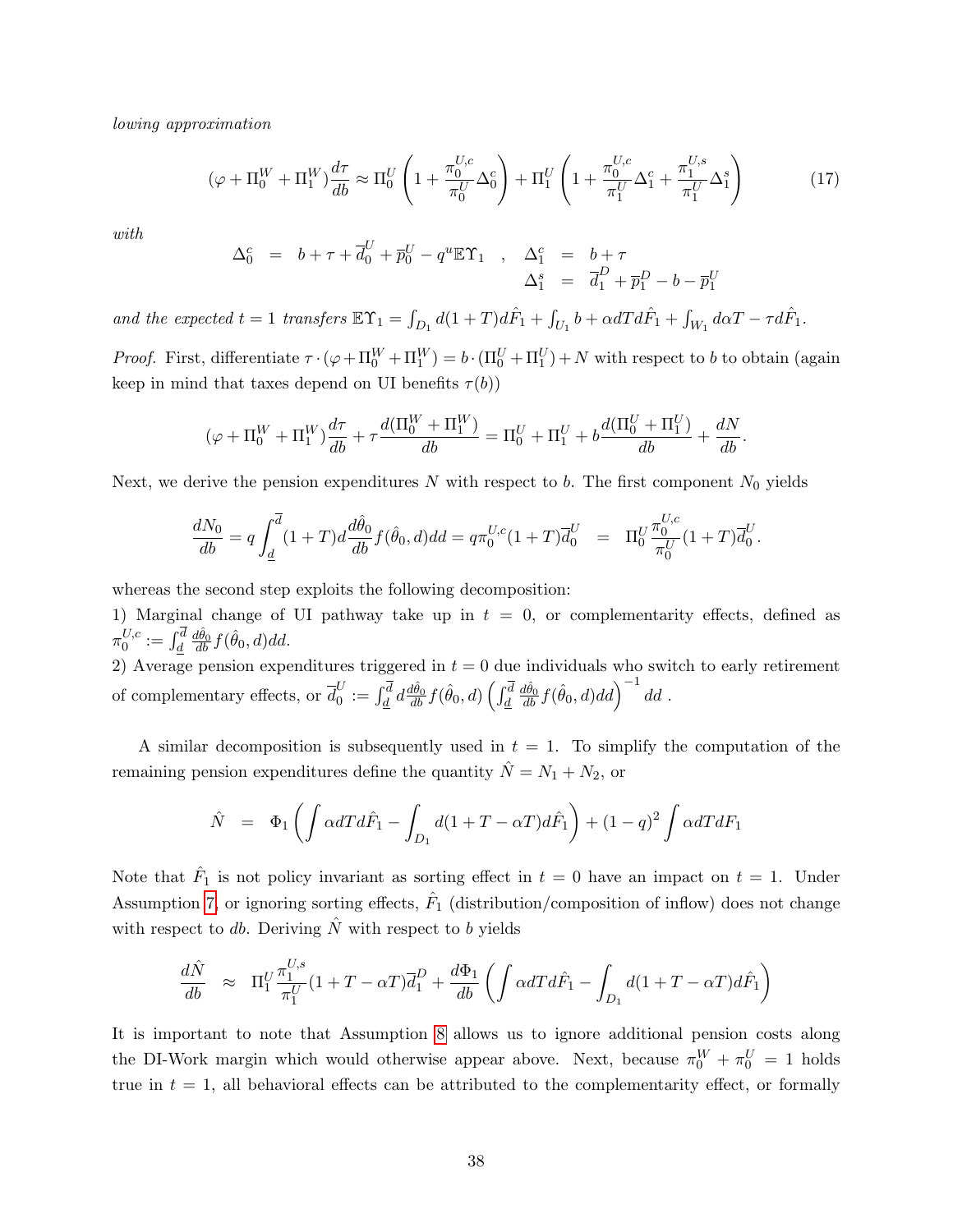*lowing approximation*

$$(\varphi + \Pi_0^W + \Pi_1^W)\frac{d\tau}{db} \approx \Pi_0^U \left(1 + \frac{\pi_0^{U,c}}{\pi_0^U}\Delta_0^c\right) + \Pi_1^U \left(1 + \frac{\pi_0^{U,c}}{\pi_1^U}\Delta_1^c + \frac{\pi_1^{U,s}}{\pi_1^U}\Delta_1^s\right) \tag{17}$$

*with*

$$\begin{aligned} \Delta_0^c &= b + \tau + \overline{d}_0^U + \overline{p}_0^U - q^u \mathbb{E}\Upsilon_1 \quad , \quad \Delta_1^c = b + \tau \\ & \qquad\qquad\qquad\qquad\qquad\qquad\quad\;\; \Delta_1^s = \overline{d}_1^D + \overline{p}_1^D - b - \overline{p}_1^U \end{aligned}$$

*and the expected $t = 1$ transfers* $\mathbb{E}\Upsilon_1 = \int_{D_1} d(1+T)d\hat{F}_1 + \int_{U_1} b + \alpha dT d\hat{F}_1 + \int_{W_1} d\alpha T - \tau d\hat{F}_1$.

*Proof.* First, differentiate $\tau \cdot (\varphi + \Pi_0^W + \Pi_1^W) = b \cdot (\Pi_0^U + \Pi_1^U) + N$ with respect to $b$ to obtain (again keep in mind that taxes depend on UI benefits $\tau(b)$)

$$(\varphi + \Pi_0^W + \Pi_1^W)\frac{d\tau}{db} + \tau\frac{d(\Pi_0^W + \Pi_1^W)}{db} = \Pi_0^U + \Pi_1^U + b\frac{d(\Pi_0^U + \Pi_1^U)}{db} + \frac{dN}{db}.$$

Next, we derive the pension expenditures $N$ with respect to $b$. The first component $N_0$ yields

$$\frac{dN_0}{db} = q\int_{\underline{d}}^{\overline{d}} (1+T)d\frac{d\hat{\theta}_0}{db}f(\hat{\theta}_0, d)dd = q\pi_0^{U,c}(1+T)\overline{d}_0^U \;\; = \;\; \Pi_0^U \frac{\pi_0^{U,c}}{\pi_0^U}(1+T)\overline{d}_0^U.$$

whereas the second step exploits the following decomposition:

1) Marginal change of UI pathway take up in $t = 0$, or complementarity effects, defined as $\pi_0^{U,c} := \int_{\underline{d}}^{\overline{d}} \frac{d\hat{\theta}_0}{db} f(\hat{\theta}_0, d)dd$.

2) Average pension expenditures triggered in $t = 0$ due individuals who switch to early retirement of complementary effects, or $\overline{d}_0^U := \int_{\underline{d}}^{\overline{d}} d\frac{d\hat{\theta}_0}{db} f(\hat{\theta}_0, d) \left(\int_{\underline{d}}^{\overline{d}} \frac{d\hat{\theta}_0}{db} f(\hat{\theta}_0, d)dd\right)^{-1} dd$ .

A similar decomposition is subsequently used in $t = 1$. To simplify the computation of the remaining pension expenditures define the quantity $\hat{N} = N_1 + N_2$, or

$$\hat{N} \;\; = \;\; \Phi_1 \left( \int \alpha dT d\hat{F}_1 - \int_{D_1} d(1 + T - \alpha T)d\hat{F}_1 \right) + (1-q)^2 \int \alpha dT dF_1$$

Note that $\hat{F}_1$ is not policy invariant as sorting effect in $t = 0$ have an impact on $t = 1$. Under Assumption 7, or ignoring sorting effects, $\hat{F}_1$ (distribution/composition of inflow) does not change with respect to $db$. Deriving $\hat{N}$ with respect to $b$ yields

$$\frac{d\hat{N}}{db} \;\; \approx \;\; \Pi_1^U \frac{\pi_1^{U,s}}{\pi_1^U}(1 + T - \alpha T)\overline{d}_1^D + \frac{d\Phi_1}{db}\left( \int \alpha dT d\hat{F}_1 - \int_{D_1} d(1 + T - \alpha T)d\hat{F}_1 \right)$$

It is important to note that Assumption 8 allows us to ignore additional pension costs along the DI-Work margin which would otherwise appear above. Next, because $\pi_0^W + \pi_0^U = 1$ holds true in $t = 1$, all behavioral effects can be attributed to the complementarity effect, or formally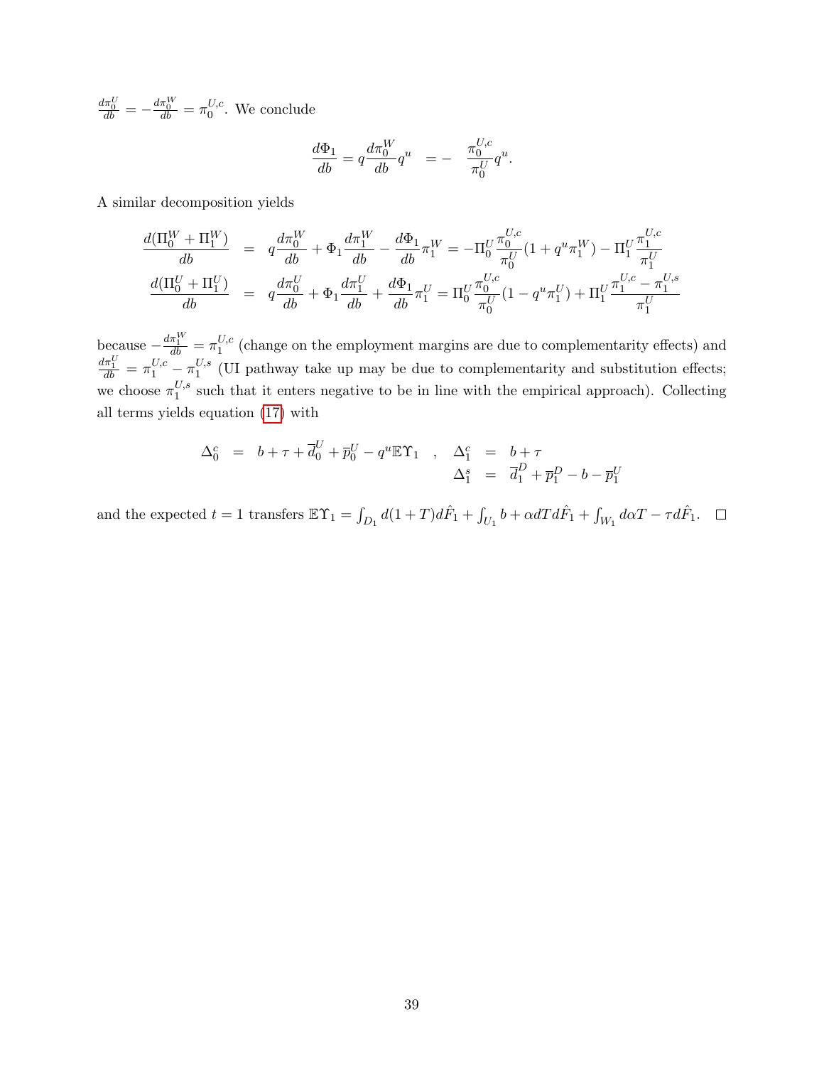$\frac{d\pi_0^U}{db} = -\frac{d\pi_0^W}{db} = \pi_0^{U,c}$. We conclude

$$\frac{d\Phi_1}{db} = q\frac{d\pi_0^W}{db}q^u \quad = - \quad \frac{\pi_0^{U,c}}{\pi_0^U}q^u.$$

A similar decomposition yields

$$\begin{aligned}
\frac{d(\Pi_0^W + \Pi_1^W)}{db} &= q\frac{d\pi_0^W}{db} + \Phi_1\frac{d\pi_1^W}{db} - \frac{d\Phi_1}{db}\pi_1^W = -\Pi_0^U\frac{\pi_0^{U,c}}{\pi_0^U}(1 + q^u\pi_1^W) - \Pi_1^U\frac{\pi_1^{U,c}}{\pi_1^U} \\
\frac{d(\Pi_0^U + \Pi_1^U)}{db} &= q\frac{d\pi_0^U}{db} + \Phi_1\frac{d\pi_1^U}{db} + \frac{d\Phi_1}{db}\pi_1^U = \Pi_0^U\frac{\pi_0^{U,c}}{\pi_0^U}(1 - q^u\pi_1^U) + \Pi_1^U\frac{\pi_1^{U,c} - \pi_1^{U,s}}{\pi_1^U}
\end{aligned}$$

because $-\frac{d\pi_1^W}{db} = \pi_1^{U,c}$ (change on the employment margins are due to complementarity effects) and $\frac{d\pi_1^U}{db} = \pi_1^{U,c} - \pi_1^{U,s}$ (UI pathway take up may be due to complementarity and substitution effects; we choose $\pi_1^{U,s}$ such that it enters negative to be in line with the empirical approach). Collecting all terms yields equation (17) with

$$\begin{aligned}
\Delta_0^c &= b + \tau + \overline{d}_0^U + \overline{p}_0^U - q^u\mathbb{E}\Upsilon_1 \quad , \quad & \Delta_1^c &= b + \tau \\
& & \Delta_1^s &= \overline{d}_1^D + \overline{p}_1^D - b - \overline{p}_1^U
\end{aligned}$$

and the expected $t = 1$ transfers $\mathbb{E}\Upsilon_1 = \int_{D_1} d(1+T)d\hat{F}_1 + \int_{U_1} b + \alpha dT d\hat{F}_1 + \int_{W_1} d\alpha T - \tau d\hat{F}_1$. $\square$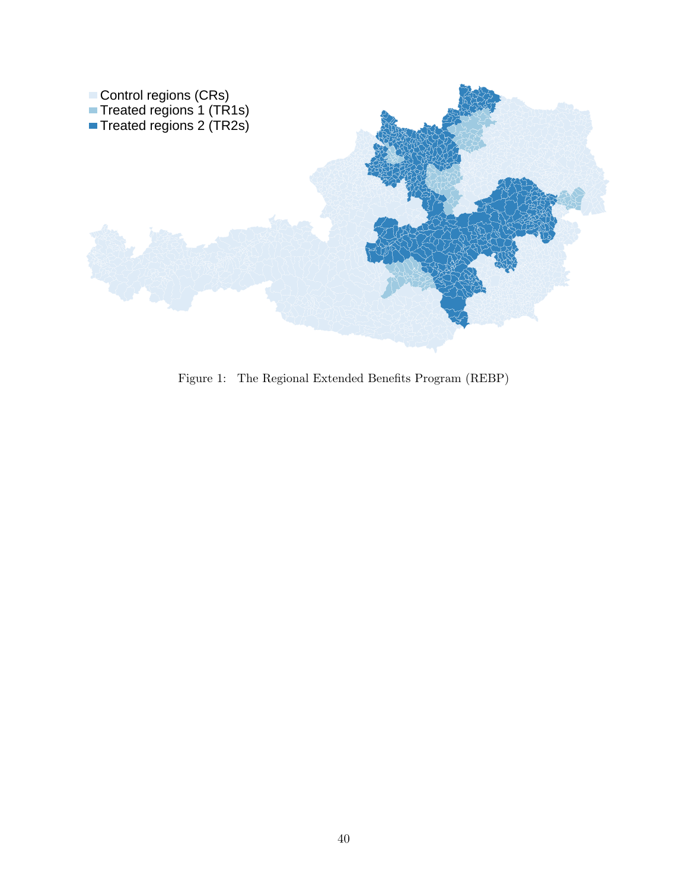Control regions (CRs)
Treated regions 1 (TR1s)
Treated regions 2 (TR2s)

Figure 1: The Regional Extended Benefits Program (REBP)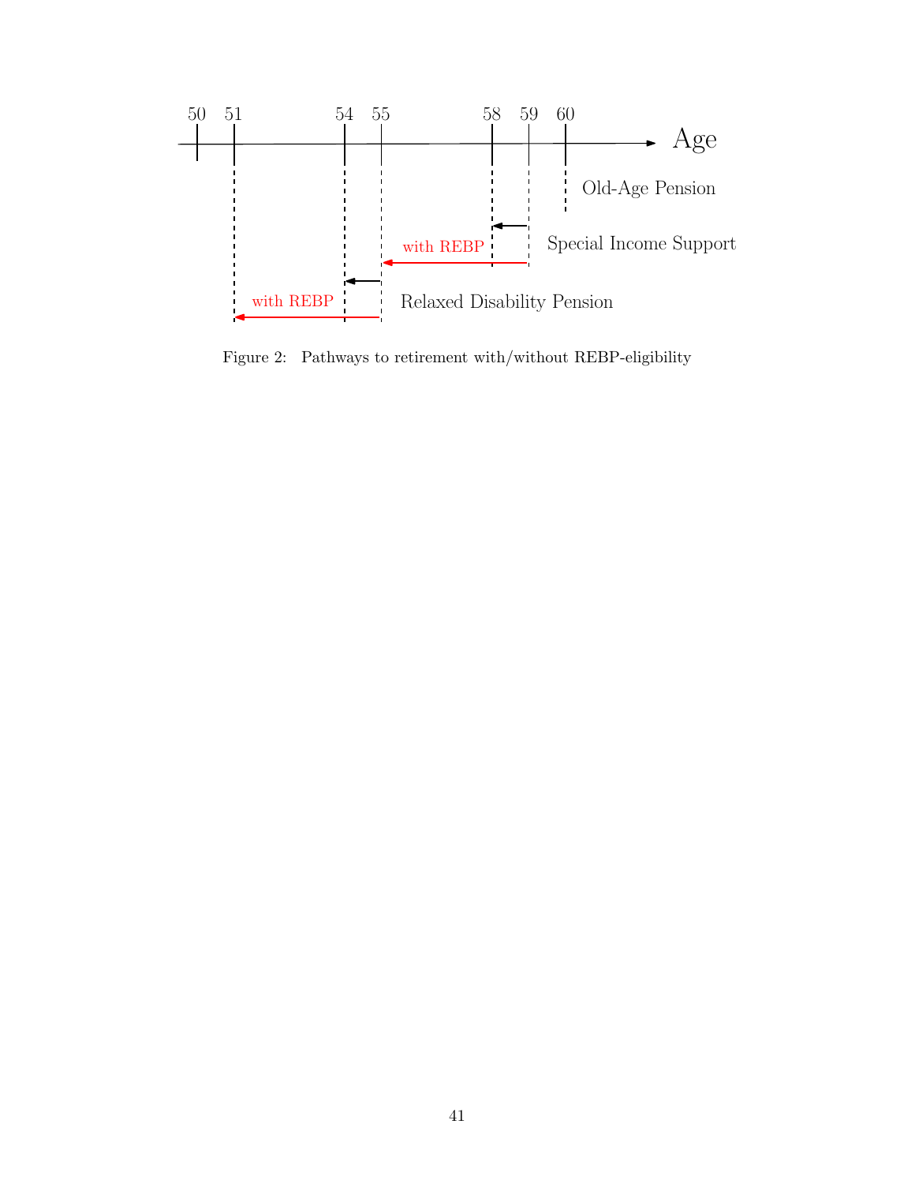Figure 2: Pathways to retirement with/without REBP-eligibility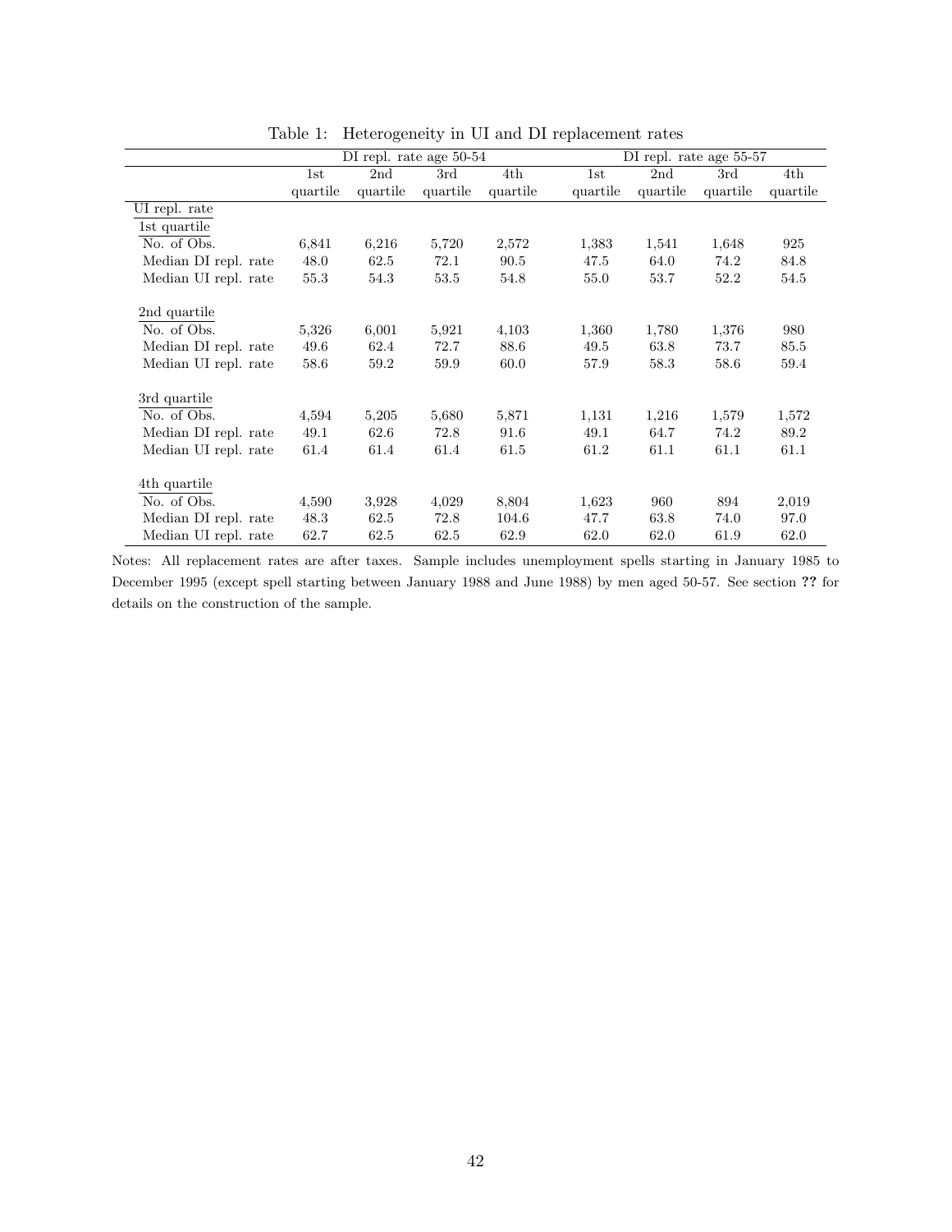Table 1: Heterogeneity in UI and DI replacement rates

| | DI repl. rate age 50-54 | | | | DI repl. rate age 55-57 | | | |
|---|---|---|---|---|---|---|---|---|
| | 1st quartile | 2nd quartile | 3rd quartile | 4th quartile | 1st quartile | 2nd quartile | 3rd quartile | 4th quartile |
| UI repl. rate | | | | | | | | |
| 1st quartile | | | | | | | | |
| No. of Obs. | 6,841 | 6,216 | 5,720 | 2,572 | 1,383 | 1,541 | 1,648 | 925 |
| Median DI repl. rate | 48.0 | 62.5 | 72.1 | 90.5 | 47.5 | 64.0 | 74.2 | 84.8 |
| Median UI repl. rate | 55.3 | 54.3 | 53.5 | 54.8 | 55.0 | 53.7 | 52.2 | 54.5 |
| 2nd quartile | | | | | | | | |
| No. of Obs. | 5,326 | 6,001 | 5,921 | 4,103 | 1,360 | 1,780 | 1,376 | 980 |
| Median DI repl. rate | 49.6 | 62.4 | 72.7 | 88.6 | 49.5 | 63.8 | 73.7 | 85.5 |
| Median UI repl. rate | 58.6 | 59.2 | 59.9 | 60.0 | 57.9 | 58.3 | 58.6 | 59.4 |
| 3rd quartile | | | | | | | | |
| No. of Obs. | 4,594 | 5,205 | 5,680 | 5,871 | 1,131 | 1,216 | 1,579 | 1,572 |
| Median DI repl. rate | 49.1 | 62.6 | 72.8 | 91.6 | 49.1 | 64.7 | 74.2 | 89.2 |
| Median UI repl. rate | 61.4 | 61.4 | 61.4 | 61.5 | 61.2 | 61.1 | 61.1 | 61.1 |
| 4th quartile | | | | | | | | |
| No. of Obs. | 4,590 | 3,928 | 4,029 | 8,804 | 1,623 | 960 | 894 | 2,019 |
| Median DI repl. rate | 48.3 | 62.5 | 72.8 | 104.6 | 47.7 | 63.8 | 74.0 | 97.0 |
| Median UI repl. rate | 62.7 | 62.5 | 62.5 | 62.9 | 62.0 | 62.0 | 61.9 | 62.0 |

Notes: All replacement rates are after taxes. Sample includes unemployment spells starting in January 1985 to December 1995 (except spell starting between January 1988 and June 1988) by men aged 50-57. See section **??** for details on the construction of the sample.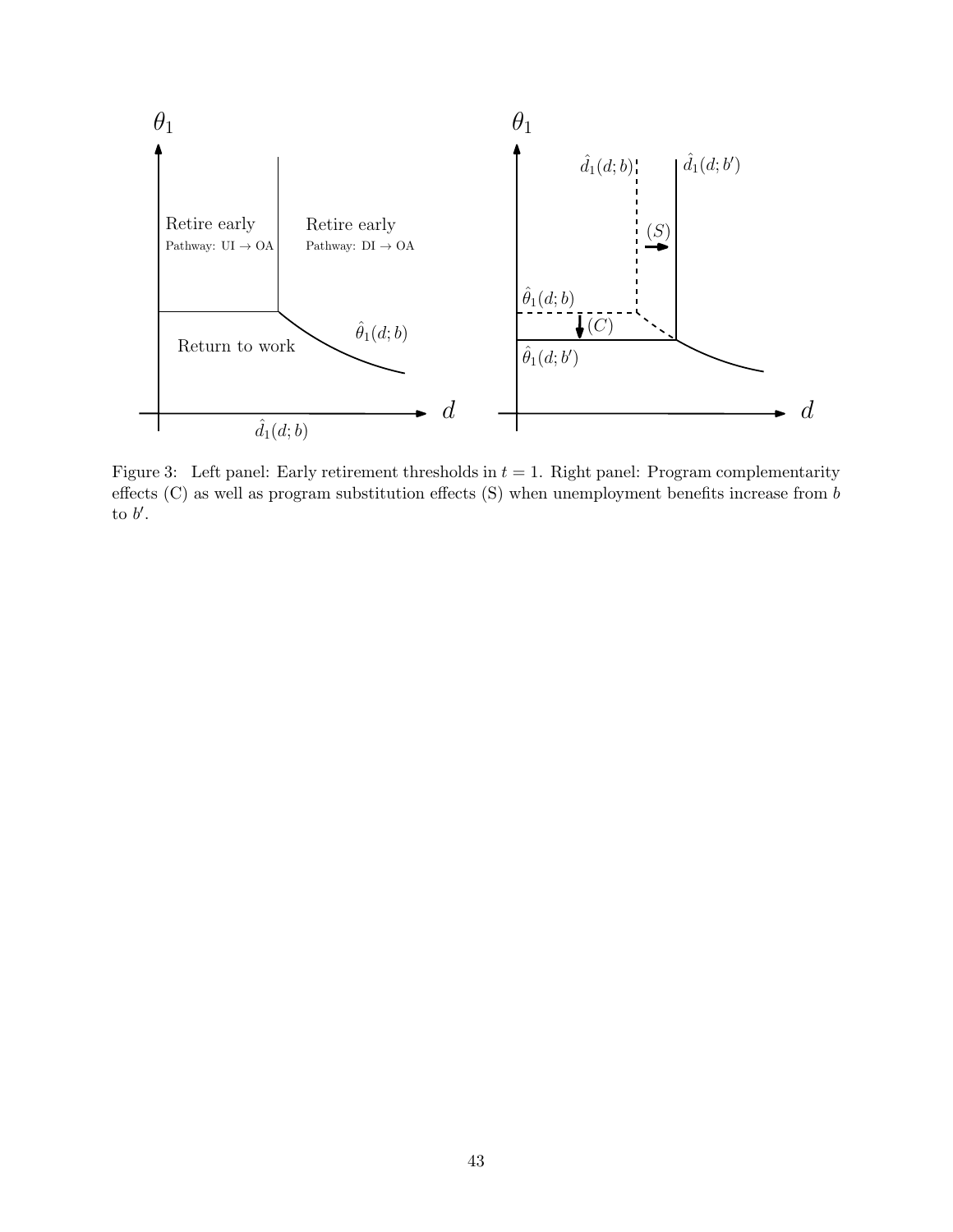Figure 3: Left panel: Early retirement thresholds in $t = 1$. Right panel: Program complementarity effects (C) as well as program substitution effects (S) when unemployment benefits increase from $b$ to $b'$.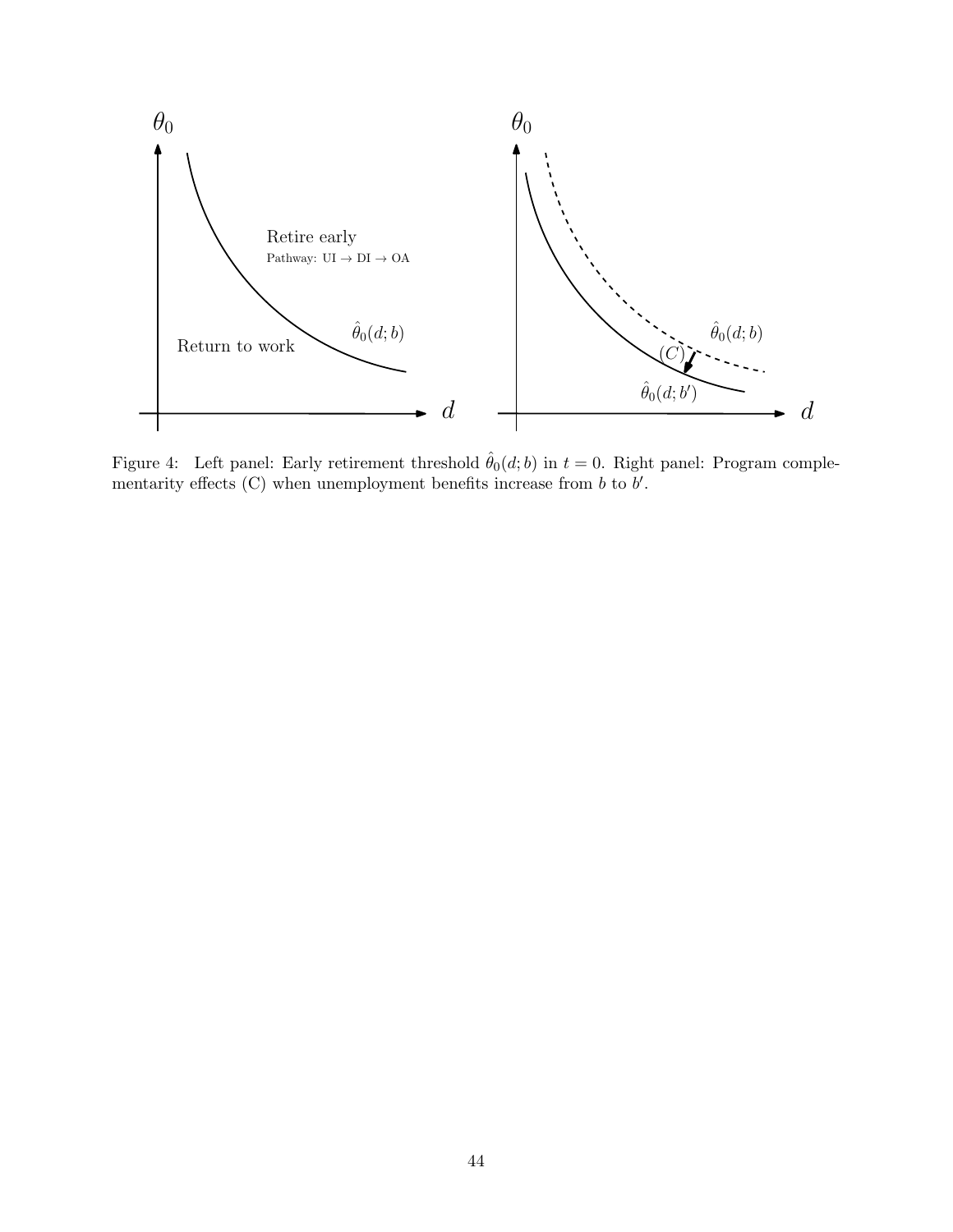Figure 4: Left panel: Early retirement threshold $\hat{\theta}_0(d;b)$ in $t=0$. Right panel: Program complementarity effects (C) when unemployment benefits increase from $b$ to $b'$.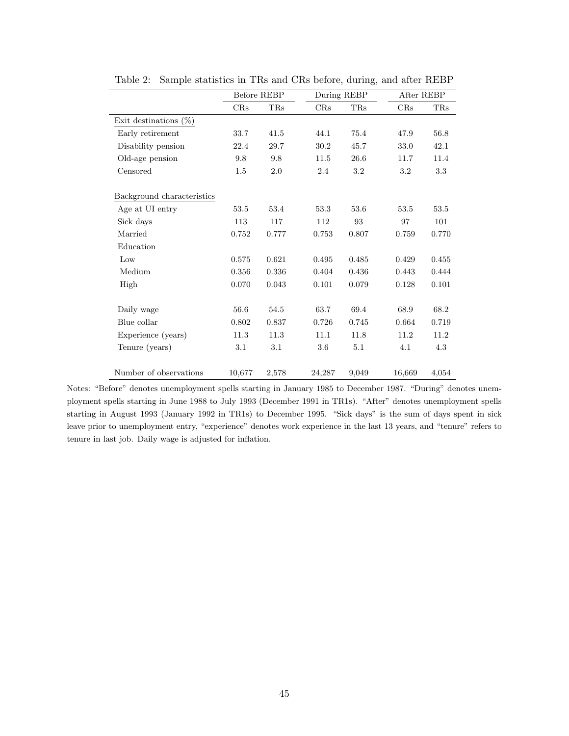Table 2: Sample statistics in TRs and CRs before, during, and after REBP

| | Before REBP | | During REBP | | After REBP | |
|---|---|---|---|---|---|---|
| | CRs | TRs | CRs | TRs | CRs | TRs |
| Exit destinations (%) | | | | | | |
| Early retirement | 33.7 | 41.5 | 44.1 | 75.4 | 47.9 | 56.8 |
| Disability pension | 22.4 | 29.7 | 30.2 | 45.7 | 33.0 | 42.1 |
| Old-age pension | 9.8 | 9.8 | 11.5 | 26.6 | 11.7 | 11.4 |
| Censored | 1.5 | 2.0 | 2.4 | 3.2 | 3.2 | 3.3 |
| Background characteristics | | | | | | |
| Age at UI entry | 53.5 | 53.4 | 53.3 | 53.6 | 53.5 | 53.5 |
| Sick days | 113 | 117 | 112 | 93 | 97 | 101 |
| Married | 0.752 | 0.777 | 0.753 | 0.807 | 0.759 | 0.770 |
| Education | | | | | | |
| Low | 0.575 | 0.621 | 0.495 | 0.485 | 0.429 | 0.455 |
| Medium | 0.356 | 0.336 | 0.404 | 0.436 | 0.443 | 0.444 |
| High | 0.070 | 0.043 | 0.101 | 0.079 | 0.128 | 0.101 |
| Daily wage | 56.6 | 54.5 | 63.7 | 69.4 | 68.9 | 68.2 |
| Blue collar | 0.802 | 0.837 | 0.726 | 0.745 | 0.664 | 0.719 |
| Experience (years) | 11.3 | 11.3 | 11.1 | 11.8 | 11.2 | 11.2 |
| Tenure (years) | 3.1 | 3.1 | 3.6 | 5.1 | 4.1 | 4.3 |
| Number of observations | 10,677 | 2,578 | 24,287 | 9,049 | 16,669 | 4,054 |

Notes: "Before" denotes unemployment spells starting in January 1985 to December 1987. "During" denotes unemployment spells starting in June 1988 to July 1993 (December 1991 in TR1s). "After" denotes unemployment spells starting in August 1993 (January 1992 in TR1s) to December 1995. "Sick days" is the sum of days spent in sick leave prior to unemployment entry, "experience" denotes work experience in the last 13 years, and "tenure" refers to tenure in last job. Daily wage is adjusted for inflation.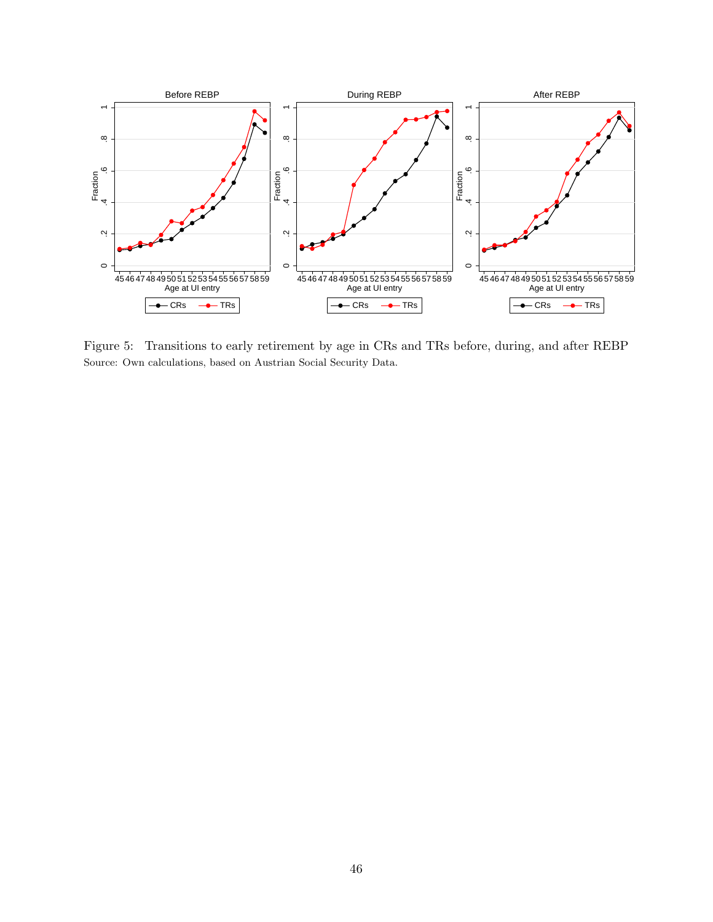Figure 5: Transitions to early retirement by age in CRs and TRs before, during, and after REBP
Source: Own calculations, based on Austrian Social Security Data.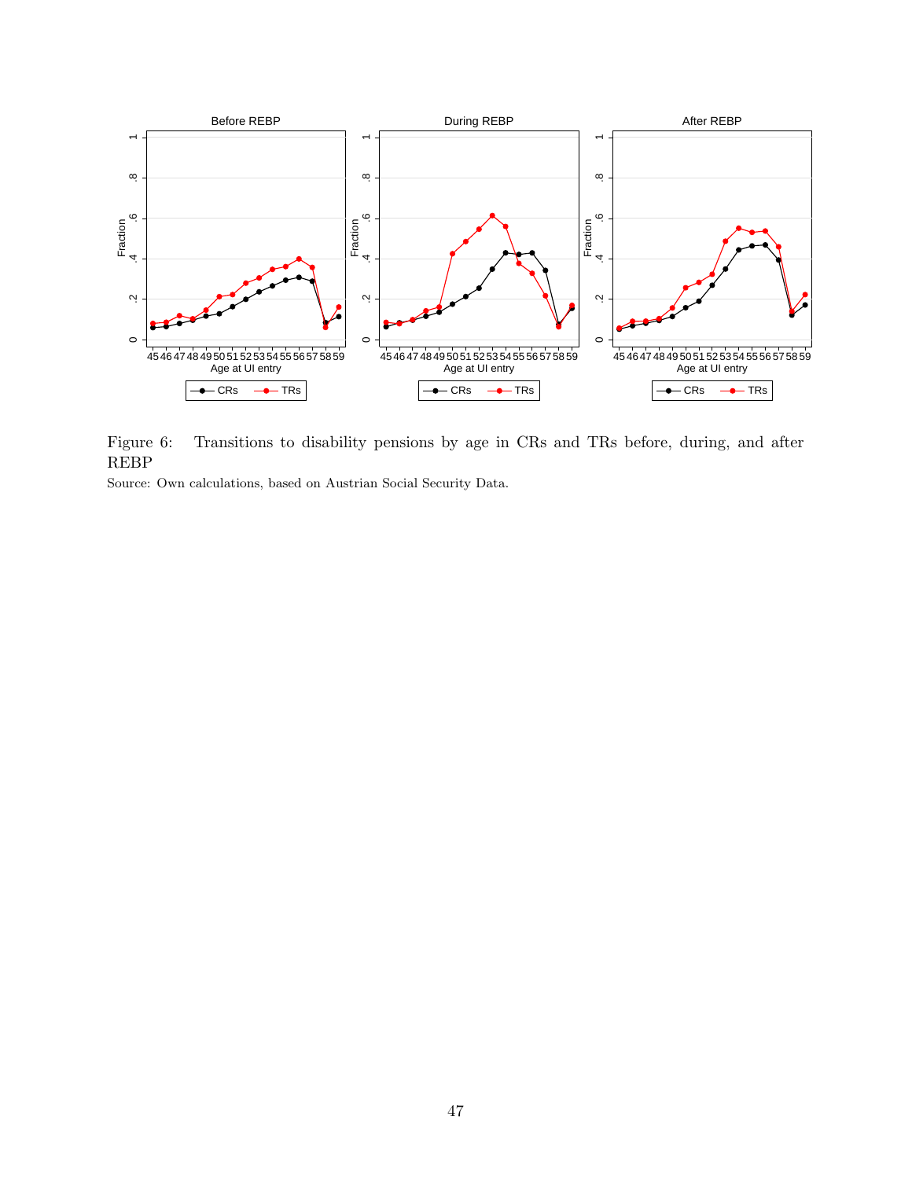Figure 6: Transitions to disability pensions by age in CRs and TRs before, during, and after REBP

Source: Own calculations, based on Austrian Social Security Data.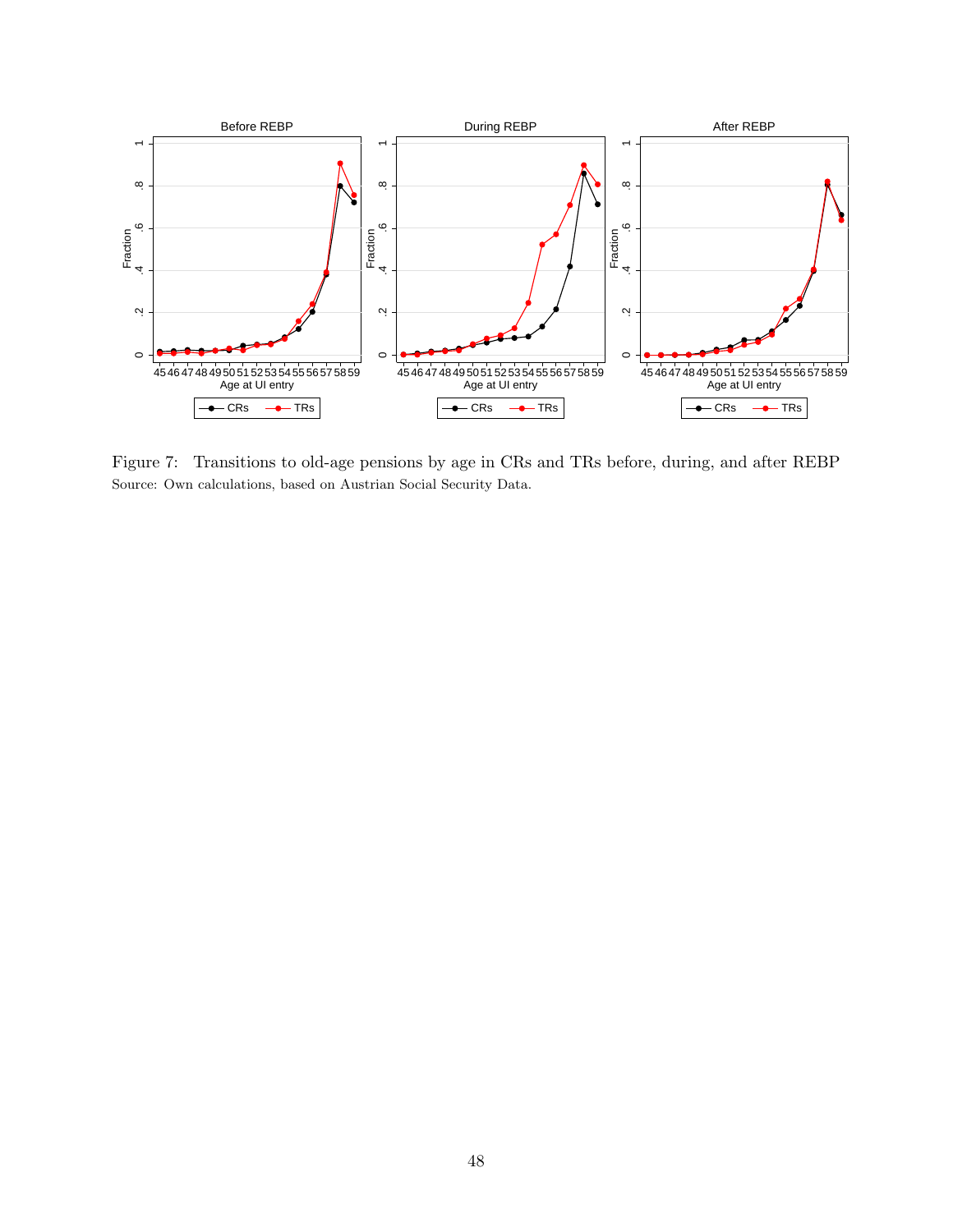Figure 7: Transitions to old-age pensions by age in CRs and TRs before, during, and after REBP
Source: Own calculations, based on Austrian Social Security Data.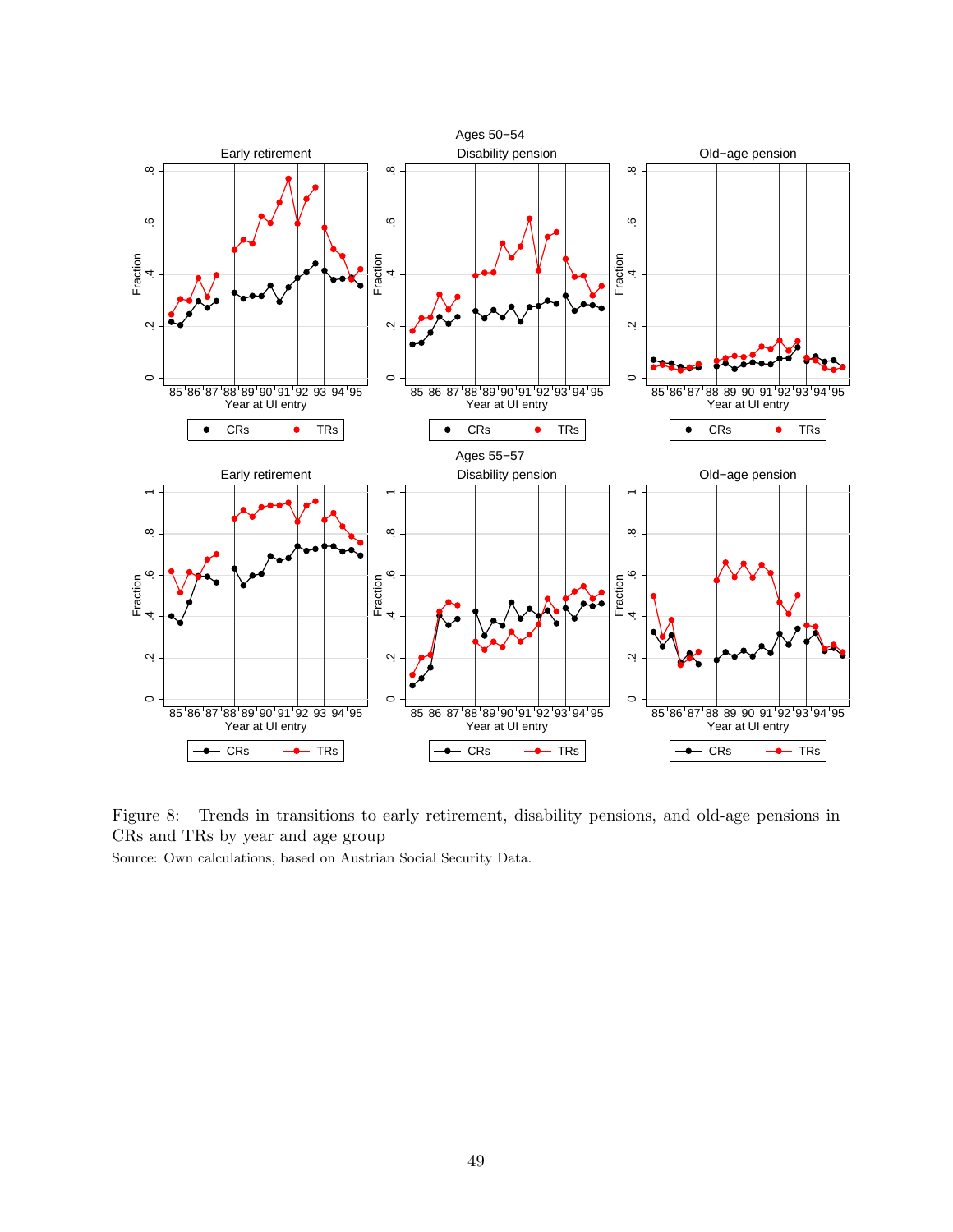Figure 8: Trends in transitions to early retirement, disability pensions, and old-age pensions in CRs and TRs by year and age group

Source: Own calculations, based on Austrian Social Security Data.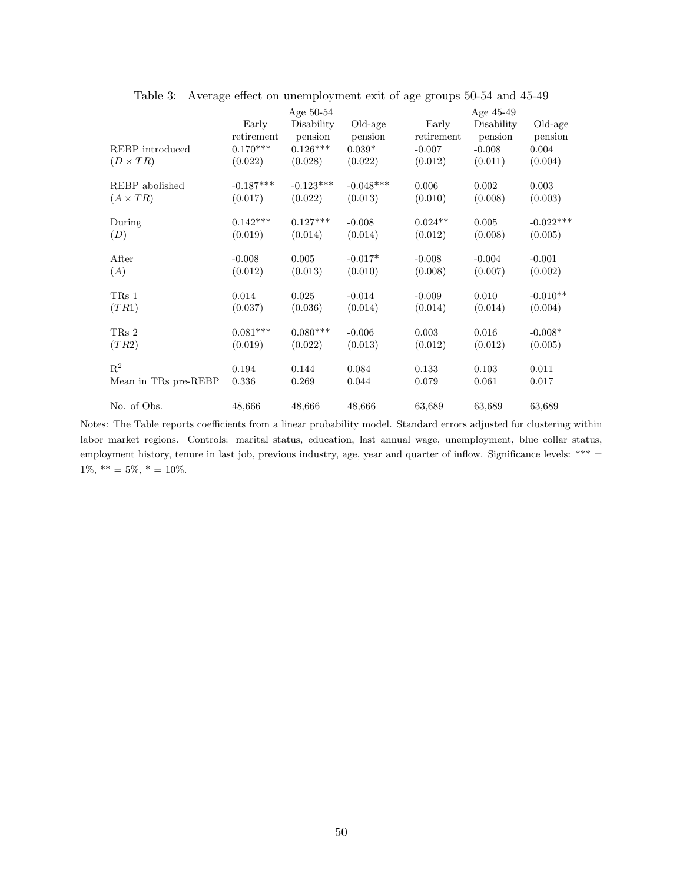Table 3: Average effect on unemployment exit of age groups 50-54 and 45-49

| | Age 50-54 | | | Age 45-49 | | |
|---|---|---|---|---|---|---|
| | Early retirement | Disability pension | Old-age pension | Early retirement | Disability pension | Old-age pension |
| REBP introduced | 0.170*** | 0.126*** | 0.039* | -0.007 | -0.008 | 0.004 |
| $(D \times TR)$ | (0.022) | (0.028) | (0.022) | (0.012) | (0.011) | (0.004) |
| REBP abolished | -0.187*** | -0.123*** | -0.048*** | 0.006 | 0.002 | 0.003 |
| $(A \times TR)$ | (0.017) | (0.022) | (0.013) | (0.010) | (0.008) | (0.003) |
| During | 0.142*** | 0.127*** | -0.008 | 0.024** | 0.005 | -0.022*** |
| $(D)$ | (0.019) | (0.014) | (0.014) | (0.012) | (0.008) | (0.005) |
| After | -0.008 | 0.005 | -0.017* | -0.008 | -0.004 | -0.001 |
| $(A)$ | (0.012) | (0.013) | (0.010) | (0.008) | (0.007) | (0.002) |
| TRs 1 | 0.014 | 0.025 | -0.014 | -0.009 | 0.010 | -0.010** |
| $(TR1)$ | (0.037) | (0.036) | (0.014) | (0.014) | (0.014) | (0.004) |
| TRs 2 | 0.081*** | 0.080*** | -0.006 | 0.003 | 0.016 | -0.008* |
| $(TR2)$ | (0.019) | (0.022) | (0.013) | (0.012) | (0.012) | (0.005) |
| $R^2$ | 0.194 | 0.144 | 0.084 | 0.133 | 0.103 | 0.011 |
| Mean in TRs pre-REBP | 0.336 | 0.269 | 0.044 | 0.079 | 0.061 | 0.017 |
| No. of Obs. | 48,666 | 48,666 | 48,666 | 63,689 | 63,689 | 63,689 |

Notes: The Table reports coefficients from a linear probability model. Standard errors adjusted for clustering within labor market regions. Controls: marital status, education, last annual wage, unemployment, blue collar status, employment history, tenure in last job, previous industry, age, year and quarter of inflow. Significance levels: *** = 1%, ** = 5%, * = 10%.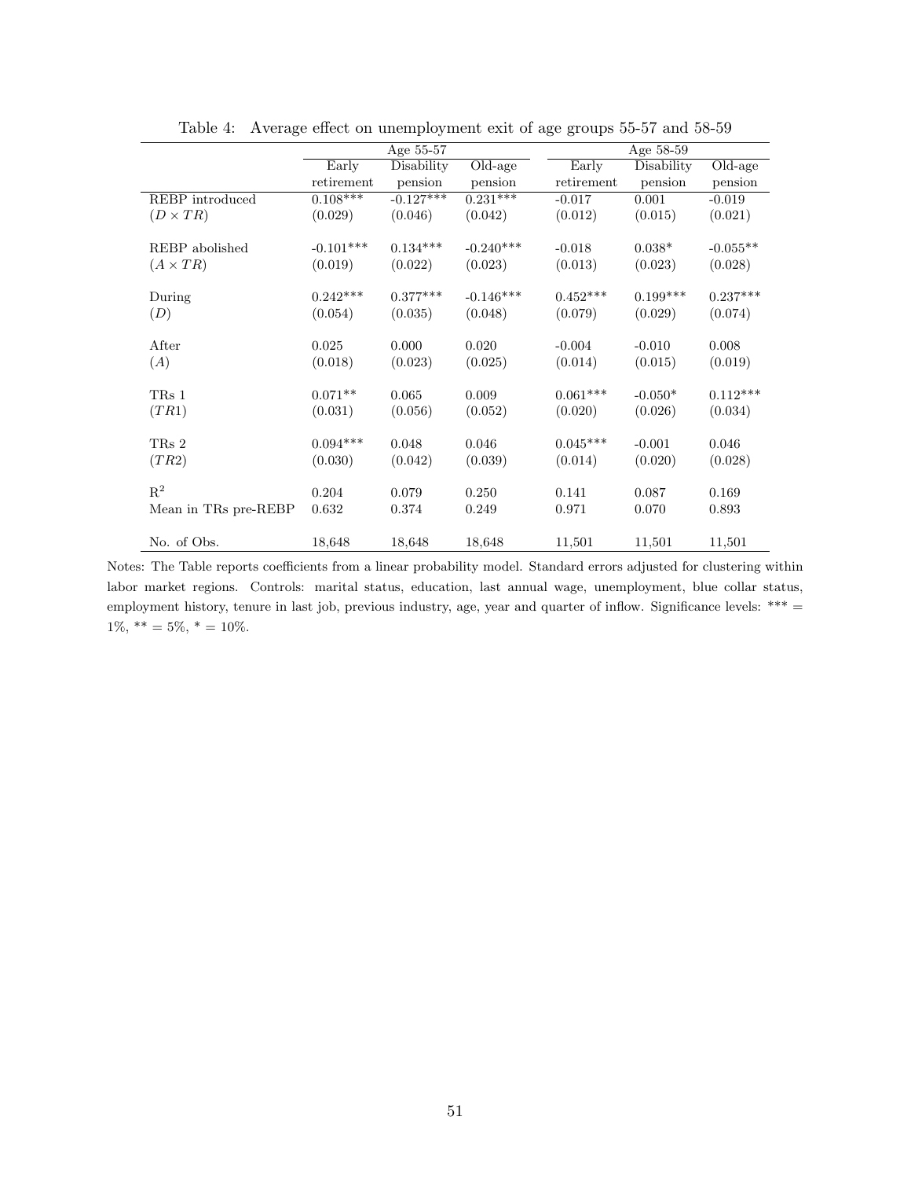Table 4: Average effect on unemployment exit of age groups 55-57 and 58-59

| | Age 55-57 | | | Age 58-59 | | |
|---|---|---|---|---|---|---|
| | Early retirement | Disability pension | Old-age pension | Early retirement | Disability pension | Old-age pension |
| REBP introduced | 0.108*** | -0.127*** | 0.231*** | -0.017 | 0.001 | -0.019 |
| $(D \times TR)$ | (0.029) | (0.046) | (0.042) | (0.012) | (0.015) | (0.021) |
| REBP abolished | -0.101*** | 0.134*** | -0.240*** | -0.018 | 0.038* | -0.055** |
| $(A \times TR)$ | (0.019) | (0.022) | (0.023) | (0.013) | (0.023) | (0.028) |
| During | 0.242*** | 0.377*** | -0.146*** | 0.452*** | 0.199*** | 0.237*** |
| $(D)$ | (0.054) | (0.035) | (0.048) | (0.079) | (0.029) | (0.074) |
| After | 0.025 | 0.000 | 0.020 | -0.004 | -0.010 | 0.008 |
| $(A)$ | (0.018) | (0.023) | (0.025) | (0.014) | (0.015) | (0.019) |
| TRs 1 | 0.071** | 0.065 | 0.009 | 0.061*** | -0.050* | 0.112*** |
| $(TR1)$ | (0.031) | (0.056) | (0.052) | (0.020) | (0.026) | (0.034) |
| TRs 2 | 0.094*** | 0.048 | 0.046 | 0.045*** | -0.001 | 0.046 |
| $(TR2)$ | (0.030) | (0.042) | (0.039) | (0.014) | (0.020) | (0.028) |
| $R^2$ | 0.204 | 0.079 | 0.250 | 0.141 | 0.087 | 0.169 |
| Mean in TRs pre-REBP | 0.632 | 0.374 | 0.249 | 0.971 | 0.070 | 0.893 |
| No. of Obs. | 18,648 | 18,648 | 18,648 | 11,501 | 11,501 | 11,501 |

Notes: The Table reports coefficients from a linear probability model. Standard errors adjusted for clustering within labor market regions. Controls: marital status, education, last annual wage, unemployment, blue collar status, employment history, tenure in last job, previous industry, age, year and quarter of inflow. Significance levels: *** = 1%, ** = 5%, * = 10%.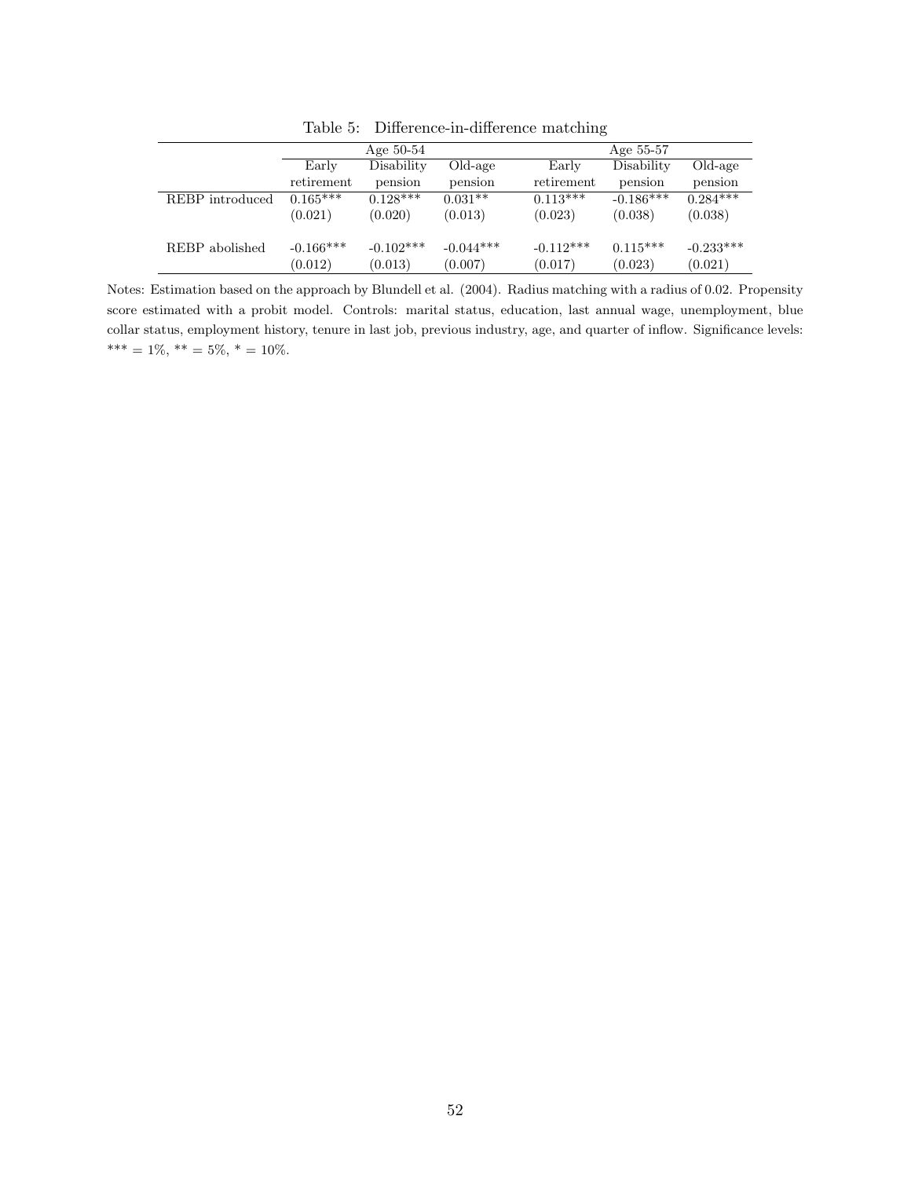Table 5: Difference-in-difference matching

| | Age 50-54 | | | Age 55-57 | | |
|---|---|---|---|---|---|---|
| | Early retirement | Disability pension | Old-age pension | Early retirement | Disability pension | Old-age pension |
| REBP introduced | 0.165*** | 0.128*** | 0.031** | 0.113*** | -0.186*** | 0.284*** |
| | (0.021) | (0.020) | (0.013) | (0.023) | (0.038) | (0.038) |
| REBP abolished | -0.166*** | -0.102*** | -0.044*** | -0.112*** | 0.115*** | -0.233*** |
| | (0.012) | (0.013) | (0.007) | (0.017) | (0.023) | (0.021) |

Notes: Estimation based on the approach by Blundell et al. (2004). Radius matching with a radius of 0.02. Propensity score estimated with a probit model. Controls: marital status, education, last annual wage, unemployment, blue collar status, employment history, tenure in last job, previous industry, age, and quarter of inflow. Significance levels: *** = 1%, ** = 5%, * = 10%.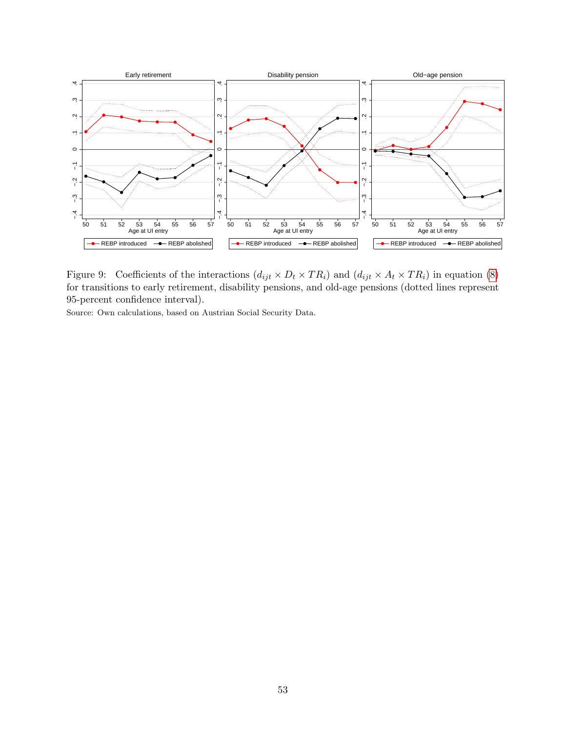Figure 9: Coefficients of the interactions $(d_{ijt} \times D_t \times TR_i)$ and $(d_{ijt} \times A_t \times TR_i)$ in equation (8) for transitions to early retirement, disability pensions, and old-age pensions (dotted lines represent 95-percent confidence interval).

Source: Own calculations, based on Austrian Social Security Data.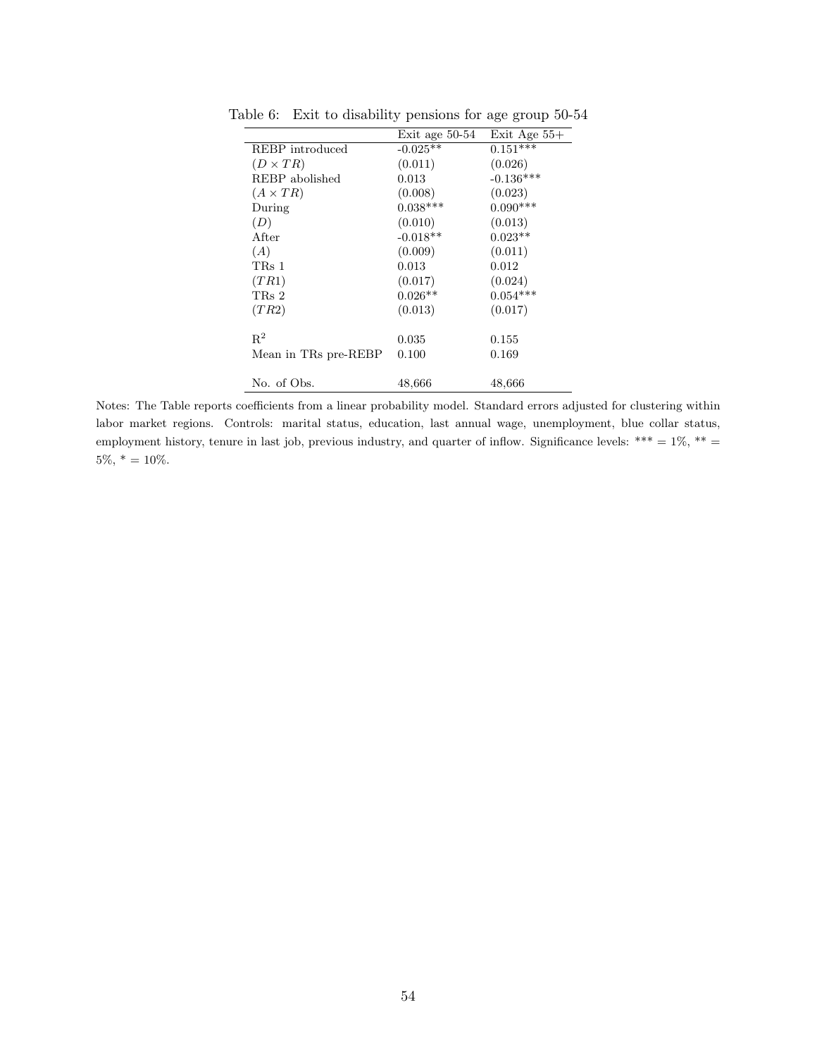Table 6: Exit to disability pensions for age group 50-54

| | Exit age 50-54 | Exit Age 55+ |
|---|---|---|
| REBP introduced | -0.025** | 0.151*** |
| $(D \times TR)$ | (0.011) | (0.026) |
| REBP abolished | 0.013 | -0.136*** |
| $(A \times TR)$ | (0.008) | (0.023) |
| During | 0.038*** | 0.090*** |
| $(D)$ | (0.010) | (0.013) |
| After | -0.018** | 0.023** |
| $(A)$ | (0.009) | (0.011) |
| TRs 1 | 0.013 | 0.012 |
| $(TR1)$ | (0.017) | (0.024) |
| TRs 2 | 0.026** | 0.054*** |
| $(TR2)$ | (0.013) | (0.017) |
| $R^2$ | 0.035 | 0.155 |
| Mean in TRs pre-REBP | 0.100 | 0.169 |
| No. of Obs. | 48,666 | 48,666 |

Notes: The Table reports coefficients from a linear probability model. Standard errors adjusted for clustering within labor market regions. Controls: marital status, education, last annual wage, unemployment, blue collar status, employment history, tenure in last job, previous industry, and quarter of inflow. Significance levels: *** = 1%, ** = 5%, * = 10%.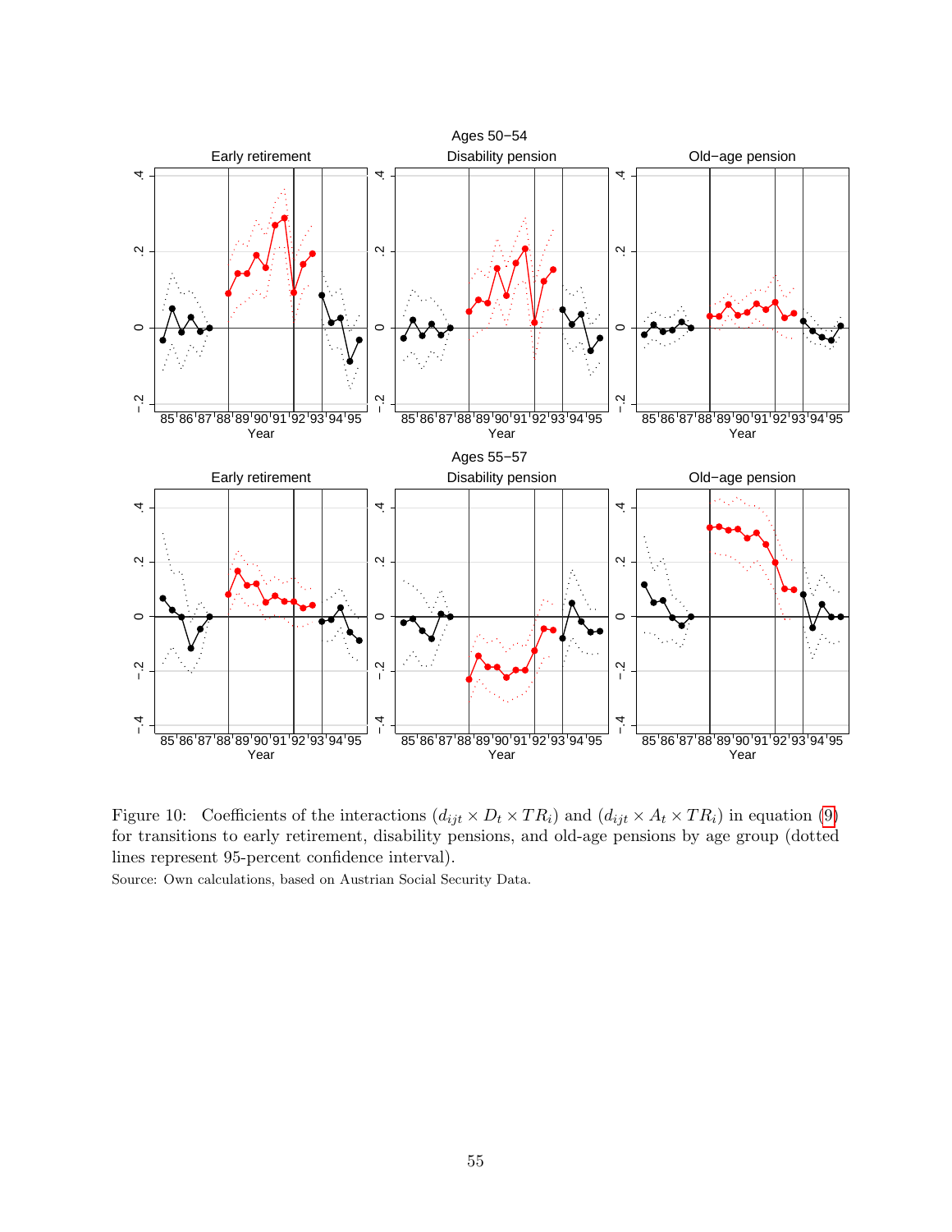Figure 10: Coefficients of the interactions $(d_{ijt} \times D_t \times TR_i)$ and $(d_{ijt} \times A_t \times TR_i)$ in equation (9) for transitions to early retirement, disability pensions, and old-age pensions by age group (dotted lines represent 95-percent confidence interval).

Source: Own calculations, based on Austrian Social Security Data.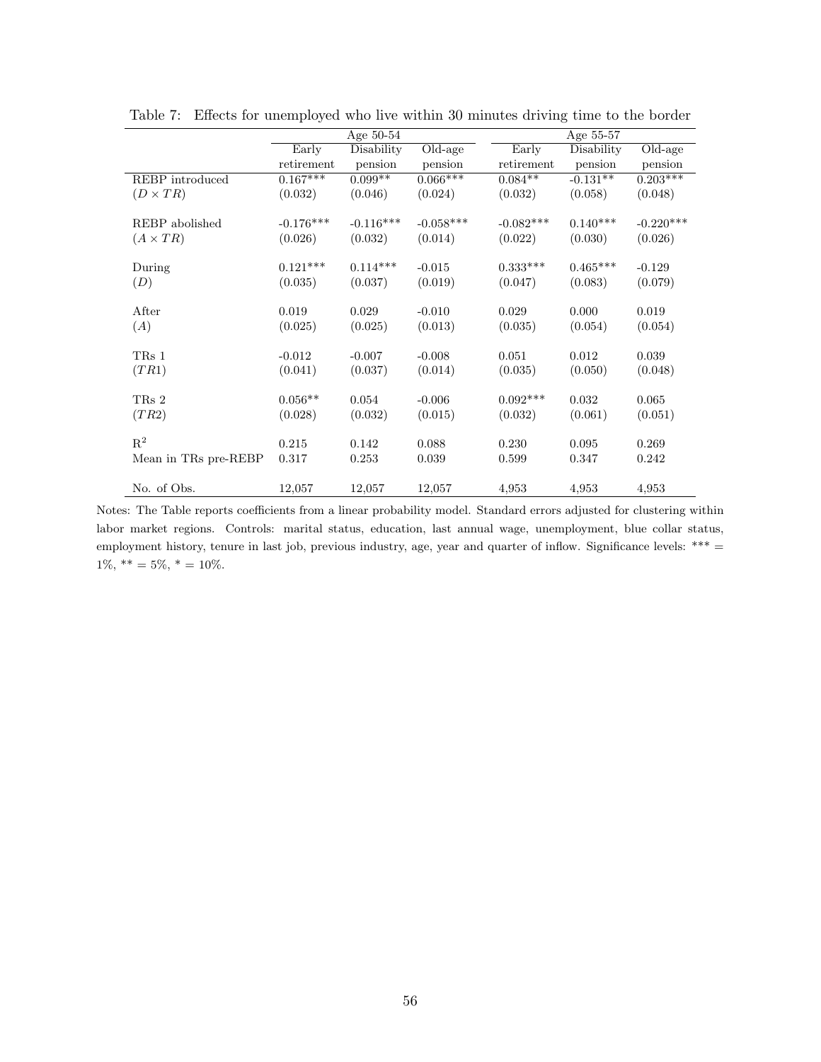Table 7: Effects for unemployed who live within 30 minutes driving time to the border

| | Age 50-54 | | | Age 55-57 | | |
|---|---|---|---|---|---|---|
| | Early retirement | Disability pension | Old-age pension | Early retirement | Disability pension | Old-age pension |
| REBP introduced | 0.167*** | 0.099** | 0.066*** | 0.084** | -0.131** | 0.203*** |
| $(D \times TR)$ | (0.032) | (0.046) | (0.024) | (0.032) | (0.058) | (0.048) |
| REBP abolished | -0.176*** | -0.116*** | -0.058*** | -0.082*** | 0.140*** | -0.220*** |
| $(A \times TR)$ | (0.026) | (0.032) | (0.014) | (0.022) | (0.030) | (0.026) |
| During | 0.121*** | 0.114*** | -0.015 | 0.333*** | 0.465*** | -0.129 |
| $(D)$ | (0.035) | (0.037) | (0.019) | (0.047) | (0.083) | (0.079) |
| After | 0.019 | 0.029 | -0.010 | 0.029 | 0.000 | 0.019 |
| $(A)$ | (0.025) | (0.025) | (0.013) | (0.035) | (0.054) | (0.054) |
| TRs 1 | -0.012 | -0.007 | -0.008 | 0.051 | 0.012 | 0.039 |
| $(TR1)$ | (0.041) | (0.037) | (0.014) | (0.035) | (0.050) | (0.048) |
| TRs 2 | 0.056** | 0.054 | -0.006 | 0.092*** | 0.032 | 0.065 |
| $(TR2)$ | (0.028) | (0.032) | (0.015) | (0.032) | (0.061) | (0.051) |
| $R^2$ | 0.215 | 0.142 | 0.088 | 0.230 | 0.095 | 0.269 |
| Mean in TRs pre-REBP | 0.317 | 0.253 | 0.039 | 0.599 | 0.347 | 0.242 |
| No. of Obs. | 12,057 | 12,057 | 12,057 | 4,953 | 4,953 | 4,953 |

Notes: The Table reports coefficients from a linear probability model. Standard errors adjusted for clustering within labor market regions. Controls: marital status, education, last annual wage, unemployment, blue collar status, employment history, tenure in last job, previous industry, age, year and quarter of inflow. Significance levels: *** = 1%, ** = 5%, * = 10%.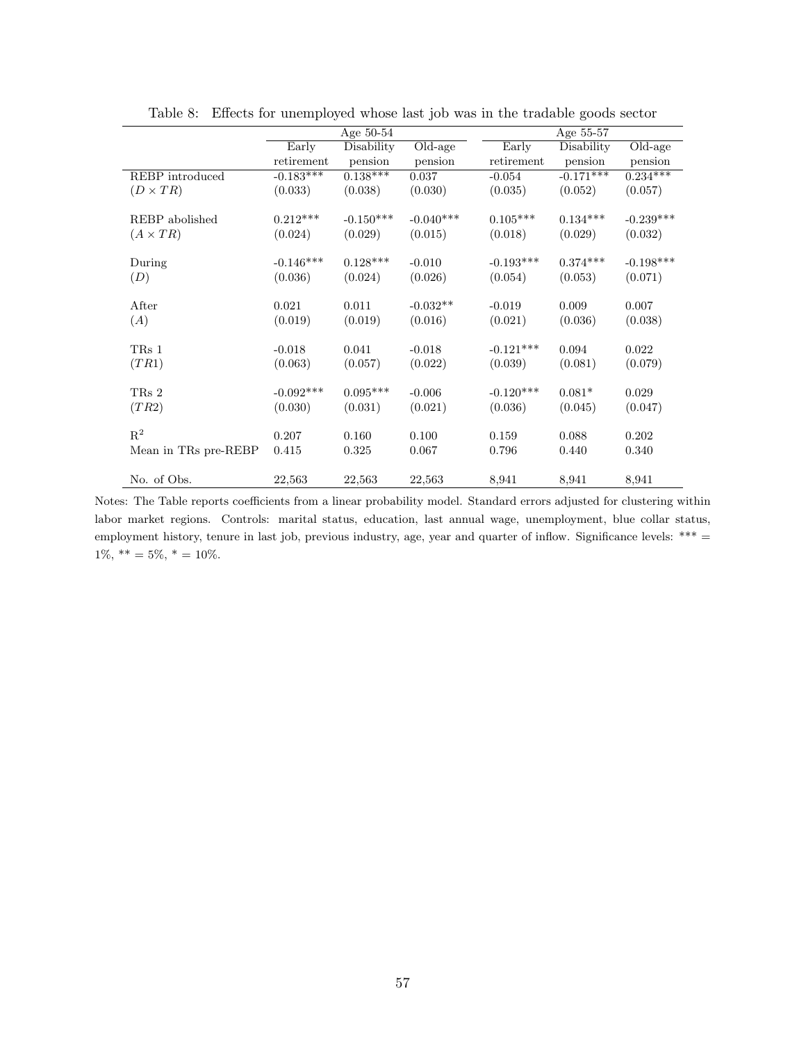Table 8: Effects for unemployed whose last job was in the tradable goods sector

| | Age 50-54 | | | Age 55-57 | | |
|---|---|---|---|---|---|---|
| | Early retirement | Disability pension | Old-age pension | Early retirement | Disability pension | Old-age pension |
| REBP introduced | -0.183*** | 0.138*** | 0.037 | -0.054 | -0.171*** | 0.234*** |
| $(D \times TR)$ | (0.033) | (0.038) | (0.030) | (0.035) | (0.052) | (0.057) |
| REBP abolished | 0.212*** | -0.150*** | -0.040*** | 0.105*** | 0.134*** | -0.239*** |
| $(A \times TR)$ | (0.024) | (0.029) | (0.015) | (0.018) | (0.029) | (0.032) |
| During | -0.146*** | 0.128*** | -0.010 | -0.193*** | 0.374*** | -0.198*** |
| $(D)$ | (0.036) | (0.024) | (0.026) | (0.054) | (0.053) | (0.071) |
| After | 0.021 | 0.011 | -0.032** | -0.019 | 0.009 | 0.007 |
| $(A)$ | (0.019) | (0.019) | (0.016) | (0.021) | (0.036) | (0.038) |
| TRs 1 | -0.018 | 0.041 | -0.018 | -0.121*** | 0.094 | 0.022 |
| $(TR1)$ | (0.063) | (0.057) | (0.022) | (0.039) | (0.081) | (0.079) |
| TRs 2 | -0.092*** | 0.095*** | -0.006 | -0.120*** | 0.081* | 0.029 |
| $(TR2)$ | (0.030) | (0.031) | (0.021) | (0.036) | (0.045) | (0.047) |
| $R^2$ | 0.207 | 0.160 | 0.100 | 0.159 | 0.088 | 0.202 |
| Mean in TRs pre-REBP | 0.415 | 0.325 | 0.067 | 0.796 | 0.440 | 0.340 |
| No. of Obs. | 22,563 | 22,563 | 22,563 | 8,941 | 8,941 | 8,941 |

Notes: The Table reports coefficients from a linear probability model. Standard errors adjusted for clustering within labor market regions. Controls: marital status, education, last annual wage, unemployment, blue collar status, employment history, tenure in last job, previous industry, age, year and quarter of inflow. Significance levels: *** = 1%, ** = 5%, * = 10%.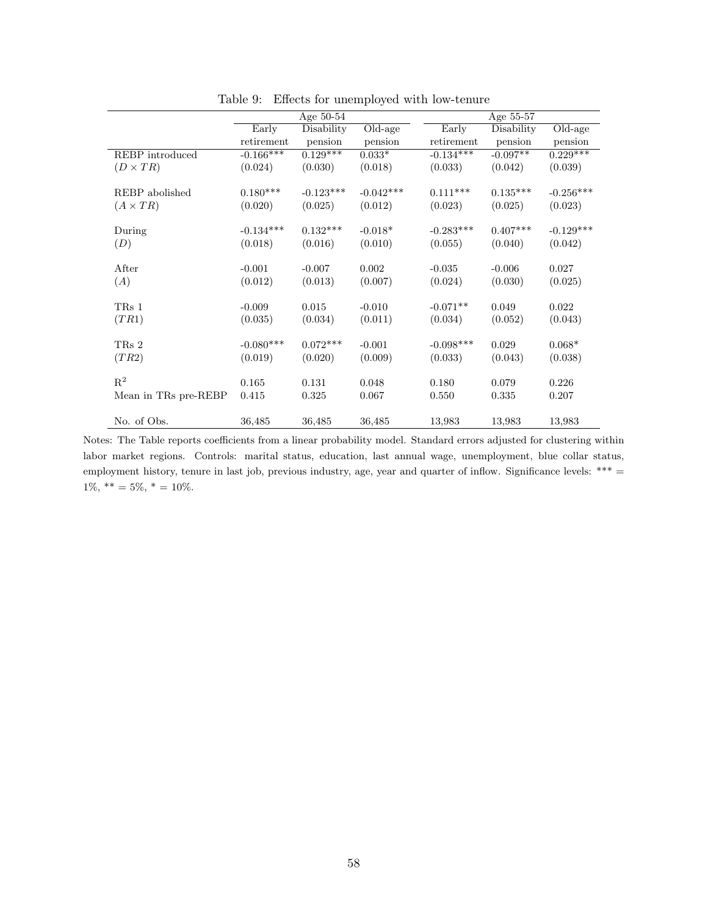Table 9: Effects for unemployed with low-tenure

| | Age 50-54 | | | Age 55-57 | | |
|---|---|---|---|---|---|---|
| | Early retirement | Disability pension | Old-age pension | Early retirement | Disability pension | Old-age pension |
| REBP introduced | -0.166*** | 0.129*** | 0.033* | -0.134*** | -0.097** | 0.229*** |
| $(D \times TR)$ | (0.024) | (0.030) | (0.018) | (0.033) | (0.042) | (0.039) |
| REBP abolished | 0.180*** | -0.123*** | -0.042*** | 0.111*** | 0.135*** | -0.256*** |
| $(A \times TR)$ | (0.020) | (0.025) | (0.012) | (0.023) | (0.025) | (0.023) |
| During | -0.134*** | 0.132*** | -0.018* | -0.283*** | 0.407*** | -0.129*** |
| $(D)$ | (0.018) | (0.016) | (0.010) | (0.055) | (0.040) | (0.042) |
| After | -0.001 | -0.007 | 0.002 | -0.035 | -0.006 | 0.027 |
| $(A)$ | (0.012) | (0.013) | (0.007) | (0.024) | (0.030) | (0.025) |
| TRs 1 | -0.009 | 0.015 | -0.010 | -0.071** | 0.049 | 0.022 |
| $(TR1)$ | (0.035) | (0.034) | (0.011) | (0.034) | (0.052) | (0.043) |
| TRs 2 | -0.080*** | 0.072*** | -0.001 | -0.098*** | 0.029 | 0.068* |
| $(TR2)$ | (0.019) | (0.020) | (0.009) | (0.033) | (0.043) | (0.038) |
| $R^2$ | 0.165 | 0.131 | 0.048 | 0.180 | 0.079 | 0.226 |
| Mean in TRs pre-REBP | 0.415 | 0.325 | 0.067 | 0.550 | 0.335 | 0.207 |
| No. of Obs. | 36,485 | 36,485 | 36,485 | 13,983 | 13,983 | 13,983 |

Notes: The Table reports coefficients from a linear probability model. Standard errors adjusted for clustering within labor market regions. Controls: marital status, education, last annual wage, unemployment, blue collar status, employment history, tenure in last job, previous industry, age, year and quarter of inflow. Significance levels: *** = 1%, ** = 5%, * = 10%.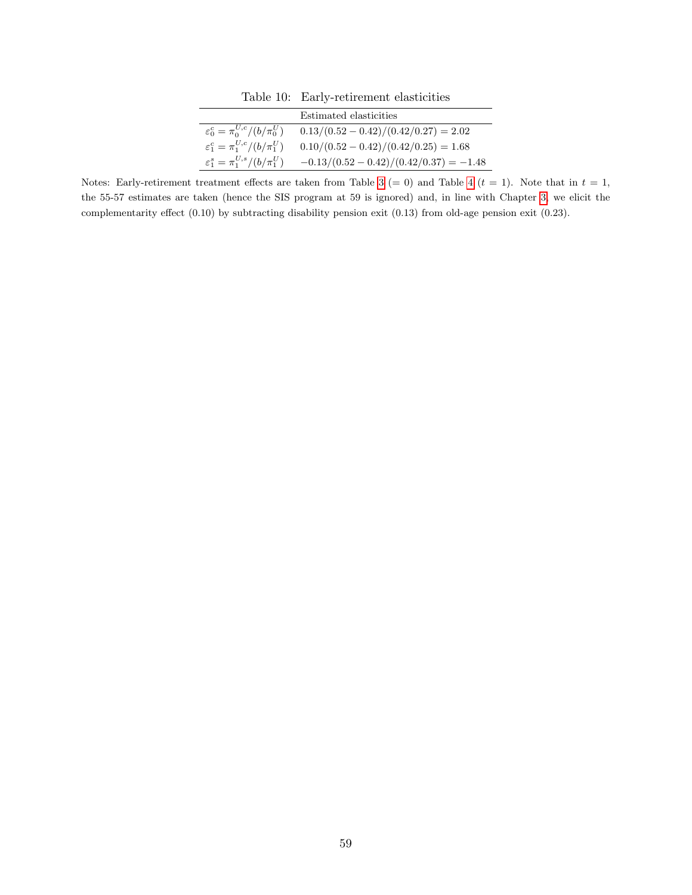Table 10: Early-retirement elasticities

| | Estimated elasticities |
|---|---|
| $\varepsilon_0^c = \pi_0^{U,c}/(b/\pi_0^U)$ | $0.13/(0.52-0.42)/(0.42/0.27) = 2.02$ |
| $\varepsilon_1^c = \pi_1^{U,c}/(b/\pi_1^U)$ | $0.10/(0.52-0.42)/(0.42/0.25) = 1.68$ |
| $\varepsilon_1^s = \pi_1^{U,s}/(b/\pi_1^U)$ | $-0.13/(0.52-0.42)/(0.42/0.37) = -1.48$ |

Notes: Early-retirement treatment effects are taken from Table 3 (= 0) and Table 4 ($t = 1$). Note that in $t = 1$, the 55-57 estimates are taken (hence the SIS program at 59 is ignored) and, in line with Chapter 3, we elicit the complementarity effect (0.10) by subtracting disability pension exit (0.13) from old-age pension exit (0.23).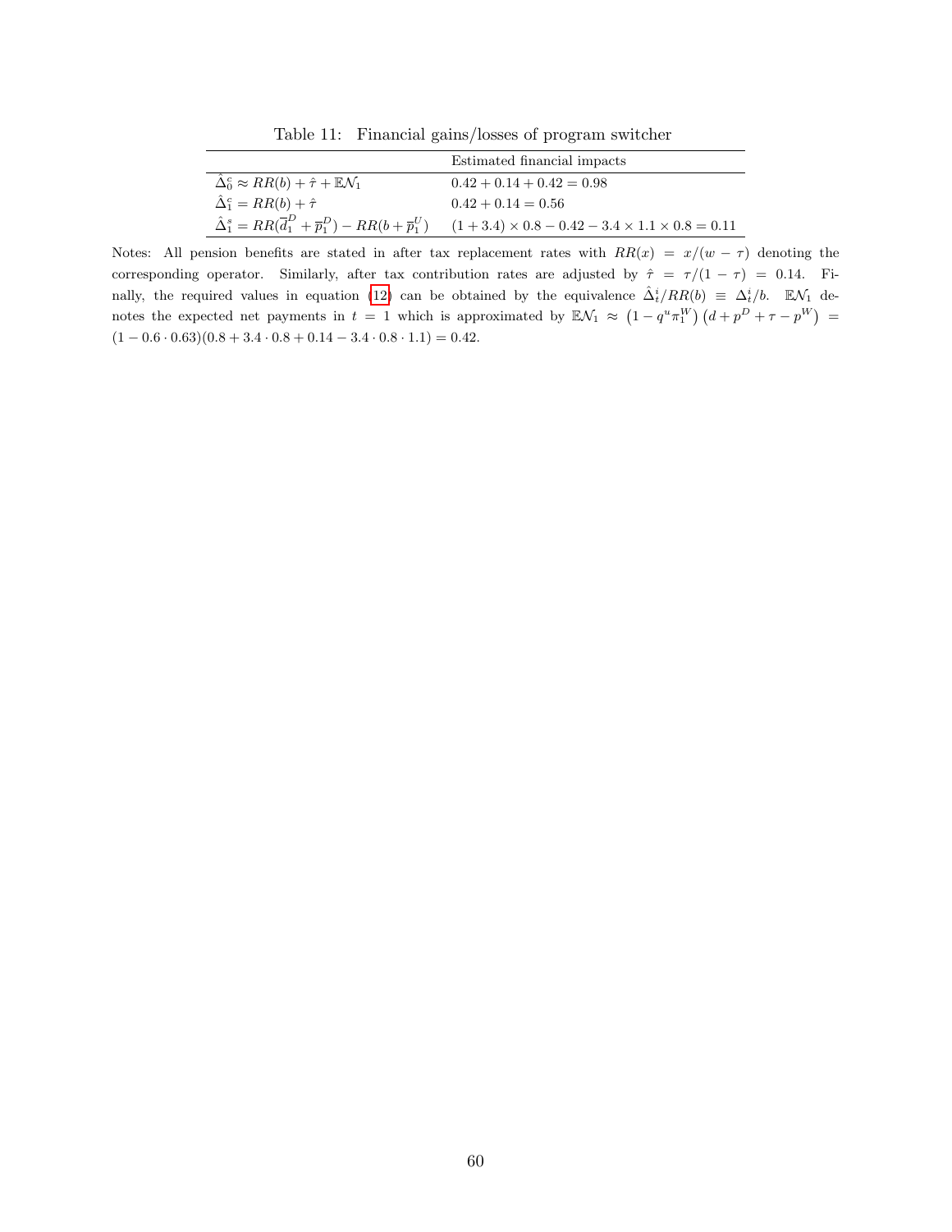Table 11: Financial gains/losses of program switcher

| | Estimated financial impacts |
|---|---|
| $\hat{\Delta}_0^c \approx RR(b) + \hat{\tau} + \mathbb{E}\mathcal{N}_1$ | $0.42 + 0.14 + 0.42 = 0.98$ |
| $\hat{\Delta}_1^c = RR(b) + \hat{\tau}$ | $0.42 + 0.14 = 0.56$ |
| $\hat{\Delta}_1^s = RR(\overline{d}_1^D + \overline{p}_1^D) - RR(b + \overline{p}_1^U)$ | $(1 + 3.4) \times 0.8 - 0.42 - 3.4 \times 1.1 \times 0.8 = 0.11$ |

Notes: All pension benefits are stated in after tax replacement rates with $RR(x) = x/(w - \tau)$ denoting the corresponding operator. Similarly, after tax contribution rates are adjusted by $\hat{\tau} = \tau/(1 - \tau) = 0.14$. Finally, the required values in equation (12) can be obtained by the equivalence $\hat{\Delta}_t^i / RR(b) \equiv \Delta_t^i / b$. $\mathbb{E}\mathcal{N}_1$ denotes the expected net payments in $t = 1$ which is approximated by $\mathbb{E}\mathcal{N}_1 \approx \left(1 - q^u \pi_1^W\right)\left(d + p^D + \tau - p^W\right) = (1 - 0.6 \cdot 0.63)(0.8 + 3.4 \cdot 0.8 + 0.14 - 3.4 \cdot 0.8 \cdot 1.1) = 0.42$.